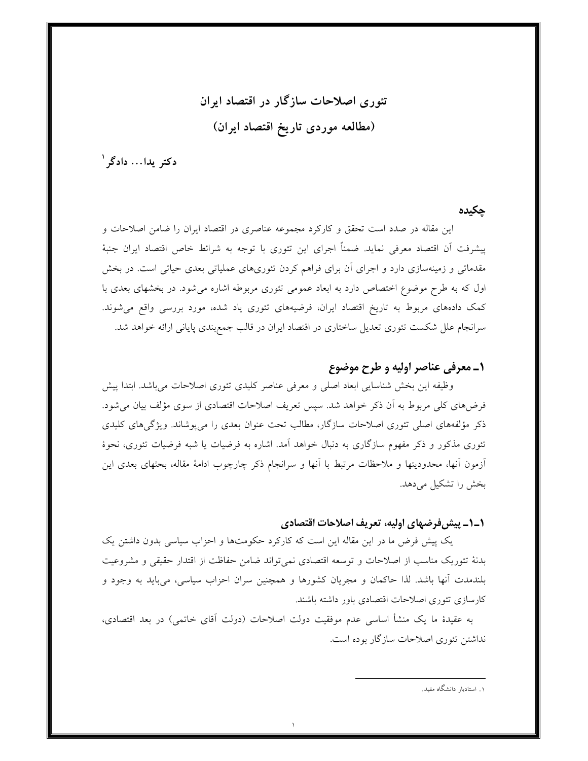# تئوری اصلاحات سازگار در اقتصاد ایران
# (مطالعه موردی تاریخ اقتصاد ایران)

**دکتر یدا... دادگر**[1]

## چکیده

این مقاله در صدد است تحقق و کارکرد مجموعه عناصری در اقتصاد ایران را ضامن اصلاحات و پیشرفت آن اقتصاد معرفی نماید. ضمناً اجرای این تئوری با توجه به شرائط خاص اقتصاد ایران جنبهٔ مقدماتی و زمینه‌سازی دارد و اجرای آن برای فراهم کردن تئوری‌های عملیاتی بعدی حیاتی است. در بخش اول که به طرح موضوع اختصاص دارد به ابعاد عمومی تئوری مربوطه اشاره می‌شود. در بخشهای بعدی با کمک داده‌های مربوط به تاریخ اقتصاد ایران، فرضیه‌های تئوری یاد شده، مورد بررسی واقع می‌شوند. سرانجام علل شکست تئوری تعدیل ساختاری در اقتصاد ایران در قالب جمع‌بندی پایانی ارائه خواهد شد.

## ۱ـ معرفی عناصر اولیه و طرح موضوع

وظیفه این بخش شناسایی ابعاد اصلی و معرفی عناصر کلیدی تئوری اصلاحات می‌باشد. ابتدا پیش فرض‌های کلی مربوط به آن ذکر خواهد شد. سپس تعریف اصلاحات اقتصادی از سوی مؤلف بیان می‌شود. ذکر مؤلفه‌های اصلی تئوری اصلاحات سازگار، مطالب تحت عنوان بعدی را می‌پوشاند. ویژگی‌های کلیدی تئوری مذکور و ذکر مفهوم سازگاری به دنبال خواهد آمد. اشاره به فرضیات یا شبه فرضیات تئوری، نحوهٔ آزمون آنها، محدودیتها و ملاحظات مرتبط با آنها و سرانجام ذکر چارچوب ادامهٔ مقاله، بحثهای بعدی این بخش را تشکیل می‌دهد.

### ۱ـ۱ـ پیش‌فرضهای اولیه، تعریف اصلاحات اقتصادی

یک پیش فرض ما در این مقاله این است که کارکرد حکومت‌ها و احزاب سیاسی بدون داشتن یک بدنهٔ تئوریک مناسب از اصلاحات و توسعه اقتصادی نمی‌تواند ضامن حفاظت از اقتدار حقیقی و مشروعیت بلندمدت آنها باشد. لذا حاکمان و مجریان کشورها و همچنین سران احزاب سیاسی، می‌باید به وجود و کارسازی تئوری اصلاحات اقتصادی باور داشته باشند.

به عقیدهٔ ما یک منشأ اساسی عدم موفقیت دولت اصلاحات (دولت آقای خاتمی) در بعد اقتصادی، نداشتن تئوری اصلاحات سازگار بوده است.

---

[1] ۱. استادیار دانشگاه مفید.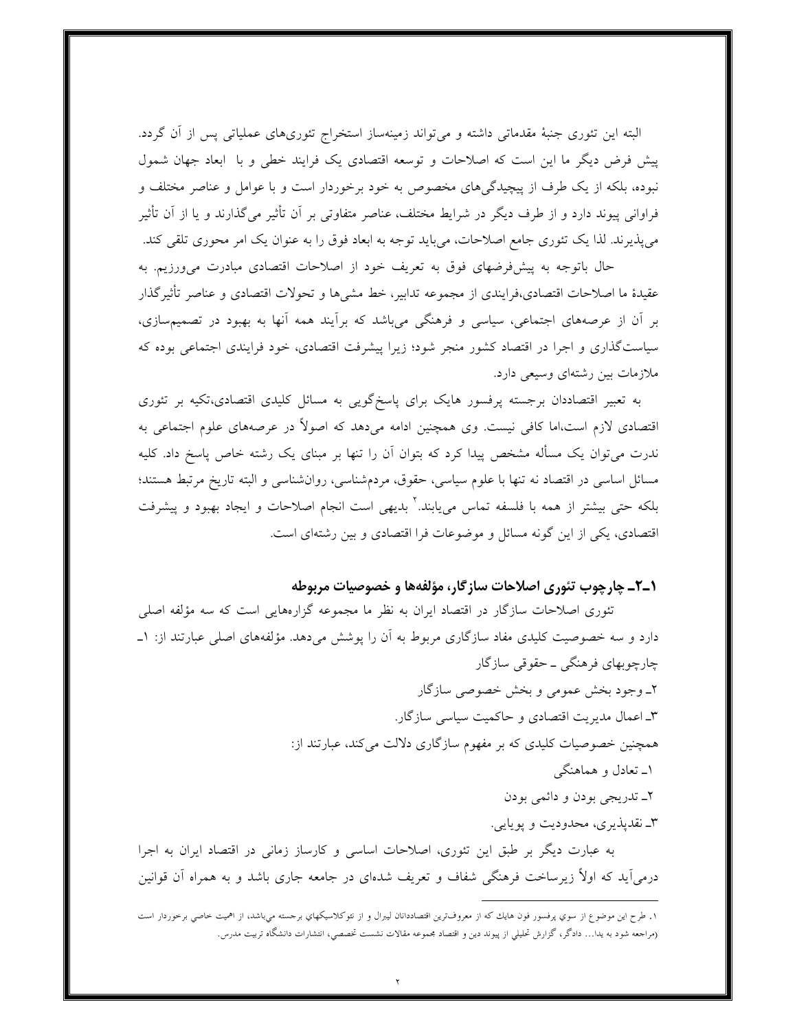البته این تئوری جنبهٔ مقدماتی داشته و می‌تواند زمینه‌ساز استخراج تئوری‌های عملیاتی پس از آن گردد. پیش فرض دیگر ما این است که اصلاحات و توسعه اقتصادی یک فرایند خطی و با ابعاد جهان شمول نبوده، بلکه از یک طرف از پیچیدگی‌های مخصوص به خود برخوردار است و با عوامل و عناصر مختلف و فراوانی پیوند دارد و از طرف دیگر در شرایط مختلف، عناصر متفاوتی بر آن تأثیر می‌گذارند و یا از آن تأثیر می‌پذیرند. لذا یک تئوری جامع اصلاحات، می‌باید توجه به ابعاد فوق را به عنوان یک امر محوری تلقی کند.

حال باتوجه به پیش‌فرضهای فوق به تعریف خود از اصلاحات اقتصادی مبادرت می‌ورزیم. به عقیدهٔ ما اصلاحات اقتصادی،فرایندی از مجموعه تدابیر، خط مشی‌ها و تحولات اقتصادی و عناصر تأثیرگذار بر آن از عرصه‌های اجتماعی، سیاسی و فرهنگی می‌باشد که برآیند همه آنها به بهبود در تصمیم‌سازی، سیاست‌گذاری و اجرا در اقتصاد کشور منجر شود؛ زیرا پیشرفت اقتصادی، خود فرایندی اجتماعی بوده که ملازمات بین رشته‌ای وسیعی دارد.

به تعبیر اقتصاددان برجسته پرفسور هایک برای پاسخ‌گویی به مسائل کلیدی اقتصادی،تکیه بر تئوری اقتصادی لازم است،اما کافی نیست. وی همچنین ادامه می‌دهد که اصولاً در عرصه‌های علوم اجتماعی به ندرت می‌توان یک مسأله مشخص پیدا کرد که بتوان آن را تنها بر مبنای یک رشته خاص پاسخ داد. کلیه مسائل اساسی در اقتصاد نه تنها با علوم سیاسی، حقوق، مردم‌شناسی، روان‌شناسی و البته تاریخ مرتبط هستند؛ بلکه حتی بیشتر از همه با فلسفه تماس می‌یابند.[۱] بدیهی است انجام اصلاحات و ایجاد بهبود و پیشرفت اقتصادی، یکی از این گونه مسائل و موضوعات فرا اقتصادی و بین رشته‌ای است.

### ۱ـ۲ـ چارچوب تئوری اصلاحات سازگار، مؤلفه‌ها و خصوصیات مربوطه

تئوری اصلاحات سازگار در اقتصاد ایران به نظر ما مجموعه گزاره‌هایی است که سه مؤلفه اصلی دارد و سه خصوصیت کلیدی مفاد سازگاری مربوط به آن را پوشش می‌دهد. مؤلفه‌های اصلی عبارتند از: ۱ـ چارچوبهای فرهنگی ـ حقوقی سازگار

۲ـ وجود بخش عمومی و بخش خصوصی سازگار

۳ـ اعمال مدیریت اقتصادی و حاکمیت سیاسی سازگار.

همچنین خصوصیات کلیدی که بر مفهوم سازگاری دلالت می‌کند، عبارتند از:

۱ـ تعادل و هماهنگی

۲ـ تدریجی بودن و دائمی بودن

۳ـ نقدپذیری، محدودیت و پویایی.

به عبارت دیگر بر طبق این تئوری، اصلاحات اساسی و کارساز زمانی در اقتصاد ایران به اجرا درمی‌آید که اولاً زیرساخت فرهنگی شفاف و تعریف شده‌ای در جامعه جاری باشد و به همراه آن قوانین

---

۱. طرح این موضوع از سوی پرفسور فون هایك که از معروف‌ترین اقتصاددانان لیبرال و از نئوکلاسیکهای برجسته می‌باشد، از اهمیت خاصی برخوردار است (مراجعه شود به یدا... دادگر، گزارش تحلیلی از پیوند دین و اقتصاد مجموعه مقالات نشست تخصصی، انتشارات دانشگاه تربیت مدرس.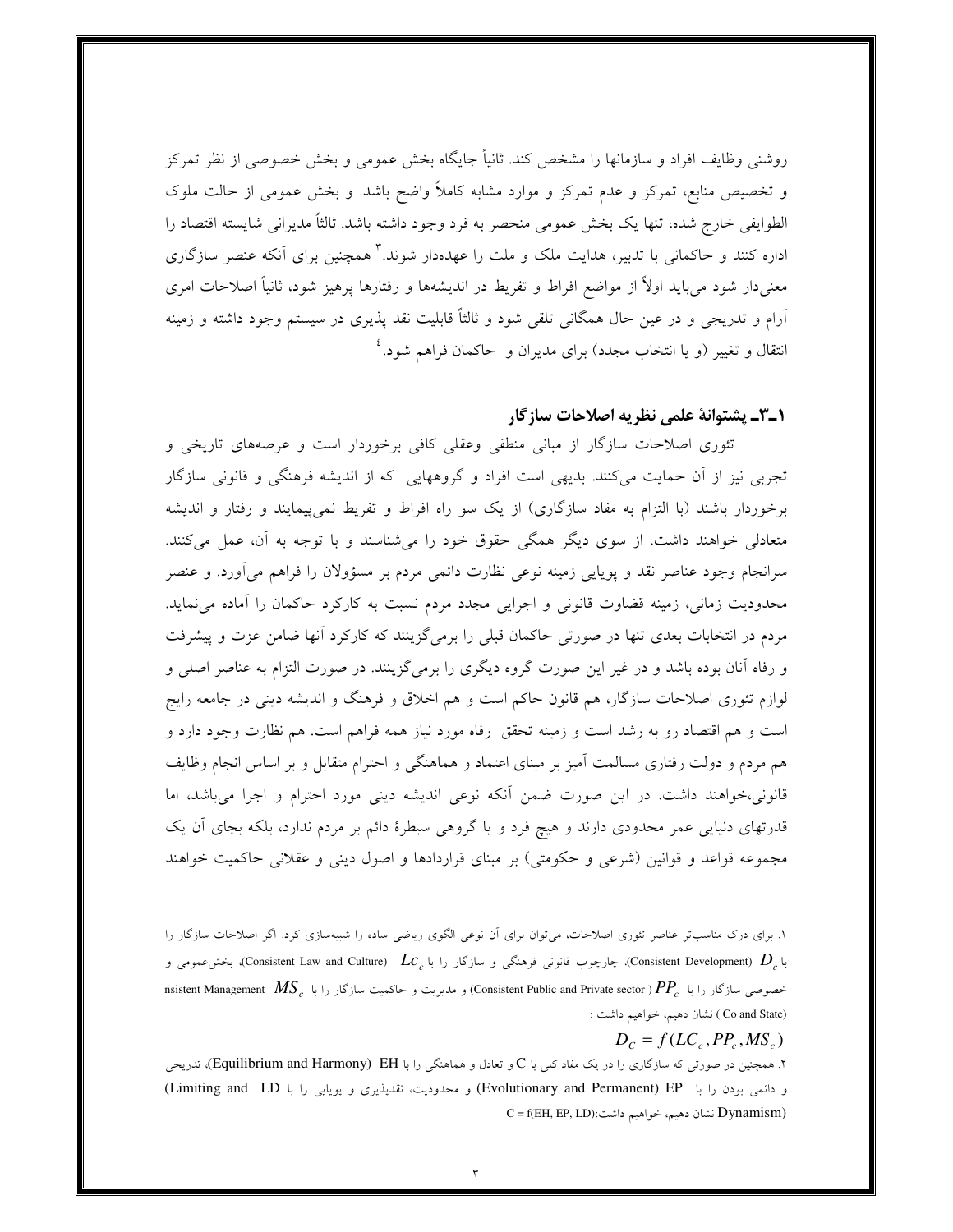روشنی وظایف افراد و سازمانها را مشخص کند. ثانیاً جایگاه بخش عمومی و بخش خصوصی از نظر تمرکز و تخصیص منابع، تمرکز و عدم تمرکز و موارد مشابه کاملاً واضح باشد. و بخش عمومی از حالت ملوک الطوایفی خارج شده، تنها یک بخش عمومی منحصر به فرد وجود داشته باشد. ثالثاً مدیرانی شایسته اقتصاد را اداره کنند و حاکمانی با تدبیر، هدایت ملک و ملت را عهده‌دار شوند.[3] همچنین برای آنکه عنصر سازگاری معنی‌دار شود می‌باید اولاً از مواضع افراط و تفریط در اندیشه‌ها و رفتارها پرهیز شود، ثانیاً اصلاحات امری آرام و تدریجی و در عین حال همگانی تلقی شود و ثالثاً قابلیت نقد پذیری در سیستم وجود داشته و زمینه انتقال و تغییر (و یا انتخاب مجدد) برای مدیران و حاکمان فراهم شود.[4]

## ۱ـ۳ـ پشتوانهٔ علمی نظریه اصلاحات سازگار

تئوری اصلاحات سازگار از مبانی منطقی وعقلی کافی برخوردار است و عرصه‌های تاریخی و تجربی نیز از آن حمایت می‌کنند. بدیهی است افراد و گروههایی که از اندیشه فرهنگی و قانونی سازگار برخوردار باشند (با التزام به مفاد سازگاری) از یک سو راه افراط و تفریط نمی‌پیمایند و رفتار و اندیشه متعادلی خواهند داشت. از سوی دیگر همگی حقوق خود را می‌شناسند و با توجه به آن، عمل می‌کنند. سرانجام وجود عناصر نقد و پویایی زمینه نوعی نظارت دائمی مردم بر مسؤولان را فراهم می‌آورد. و عنصر محدودیت زمانی، زمینه قضاوت قانونی و اجرایی مجدد مردم نسبت به کارکرد حاکمان را آماده می‌نماید. مردم در انتخابات بعدی تنها در صورتی حاکمان قبلی را برمی‌گزینند که کارکرد آنها ضامن عزت و پیشرفت و رفاه آنان بوده باشد و در غیر این صورت گروه دیگری را برمی‌گزینند. در صورت التزام به عناصر اصلی و لوازم تئوری اصلاحات سازگار، هم قانون حاکم است و هم اخلاق و فرهنگ و اندیشه دینی در جامعه رایج است و هم اقتصاد رو به رشد است و زمینه تحقق رفاه مورد نیاز همه فراهم است. هم نظارت وجود دارد و هم مردم و دولت رفتاری مسالمت آمیز بر مبنای اعتماد و هماهنگی و احترام متقابل و بر اساس انجام وظایف قانونی،خواهند داشت. در این صورت ضمن آنکه نوعی اندیشه دینی مورد احترام و اجرا می‌باشد، اما قدرتهای دنیایی عمر محدودی دارند و هیچ فرد و یا گروهی سیطرهٔ دائم بر مردم ندارد، بلکه بجای آن یک مجموعه قواعد و قوانین (شرعی و حکومتی) بر مبنای قراردادها و اصول دینی و عقلانی حاکمیت خواهند

---

۱. برای درک مناسب‌تر عناصر تئوری اصلاحات، می‌توان برای آن نوعی الگوی ریاضی ساده را شبیه‌سازی کرد. اگر اصلاحات سازگار را با $D_c$ (Consistent Development)، چارچوب قانونی فرهنگی و سازگار را با $Lc_c$ (Consistent Law and Culture)، بخش‌عمومی و خصوصی سازگار را با $PP_c$ (Consistent Public and Private sector) و مدیریت و حاکمیت سازگار را با $MS_c$ nsistent Management (Co and State) نشان دهیم، خواهیم داشت :

$$D_C = f(LC_c, PP_c, MS_c)$$

۲. همچنین در صورتی که سازگاری را در یک مفاد کلی با C و تعادل و هماهنگی را با EH (Equilibrium and Harmony)، تدریجی و دائمی بودن را با EP (Evolutionary and Permanent) و محدودیت، نقدپذیری و پویایی را با LD (Limiting and Dynamism) نشان دهیم، خواهیم داشت: $C = f(EH, EP, LD)$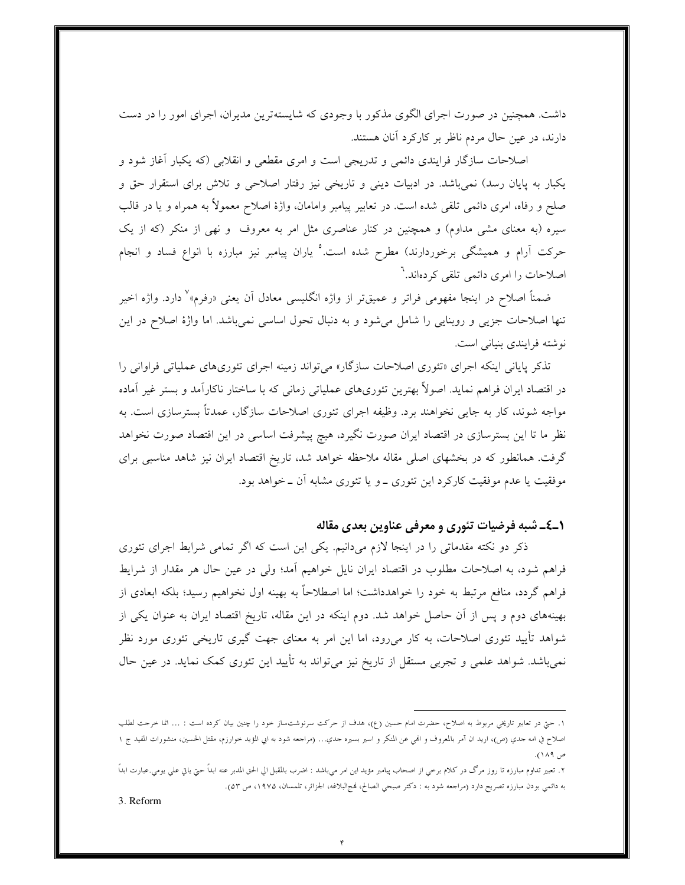داشت. همچنین در صورت اجرای الگوی مذکور با وجودی که شایسته‌ترین مدیران، اجرای امور را در دست دارند، در عین حال مردم ناظر بر کارکرد آنان هستند.

اصلاحات سازگار فرایندی دائمی و تدریجی است و امری مقطعی و انقلابی (که یکبار آغاز شود و یکبار به پایان رسد) نمی‌باشد. در ادبیات دینی و تاریخی نیز رفتار اصلاحی و تلاش برای استقرار حق و صلح و رفاه، امری دائمی تلقی شده است. در تعابیر پیامبر وامامان، واژهٔ اصلاح معمولاً به همراه و یا در قالب سیره (به معنای مشی مداوم) و همچنین در کنار عناصری مثل امر به معروف و نهی از منکر (که از یک حرکت آرام و همیشگی برخوردارند) مطرح شده است.[5] یاران پیامبر نیز مبارزه با انواع فساد و انجام اصلاحات را امری دائمی تلقی کرده‌اند.[6]

ضمناً اصلاح در اینجا مفهومی فراتر و عمیق‌تر از واژه انگلیسی معادل آن یعنی «رفرم»[7] دارد. واژه اخیر تنها اصلاحات جزیی و روبنایی را شامل می‌شود و به دنبال تحول اساسی نمی‌باشد. اما واژهٔ اصلاح در این نوشته فرایندی بنیانی است.

تذکر پایانی اینکه اجرای «تئوری اصلاحات سازگار» می‌تواند زمینه اجرای تئوری‌های عملیاتی فراوانی را در اقتصاد ایران فراهم نماید. اصولاً بهترین تئوری‌های عملیاتی زمانی که با ساختار ناکارآمد و بستر غیر آماده مواجه شوند، کار به جایی نخواهند برد. وظیفه اجرای تئوری اصلاحات سازگار، عمدتاً بسترسازی است. به نظر ما تا این بسترسازی در اقتصاد ایران صورت نگیرد، هیچ پیشرفت اساسی در این اقتصاد صورت نخواهد گرفت. همانطور که در بخشهای اصلی مقاله ملاحظه خواهد شد، تاریخ اقتصاد ایران نیز شاهد مناسبی برای موفقیت یا عدم موفقیت کارکرد این تئوری ــ و یا تئوری مشابه آن ــ خواهد بود.

### ۱ـ۴ـ شبه فرضیات تئوری و معرفی عناوین بعدی مقاله

ذکر دو نکته مقدماتی را در اینجا لازم می‌دانیم. یکی این است که اگر تمامی شرایط اجرای تئوری فراهم شود، به اصلاحات مطلوب در اقتصاد ایران نایل خواهیم آمد؛ ولی در عین حال هر مقدار از شرایط فراهم گردد، منافع مرتبط به خود را خواهدداشت؛ اما اصطلاحاً به بهینه اول نخواهیم رسید؛ بلکه ابعادی از بهینه‌های دوم و پس از آن حاصل خواهد شد. دوم اینکه در این مقاله، تاریخ اقتصاد ایران به عنوان یکی از شواهد تأیید تئوری اصلاحات، به کار می‌رود، اما این امر به معنای جهت گیری تاریخی تئوری مورد نظر نمی‌باشد. شواهد علمی و تجربی مستقل از تاریخ نیز می‌تواند به تأیید این تئوری کمک نماید. در عین حال

---

۱. حتی در تعابیر تاریخی مربوط به اصلاح، حضرت امام حسین (ع)، هدف از حرکت سرنوشت‌ساز خود را چنین بیان کرده است : ... انما خرجت لطلب اصلاح في امه جدي (ص)، اريد ان آمر بالمعروف و انهي عن المنكر و اسير بسيره جدي... (مراجعه شود به ابي المؤيد خوارزم، مقتل الحسين، منشورات المفيد ج ۱ ص ۱۸۹).

۲. تعبیر تداوم مبارزه تا روز مرگ در کلام برخی از اصحاب پیامبر مؤید این امر می‌باشد : اضرب بالمقبل الي الحق المدبر عنه ابداً حتي ياتي علي يومي.عبارت ابداً به دائمی بودن مبارزه تصریح دارد (مراجعه شود به : دکتر صبحي الصالح، نهج‌البلاغه، الجزائر، تلمسان، ۱۹۷۵، ص ۵۳).

3. Reform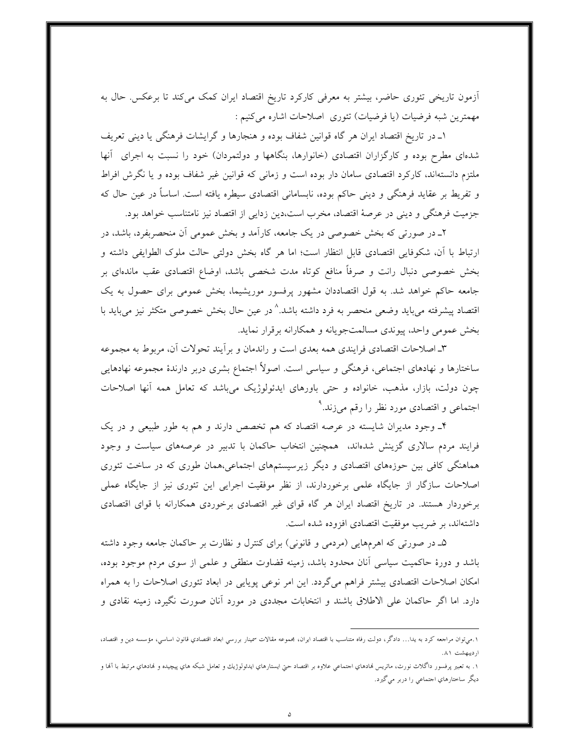آزمون تاریخی تئوری حاضر، بیشتر به معرفی کارکرد تاریخ اقتصاد ایران کمک می‌کند تا برعکس. حال به مهمترین شبه فرضیات (یا فرضیات) تئوری اصلاحات اشاره می‌کنیم :

۱ـ در تاریخ اقتصاد ایران هر گاه قوانین شفاف بوده و هنجارها و گرایشات فرهنگی یا دینی تعریف شده‌ای مطرح بوده و کارگزاران اقتصادی (خانوارها، بنگاهها و دولتمردان) خود را نسبت به اجرای آنها ملتزم دانسته‌اند، کارکرد اقتصادی سامان دار بوده است و زمانی که قوانین غیر شفاف بوده و یا نگرش افراط و تفریط بر عقاید فرهنگی و دینی حاکم بوده، نابسامانی اقتصادی سیطره یافته است. اساساً در عین حال که جزمیت فرهنگی و دینی در عرصهٔ اقتصاد، مخرب است،دین زدایی از اقتصاد نیز نامتناسب خواهد بود.

۲ـ در صورتی که بخش خصوصی در یک جامعه، کارآمد و بخش عمومی آن منحصربفرد، باشد، در ارتباط با آن، شکوفایی اقتصادی قابل انتظار است؛ اما هر گاه بخش دولتی حالت ملوک الطوایفی داشته و بخش خصوصی دنبال رانت و صرفاً منافع کوتاه مدت شخصی باشد، اوضاع اقتصادی عقب مانده‌ای بر جامعه حاکم خواهد شد. به قول اقتصاددان مشهور پرفسور موریشیما، بخش عمومی برای حصول به یک اقتصاد پیشرفته می‌باید وضعی منحصر به فرد داشته باشد.[۸] در عین حال بخش خصوصی متکثر نیز می‌باید با بخش عمومی واحد، پیوندی مسالمت‌جویانه و همکارانه برقرار نماید.

۳ـ اصلاحات اقتصادی فرایندی همه بعدی است و راندمان و برآیند تحولات آن، مربوط به مجموعه ساختارها و نهادهای اجتماعی، فرهنگی و سیاسی است. اصولاً اجتماع بشری دربر دارندهٔ مجموعه نهادهایی چون دولت، بازار، مذهب، خانواده و حتی باورهای ایدئولوژیک می‌باشد که تعامل همه آنها اصلاحات اجتماعی و اقتصادی مورد نظر را رقم می‌زند.[۹]

۴ـ وجود مدیران شایسته در عرصه اقتصاد که هم تخصص دارند و هم به طور طبیعی و در یک فرایند مردم سالاری گزینش شده‌اند، همچنین انتخاب حاکمان با تدبیر در عرصه‌های سیاست و وجود هماهنگی کافی بین حوزه‌های اقتصادی و دیگر زیرسیستم‌های اجتماعی،همان طوری که در ساخت تئوری اصلاحات سازگار از جایگاه علمی برخوردارند، از نظر موفقیت اجرایی این تئوری نیز از جایگاه عملی برخوردار هستند. در تاریخ اقتصاد ایران هر گاه قوای غیر اقتصادی برخوردی همکارانه با قوای اقتصادی داشته‌اند، بر ضریب موفقیت اقتصادی افزوده شده است.

۵ـ در صورتی که اهرمهایی (مردمی و قانونی) برای کنترل و نظارت بر حاکمان جامعه وجود داشته باشد و دورهٔ حاکمیت سیاسی آنان محدود باشد، زمینه قضاوت منطقی و علمی از سوی مردم موجود بوده، امکان اصلاحات اقتصادی بیشتر فراهم می‌گردد. این امر نوعی پویایی در ابعاد تئوری اصلاحات را به همراه دارد. اما اگر حاکمان علی الاطلاق باشند و انتخابات مجددی در مورد آنان صورت نگیرد، زمینه نقادی و

---

۱.می‌توان مراجعه کرد به یدا... دادگر، دولت رفاه متناسب با اقتصاد ایران، مجموعه مقالات سمینار بررسی ابعاد اقتصادی قانون اساسی، مؤسسه دین و اقتصاد، اردیبهشت ۸۱.

۱. به تعبیر پرفسور داگلاث نورث، ماتریس نهادهای اجتماعی علاوه بر اقتصاد حتی ایستارهای ایدئولوژیك و تعامل شبكه های پیچیده و نهادهای مرتبط با آنها و دیگر ساختارهای اجتماعی را دربر می‌گیرد.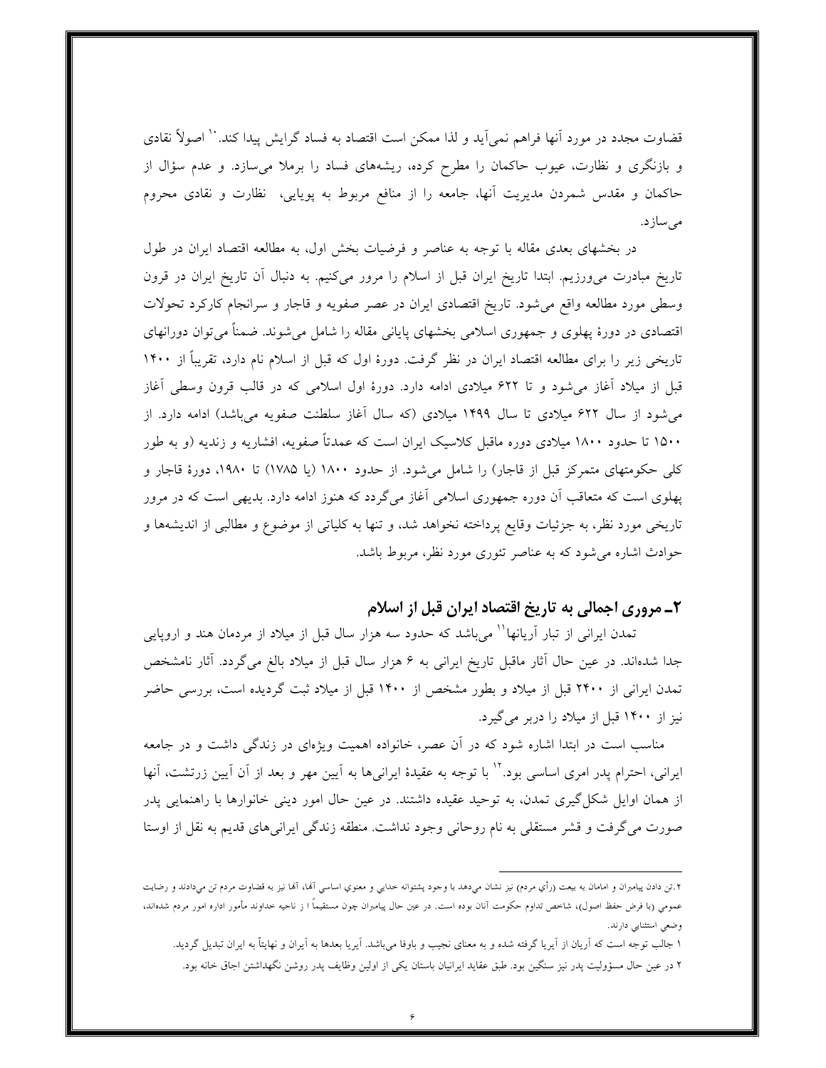قضاوت مجدد در مورد آنها فراهم نمی‌آید و لذا ممکن است اقتصاد به فساد گرایش پیدا کند.[10] اصولاً نقادی و بازنگری و نظارت، عیوب حاکمان را مطرح کرده، ریشه‌های فساد را برملا می‌سازد. و عدم سؤال از حاکمان و مقدس شمردن مدیریت آنها، جامعه را از منافع مربوط به پویایی، نظارت و نقادی محروم می‌سازد.

در بخشهای بعدی مقاله با توجه به عناصر و فرضیات بخش اول، به مطالعه اقتصاد ایران در طول تاریخ مبادرت می‌ورزیم. ابتدا تاریخ ایران قبل از اسلام را مرور می‌کنیم. به دنبال آن تاریخ ایران در قرون وسطی مورد مطالعه واقع می‌شود. تاریخ اقتصادی ایران در عصر صفویه و قاجار و سرانجام کارکرد تحولات اقتصادی در دورهٔ پهلوی و جمهوری اسلامی بخشهای پایانی مقاله را شامل می‌شوند. ضمناً می‌توان دورانهای تاریخی زیر را برای مطالعه اقتصاد ایران در نظر گرفت. دورهٔ اول که قبل از اسلام نام دارد، تقریباً از ۱۴۰۰ قبل از میلاد آغاز می‌شود و تا ۶۲۲ میلادی ادامه دارد. دورهٔ اول اسلامی که در قالب قرون وسطی آغاز می‌شود از سال ۶۲۲ میلادی تا سال ۱۴۹۹ میلادی (که سال آغاز سلطنت صفویه می‌باشد) ادامه دارد. از ۱۵۰۰ تا حدود ۱۸۰۰ میلادی دوره ماقبل کلاسیک ایران است که عمدتاً صفویه، افشاریه و زندیه (و به طور کلی حکومتهای متمرکز قبل از قاجار) را شامل می‌شود. از حدود ۱۸۰۰ (یا ۱۷۸۵) تا ۱۹۸۰، دورهٔ قاجار و پهلوی است که متعاقب آن دوره جمهوری اسلامی آغاز می‌گردد که هنوز ادامه دارد. بدیهی است که در مرور تاریخی مورد نظر، به جزئیات وقایع پرداخته نخواهد شد، و تنها به کلیاتی از موضوع و مطالبی از اندیشه‌ها و حوادث اشاره می‌شود که به عناصر تئوری مورد نظر، مربوط باشد.

## ۲ـ مروری اجمالی به تاریخ اقتصاد ایران قبل از اسلام

تمدن ایرانی از تبار آریانها[11] می‌باشد که حدود سه هزار سال قبل از میلاد از مردمان هند و اروپایی جدا شده‌اند. در عین حال آثار ماقبل تاریخ ایرانی به ۶ هزار سال قبل از میلاد بالغ می‌گردد. آثار نامشخص تمدن ایرانی از ۲۴۰۰ قبل از میلاد و بطور مشخص از ۱۴۰۰ قبل از میلاد ثبت گردیده است، بررسی حاضر نیز از ۱۴۰۰ قبل از میلاد را دربر می‌گیرد.

مناسب است در ابتدا اشاره شود که در آن عصر، خانواده اهمیت ویژه‌ای در زندگی داشت و در جامعه ایرانی، احترام پدر امری اساسی بود.[12] با توجه به عقیدهٔ ایرانی‌ها به آیین مهر و بعد از آن آیین زرتشت، آنها از همان اوایل شکل‌گیری تمدن، به توحید عقیده داشتند. در عین حال امور دینی خانوارها با راهنمایی پدر صورت می‌گرفت و قشر مستقلی به نام روحانی وجود نداشت. منطقه زندگی ایرانی‌های قدیم به نقل از اوستا

---

۲.تن دادن پیامبران و امامان به بیعت (رأی مردم) نیز نشان می‌دهد با وجود پشتوانه خدایی و معنوی اساسی آنها، آنها نیز به قضاوت مردم تن می‌دادند و رضایت عمومی (با فرض حفظ اصول)، شاخص تداوم حکومت آنان بوده است. در عین حال پیامبران چون مستقیماً ا ز ناحیه خداوند مأمور اداره امور مردم شده‌اند، وضعی استثنایی دارند.

۱ جالب توجه است که آریان از آیریا گرفته شده و به معنای نجیب و باوفا می‌باشد. آیریا بعدها به آیران و نهایتاً به ایران تبدیل گردید.

۲ در عین حال مسؤولیت پدر نیز سنگین بود. طبق عقاید ایرانیان باستان یکی از اولین وظایف پدر روشن نگهداشتن اجاق خانه بود.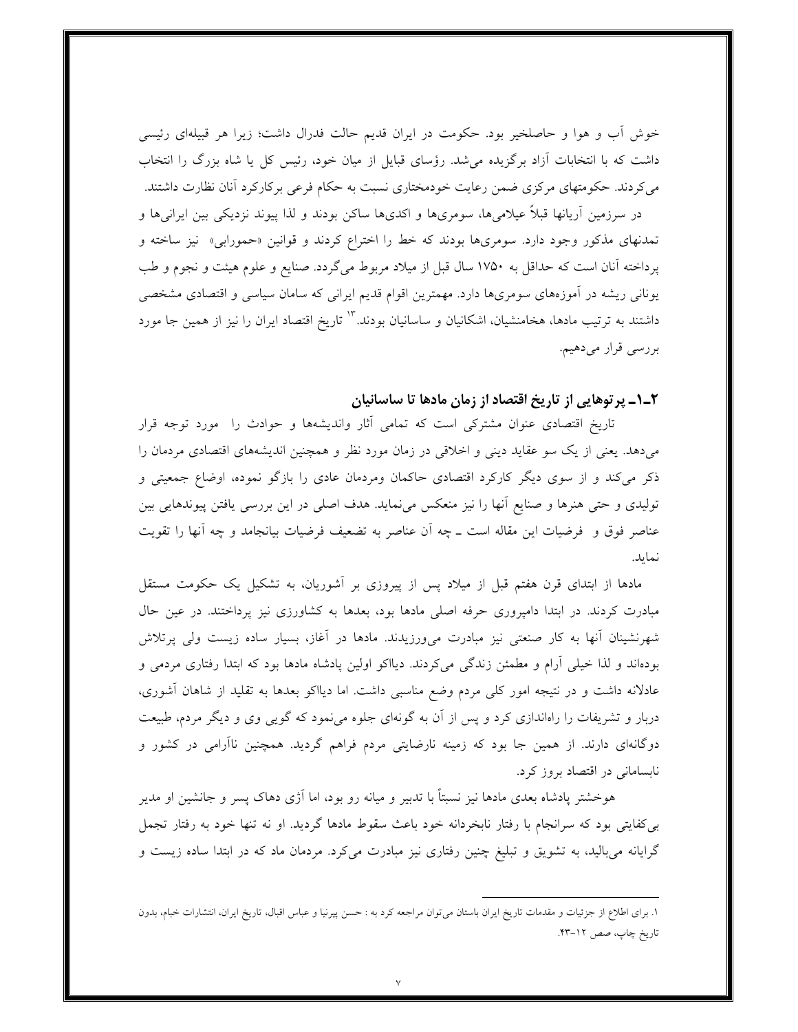خوش آب و هوا و حاصلخیز بود. حکومت در ایران قدیم حالت فدرال داشت؛ زیرا هر قبیله‌ای رئیسی داشت که با انتخابات آزاد برگزیده می‌شد. رؤسای قبایل از میان خود، رئیس کل یا شاه بزرگ را انتخاب می‌کردند. حکومتهای مرکزی ضمن رعایت خودمختاری نسبت به حکام فرعی برکارکرد آنان نظارت داشتند.

در سرزمین آریانها قبلاً عیلامی‌ها، سومری‌ها و اکدی‌ها ساکن بودند و لذا پیوند نزدیکی بین ایرانی‌ها و تمدنهای مذکور وجود دارد. سومری‌ها بودند که خط را اختراع کردند و قوانین «حمورابی» نیز ساخته و پرداخته آنان است که حداقل به ۱۷۵۰ سال قبل از میلاد مربوط می‌گردد. صنایع و علوم هیئت و نجوم و طب یونانی ریشه در آموزه‌های سومری‌ها دارد. مهمترین اقوام قدیم ایرانی که سامان سیاسی و اقتصادی مشخصی داشتند به ترتیب مادها، هخامنشیان، اشکانیان و ساسانیان بودند.[۱۳] تاریخ اقتصاد ایران را نیز از همین جا مورد بررسی قرار می‌دهیم.

### ۲ـ۱ـ پرتوهایی از تاریخ اقتصاد از زمان مادها تا ساسانیان

تاریخ اقتصادی عنوان مشترکی است که تمامی آثار واندیشه‌ها و حوادث را مورد توجه قرار می‌دهد. یعنی از یک سو عقاید دینی و اخلاقی در زمان مورد نظر و همچنین اندیشه‌های اقتصادی مردمان را ذکر می‌کند و از سوی دیگر کارکرد اقتصادی حاکمان ومردمان عادی را بازگو نموده، اوضاع جمعیتی و تولیدی و حتی هنرها و صنایع آنها را نیز منعکس می‌نماید. هدف اصلی در این بررسی یافتن پیوندهایی بین عناصر فوق و فرضیات این مقاله است ـ چه آن عناصر به تضعیف فرضیات بیانجامد و چه آنها را تقویت نماید.

مادها از ابتدای قرن هفتم قبل از میلاد پس از پیروزی بر آشوریان، به تشکیل یک حکومت مستقل مبادرت کردند. در ابتدا دامپروری حرفه اصلی مادها بود، بعدها به کشاورزی نیز پرداختند. در عین حال شهرنشینان آنها به کار صنعتی نیز مبادرت می‌ورزیدند. مادها در آغاز، بسیار ساده زیست ولی پرتلاش بوده‌اند و لذا خیلی آرام و مطمئن زندگی می‌کردند. دیااکو اولین پادشاه مادها بود که ابتدا رفتاری مردمی و عادلانه داشت و در نتیجه امور کلی مردم وضع مناسبی داشت. اما دیااکو بعدها به تقلید از شاهان آشوری، دربار و تشریفات را راه‌اندازی کرد و پس از آن به گونه‌ای جلوه می‌نمود که گویی وی و دیگر مردم، طبیعت دوگانه‌ای دارند. از همین جا بود که زمینه نارضایتی مردم فراهم گردید. همچنین ناآرامی در کشور و نابسامانی در اقتصاد بروز کرد.

هوخشتر پادشاه بعدی مادها نیز نسبتاً با تدبیر و میانه رو بود، اما آژی دهاک پسر و جانشین او مدیر بی‌کفایتی بود که سرانجام با رفتار نابخردانه خود باعث سقوط مادها گردید. او نه تنها خود به رفتار تجمل گرایانه می‌بالید، به تشویق و تبلیغ چنین رفتاری نیز مبادرت می‌کرد. مردمان ماد که در ابتدا ساده زیست و

---

۱. برای اطلاع از جزئیات و مقدمات تاریخ ایران باستان می‌توان مراجعه کرد به : حسن پیرنیا و عباس اقبال، تاریخ ایران، انتشارات خیام، بدون تاریخ چاپ، صص ۱۲-۴۳.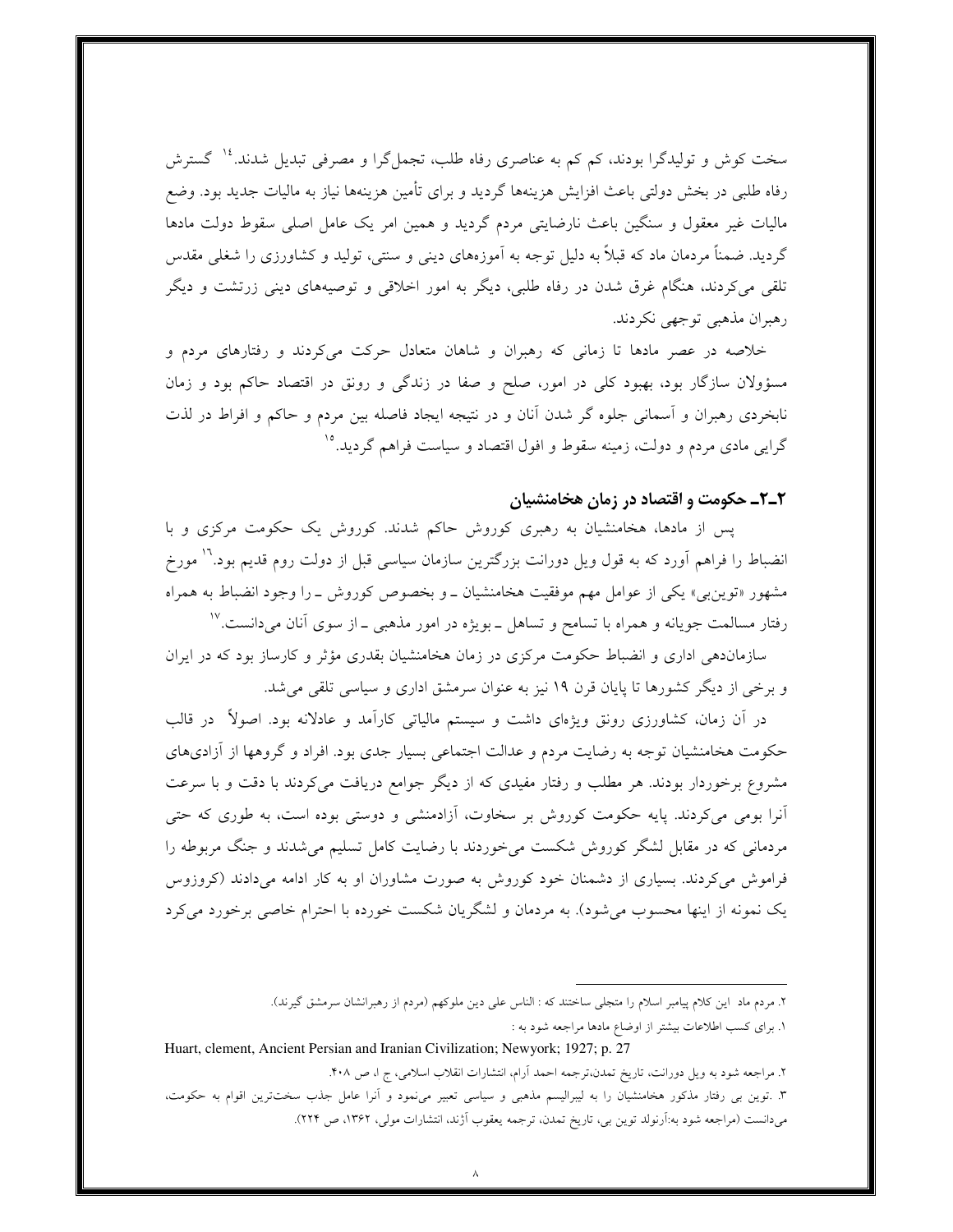سخت کوش و تولیدگرا بودند، کم کم به عناصری رفاه طلب، تجمل‌گرا و مصرفی تبدیل شدند.[14] گسترش رفاه طلبی در بخش دولتی باعث افزایش هزینه‌ها گردید و برای تأمین هزینه‌ها نیاز به مالیات جدید بود. وضع مالیات غیر معقول و سنگین باعث نارضایتی مردم گردید و همین امر یک عامل اصلی سقوط دولت مادها گردید. ضمناً مردمان ماد که قبلاً به دلیل توجه به آموزه‌های دینی و سنتی، تولید و کشاورزی را شغلی مقدس تلقی می‌کردند، هنگام غرق شدن در رفاه طلبی، دیگر به امور اخلاقی و توصیه‌های دینی زرتشت و دیگر رهبران مذهبی توجهی نکردند.

خلاصه در عصر مادها تا زمانی که رهبران و شاهان متعادل حرکت می‌کردند و رفتارهای مردم و مسؤولان سازگار بود، بهبود کلی در امور، صلح و صفا در زندگی و رونق در اقتصاد حاکم بود و زمان نابخردی رهبران و آسمانی جلوه گر شدن آنان و در نتیجه ایجاد فاصله بین مردم و حاکم و افراط در لذت گرایی مادی مردم و دولت، زمینه سقوط و افول اقتصاد و سیاست فراهم گردید.[15]

## ۲ـ۲ـ حکومت و اقتصاد در زمان هخامنشیان

پس از مادها، هخامنشیان به رهبری کوروش حاکم شدند. کوروش یک حکومت مرکزی و با انضباط را فراهم آورد که به قول ویل دورانت بزرگترین سازمان سیاسی قبل از دولت روم قدیم بود.[16] مورخ مشهور «توین‌بی» یکی از عوامل مهم موفقیت هخامنشیان ـ و بخصوص کوروش ـ را وجود انضباط به همراه رفتار مسالمت جویانه و همراه با تسامح و تساهل ـ بویژه در امور مذهبی ـ از سوی آنان می‌دانست.[17]

سازماندهی اداری و انضباط حکومت مرکزی در زمان هخامنشیان بقدری مؤثر و کارساز بود که در ایران و برخی از دیگر کشورها تا پایان قرن ۱۹ نیز به عنوان سرمشق اداری و سیاسی تلقی می‌شد.

در آن زمان، کشاورزی رونق ویژه‌ای داشت و سیستم مالیاتی کارآمد و عادلانه بود. اصولاً در قالب حکومت هخامنشیان توجه به رضایت مردم و عدالت اجتماعی بسیار جدی بود. افراد و گروهها از آزادی‌های مشروع برخوردار بودند. هر مطلب و رفتار مفیدی که از دیگر جوامع دریافت می‌کردند با دقت و با سرعت آنرا بومی می‌کردند. پایه حکومت کوروش بر سخاوت، آزادمنشی و دوستی بوده است، به طوری که حتی مردمانی که در مقابل لشگر کوروش شکست می‌خوردند با رضایت کامل تسلیم می‌شدند و جنگ مربوطه را فراموش می‌کردند. بسیاری از دشمنان خود کوروش به صورت مشاوران او به کار ادامه می‌دادند (کروزوس یک نمونه از اینها محسوب می‌شود). به مردمان و لشگریان شکست خورده با احترام خاصی برخورد می‌کرد

---

۲. مردم ماد این کلام پیامبر اسلام را متجلی ساختند که : الناس علی دین ملوکهم (مردم از رهبرانشان سرمشق گیرند).

۱. برای کسب اطلاعات بیشتر از اوضاع مادها مراجعه شود به :

Huart, clement, Ancient Persian and Iranian Civilization; Newyork; 1927; p. 27

۲. مراجعه شود به ویل دورانت، تاریخ تمدن،ترجمه احمد آرام، انتشارات انقلاب اسلامی، ج ا، ص ۴۰۸.

۳. .توین بی رفتار مذکور هخامنشیان را به لیبرالیسم مذهبی و سیاسی تعبیر می‌نمود و آنرا عامل جذب سخت‌ترین اقوام به حکومت، می‌دانست (مراجعه شود به:آرنولد توین بی، تاریخ تمدن، ترجمه یعقوب آژند، انتشارات مولی، ۱۳۶۲، ص ۲۲۴).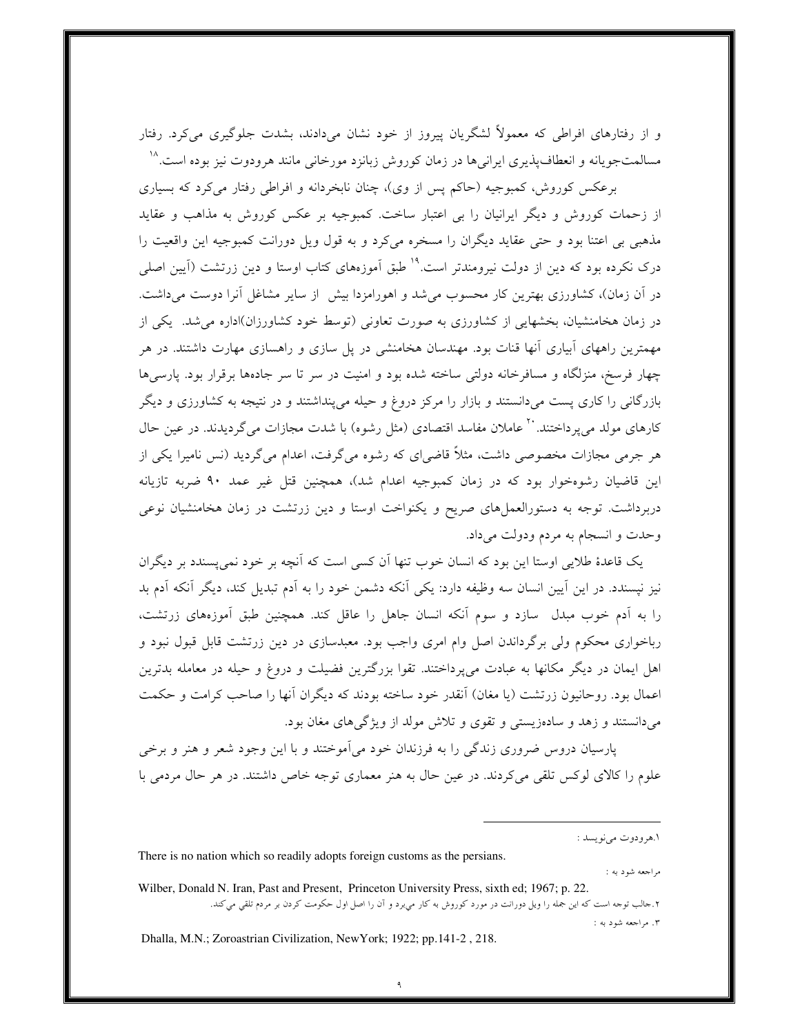و از رفتارهای افراطی که معمولاً لشگریان پیروز از خود نشان می‌دادند، بشدت جلوگیری می‌کرد. رفتار مسالمت‌جویانه و انعطاف‌پذیری ایرانی‌ها در زمان کوروش زبانزد مورخانی مانند هرودوت نیز بوده است.[18]

برعکس کوروش، کمبوجیه (حاکم پس از وی)، چنان نابخردانه و افراطی رفتار می‌کرد که بسیاری از زحمات کوروش و دیگر ایرانیان را بی اعتبار ساخت. کمبوجیه بر عکس کوروش به مذاهب و عقاید مذهبی بی اعتنا بود و حتی عقاید دیگران را مسخره می‌کرد و به قول ویل دورانت کمبوجیه این واقعیت را درک نکرده بود که دین از دولت نیرومندتر است.[19] طبق آموزه‌های کتاب اوستا و دین زرتشت (آیین اصلی در آن زمان)، کشاورزی بهترین کار محسوب می‌شد و اهورامزدا بیش از سایر مشاغل آنرا دوست می‌داشت. در زمان هخامنشیان، بخشهایی از کشاورزی به صورت تعاونی (توسط خود کشاورزان)اداره می‌شد. یکی از مهمترین راههای آبیاری آنها قنات بود. مهندسان هخامنشی در پل سازی و راهسازی مهارت داشتند. در هر چهار فرسخ، منزلگاه و مسافرخانه دولتی ساخته شده بود و امنیت در سر تا سر جاده‌ها برقرار بود. پارسی‌ها بازرگانی را کاری پست می‌دانستند و بازار را مرکز دروغ و حیله می‌پنداشتند و در نتیجه به کشاورزی و دیگر کارهای مولد می‌پرداختند.[20] عاملان مفاسد اقتصادی (مثل رشوه) با شدت مجازات می‌گردیدند. در عین حال هر جرمی مجازات مخصوصی داشت، مثلاً قاضی‌ای که رشوه می‌گرفت، اعدام می‌گردید (نس نامیرا یکی از این قاضیان رشوه‌خوار بود که در زمان کمبوجیه اعدام شد)، همچنین قتل غیر عمد ۹۰ ضربه تازیانه دربرداشت. توجه به دستورالعمل‌های صریح و یکنواخت اوستا و دین زرتشت در زمان هخامنشیان نوعی وحدت و انسجام به مردم ودولت می‌داد.

یک قاعدهٔ طلایی اوستا این بود که انسان خوب تنها آن کسی است که آنچه بر خود نمی‌پسندد بر دیگران نیز نپسندد. در این آیین انسان سه وظیفه دارد: یکی آنکه دشمن خود را به آدم تبدیل کند، دیگر آنکه آدم بد را به آدم خوب مبدل سازد و سوم آنکه انسان جاهل را عاقل کند. همچنین طبق آموزه‌های زرتشت، رباخواری محکوم ولی برگرداندن اصل وام امری واجب بود. معبدسازی در دین زرتشت قابل قبول نبود و اهل ایمان در دیگر مکانها به عبادت می‌پرداختند. تقوا بزرگترین فضیلت و دروغ و حیله در معامله بدترین اعمال بود. روحانیون زرتشت (یا مغان) آنقدر خود ساخته بودند که دیگران آنها را صاحب کرامت و حکمت می‌دانستند و زهد و ساده‌زیستی و تقوی و تلاش مولد از ویژگی‌های مغان بود.

پارسیان دروس ضروری زندگی را به فرزندان خود می‌آموختند و با این وجود شعر و هنر و برخی علوم را کالای لوکس تلقی می‌کردند. در عین حال به هنر معماری توجه خاص داشتند. در هر حال مردمی با

---

۱.هرودوت می‌نویسد :

There is no nation which so readily adopts foreign customs as the persians.

مراجعه شود به :

Wilber, Donald N. Iran, Past and Present, Princeton University Press, sixth ed; 1967; p. 22.

۲.جالب توجه است که این جمله را ویل دورانت در مورد کوروش به کار می‌برد و آن را اصل اول حکومت کردن بر مردم تلقی می‌کند.

۳. مراجعه شود به :

Dhalla, M.N.; Zoroastrian Civilization, NewYork; 1922; pp.141-2 , 218.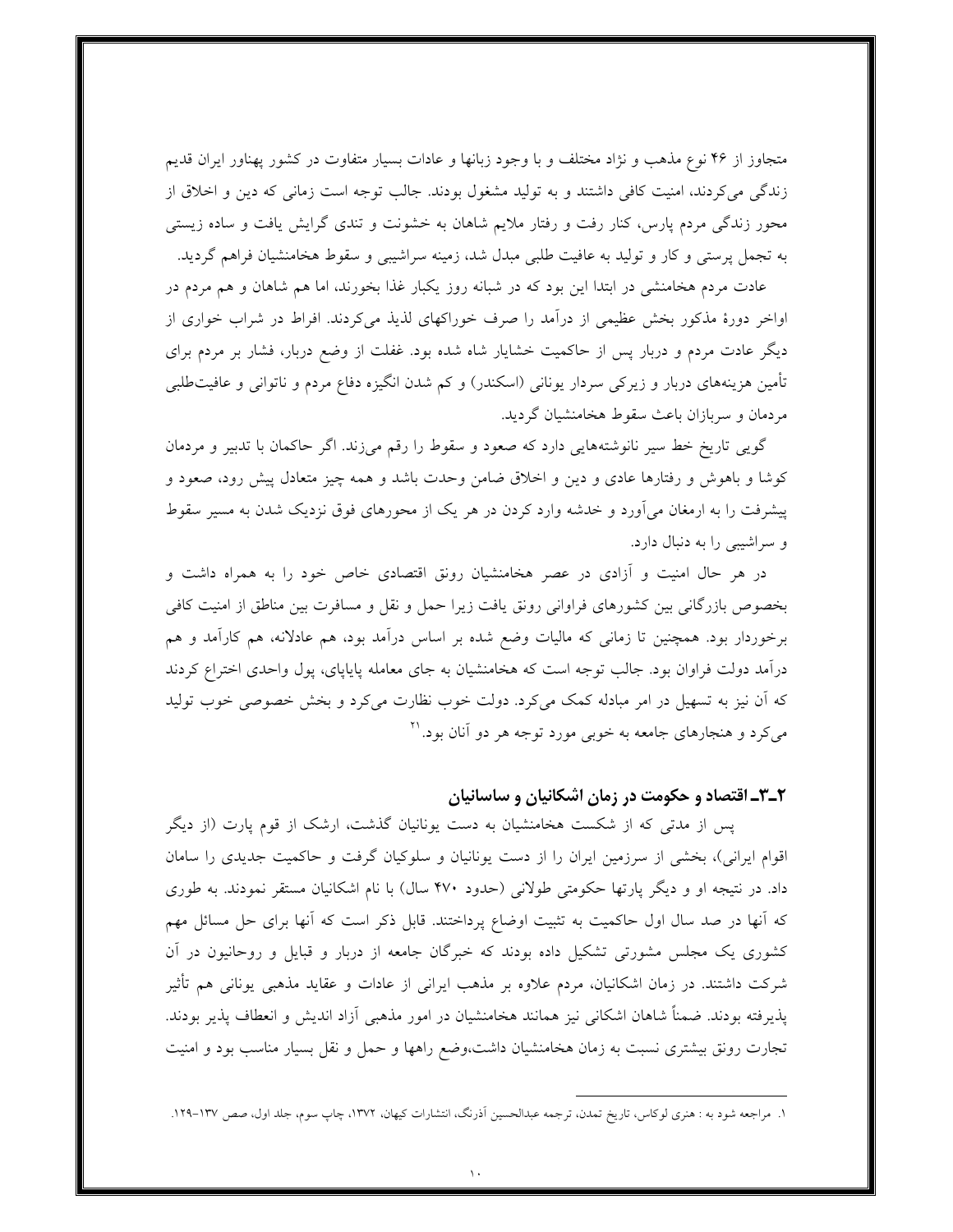متجاوز از ۴۶ نوع مذهب و نژاد مختلف و با وجود زبانها و عادات بسیار متفاوت در کشور پهناور ایران قدیم زندگی می‌کردند، امنیت کافی داشتند و به تولید مشغول بودند. جالب توجه است زمانی که دین و اخلاق از محور زندگی مردم پارس، کنار رفت و رفتار ملایم شاهان به خشونت و تندی گرایش یافت و ساده زیستی به تجمل پرستی و کار و تولید به عافیت طلبی مبدل شد، زمینه سراشیبی و سقوط هخامنشیان فراهم گردید.

عادت مردم هخامنشی در ابتدا این بود که در شبانه روز یکبار غذا بخورند، اما هم شاهان و هم مردم در اواخر دورهٔ مذکور بخش عظیمی از درآمد را صرف خوراکهای لذیذ می‌کردند. افراط در شراب خواری از دیگر عادت مردم و دربار پس از حاکمیت خشایار شاه شده بود. غفلت از وضع دربار، فشار بر مردم برای تأمین هزینه‌های دربار و زیرکی سردار یونانی (اسکندر) و کم شدن انگیزه دفاع مردم و ناتوانی و عافیت‌طلبی مردمان و سربازان باعث سقوط هخامنشیان گردید.

گویی تاریخ خط سیر نانوشته‌هایی دارد که صعود و سقوط را رقم می‌زند. اگر حاکمان با تدبیر و مردمان کوشا و باهوش و رفتارها عادی و دین و اخلاق ضامن وحدت باشد و همه چیز متعادل پیش رود، صعود و پیشرفت را به ارمغان می‌آورد و خدشه وارد کردن در هر یک از محورهای فوق نزدیک شدن به مسیر سقوط و سراشیبی را به دنبال دارد.

در هر حال امنیت و آزادی در عصر هخامنشیان رونق اقتصادی خاص خود را به همراه داشت و بخصوص بازرگانی بین کشورهای فراوانی رونق یافت زیرا حمل و نقل و مسافرت بین مناطق از امنیت کافی برخوردار بود. همچنین تا زمانی که مالیات وضع شده بر اساس درآمد بود، هم عادلانه، هم کارآمد و هم درآمد دولت فراوان بود. جالب توجه است که هخامنشیان به جای معامله پایاپای، پول واحدی اختراع کردند که آن نیز به تسهیل در امر مبادله کمک می‌کرد. دولت خوب نظارت می‌کرد و بخش خصوصی خوب تولید می‌کرد و هنجارهای جامعه به خوبی مورد توجه هر دو آنان بود.[۲۱]

## ۲ـ۳ـ اقتصاد و حکومت در زمان اشکانیان و ساسانیان

پس از مدتی که از شکست هخامنشیان به دست یونانیان گذشت، ارشک از قوم پارت (از دیگر اقوام ایرانی)، بخشی از سرزمین ایران را از دست یونانیان و سلوکیان گرفت و حاکمیت جدیدی را سامان داد. در نتیجه او و دیگر پارتها حکومتی طولانی (حدود ۴۷۰ سال) با نام اشکانیان مستقر نمودند. به طوری که آنها در صد سال اول حاکمیت به تثبیت اوضاع پرداختند. قابل ذکر است که آنها برای حل مسائل مهم کشوری یک مجلس مشورتی تشکیل داده بودند که خبرگان جامعه از دربار و قبایل و روحانیون در آن شرکت داشتند. در زمان اشکانیان، مردم علاوه بر مذهب ایرانی از عادات و عقاید مذهبی یونانی هم تأثیر پذیرفته بودند. ضمناً شاهان اشکانی نیز همانند هخامنشیان در امور مذهبی آزاد اندیش و انعطاف پذیر بودند. تجارت رونق بیشتری نسبت به زمان هخامنشیان داشت،وضع راهها و حمل و نقل بسیار مناسب بود و امنیت

---

۱. مراجعه شود به : هنری لوکاس، تاریخ تمدن، ترجمه عبدالحسین آذرنگ، انتشارات کیهان، ۱۳۷۲، چاپ سوم، جلد اول، صص ۱۳۷-۱۲۹.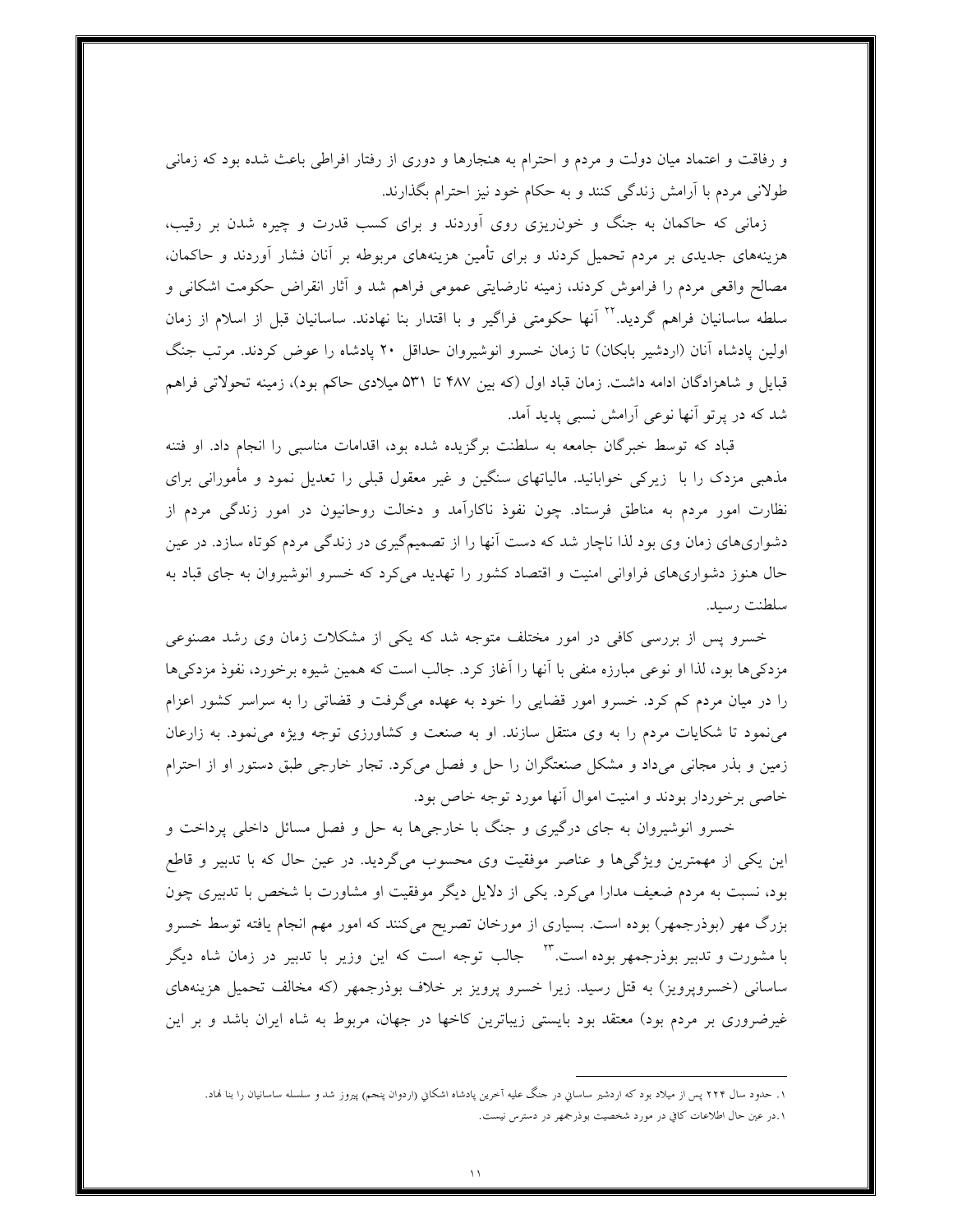و رفاقت و اعتماد میان دولت و مردم و احترام به هنجارها و دوری از رفتار افراطی باعث شده بود که زمانی طولانی مردم با آرامش زندگی کنند و به حکام خود نیز احترام بگذارند.

زمانی که حاکمان به جنگ و خونریزی روی آوردند و برای کسب قدرت و چیره شدن بر رقیب، هزینه‌های جدیدی بر مردم تحمیل کردند و برای تأمین هزینه‌های مربوطه بر آنان فشار آوردند و حاکمان، مصالح واقعی مردم را فراموش کردند، زمینه نارضایتی عمومی فراهم شد و آثار انقراض حکومت اشکانی و سلطه ساسانیان فراهم گردید.[۲۲] آنها حکومتی فراگیر و با اقتدار بنا نهادند. ساسانیان قبل از اسلام از زمان اولین پادشاه آنان (اردشیر بابکان) تا زمان خسرو انوشیروان حداقل ۲۰ پادشاه را عوض کردند. مرتب جنگ قبایل و شاهزادگان ادامه داشت. زمان قباد اول (که بین ۴۸۷ تا ۵۳۱ میلادی حاکم بود)، زمینه تحولاتی فراهم شد که در پرتو آنها نوعی آرامش نسبی پدید آمد.

قباد که توسط خبرگان جامعه به سلطنت برگزیده شده بود، اقدامات مناسبی را انجام داد. او فتنه مذهبی مزدک را با زیرکی خوابانید. مالیاتهای سنگین و غیر معقول قبلی را تعدیل نمود و مأمورانی برای نظارت امور مردم به مناطق فرستاد. چون نفوذ ناکارآمد و دخالت روحانیون در امور زندگی مردم از دشواری‌های زمان وی بود لذا ناچار شد که دست آنها را از تصمیم‌گیری در زندگی مردم کوتاه سازد. در عین حال هنوز دشواری‌های فراوانی امنیت و اقتصاد کشور را تهدید می‌کرد که خسرو انوشیروان به جای قباد به سلطنت رسید.

خسرو پس از بررسی کافی در امور مختلف متوجه شد که یکی از مشکلات زمان وی رشد مصنوعی مزدکی‌ها بود، لذا او نوعی مبارزه منفی با آنها را آغاز کرد. جالب است که همین شیوه برخورد، نفوذ مزدکی‌ها را در میان مردم کم کرد. خسرو امور قضایی را خود به عهده می‌گرفت و قضاتی را به سراسر کشور اعزام می‌نمود تا شکایات مردم را به وی منتقل سازند. او به صنعت و کشاورزی توجه ویژه می‌نمود. به زارعان زمین و بذر مجانی می‌داد و مشکل صنعتگران را حل و فصل می‌کرد. تجار خارجی طبق دستور او از احترام خاصی برخوردار بودند و امنیت اموال آنها مورد توجه خاص بود.

خسرو انوشیروان به جای درگیری و جنگ با خارجی‌ها به حل و فصل مسائل داخلی پرداخت و این یکی از مهمترین ویژگی‌ها و عناصر موفقیت وی محسوب می‌گردید. در عین حال که با تدبیر و قاطع بود، نسبت به مردم ضعیف مدارا می‌کرد. یکی از دلایل دیگر موفقیت او مشاورت با شخص با تدبیری چون بزرگ مهر (بوذرجمهر) بوده است. بسیاری از مورخان تصریح می‌کنند که امور مهم انجام یافته توسط خسرو با مشورت و تدبیر بوذرجمهر بوده است.[۲۳] جالب توجه است که این وزیر با تدبیر در زمان شاه دیگر ساسانی (خسروپرویز) به قتل رسید. زیرا خسرو پرویز بر خلاف بوذرجمهر (که مخالف تحمیل هزینه‌های غیرضروری بر مردم بود) معتقد بود بایستی زیباترین کاخها در جهان، مربوط به شاه ایران باشد و بر این

---

۱. حدود سال ۲۲۴ پس از میلاد بود که اردشیر ساسانی در جنگ علیه آخرین پادشاه اشکانی (اردوان پنجم) پیروز شد و سلسله ساسانیان را بنا نهاد.

۱. در عین حال اطلاعات کافی در مورد شخصیت بوذرجمهر در دسترس نیست.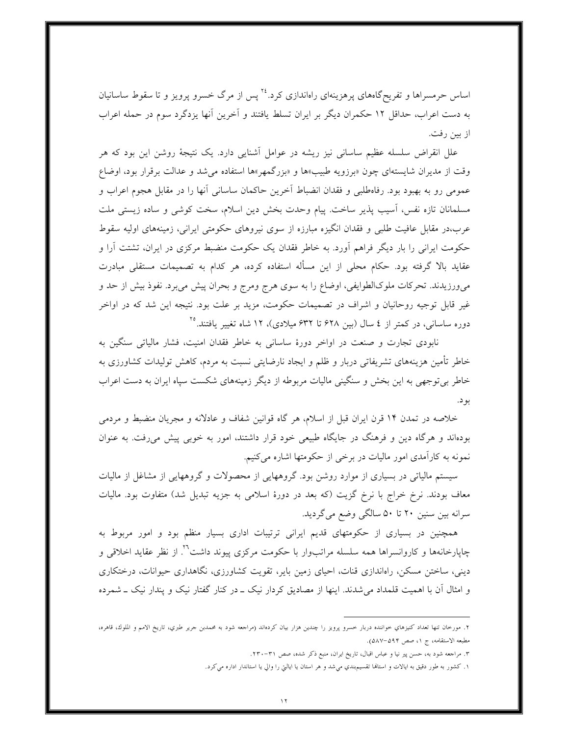اساس حرمسراها و تفریح‌گاههای پرهزینه‌ای راه‌اندازی کرد.[٢٤] پس از مرگ خسرو پرویز و تا سقوط ساسانیان به دست اعراب، حداقل ۱۲ حکمران دیگر بر ایران تسلط یافتند و آخرین آنها یزدگرد سوم در حمله اعراب از بین رفت.

علل انقراض سلسله عظیم ساسانی نیز ریشه در عوامل آشنایی دارد. یک نتیجهٔ روشن این بود که هر وقت از مدیران شایسته‌ای چون «برزویه طبیب»ها و «بزرگمهر»ها استفاده می‌شد و عدالت برقرار بود، اوضاع عمومی رو به بهبود بود. رفاه‌طلبی و فقدان انضباط آخرین حاکمان ساسانی آنها را در مقابل هجوم اعراب و مسلمانان تازه نفس، آسیب پذیر ساخت. پیام وحدت بخش دین اسلام، سخت کوشی و ساده زیستی ملت عرب،در مقابل عافیت طلبی و فقدان انگیزه مبارزه از سوی نیروهای حکومتی ایرانی، زمینه‌های اولیه سقوط حکومت ایرانی را بار دیگر فراهم آورد. به خاطر فقدان یک حکومت منضبط مرکزی در ایران، تشتت آرا و عقاید بالا گرفته بود. حکام محلی از این مسأله استفاده کرده، هر کدام به تصمیمات مستقلی مبادرت می‌ورزیدند. تحرکات ملوک‌الطوایفی، اوضاع را به سوی هرج ومرج و بحران پیش می‌برد. نفوذ بیش از حد و غیر قابل توجیه روحانیان و اشراف در تصمیمات حکومت، مزید بر علت بود. نتیجه این شد که در اواخر دوره ساسانی، در کمتر از ٤ سال (بین ۶۲۸ تا ۶۳۲ میلادی)، ۱۲ شاه تغییر یافتند.[٢٥]

نابودی تجارت و صنعت در اواخر دورهٔ ساسانی به خاطر فقدان امنیت، فشار مالیاتی سنگین به خاطر تأمین هزینه‌های تشریفاتی دربار و ظلم و ایجاد نارضایتی نسبت به مردم، کاهش تولیدات کشاورزی به خاطر بی‌توجهی به این بخش و سنگینی مالیات مربوطه از دیگر زمینه‌های شکست سپاه ایران به دست اعراب بود.

خلاصه در تمدن ۱۴ قرن ایران قبل از اسلام، هر گاه قوانین شفاف و عادلانه و مجریان منضبط و مردمی بوده‌اند و هرگاه دین و فرهنگ در جایگاه طبیعی خود قرار داشتند، امور به خوبی پیش می‌رفت. به عنوان نمونه به کارآمدی امور مالیات در برخی از حکومتها اشاره می‌کنیم.

سیستم مالیاتی در بسیاری از موارد روشن بود. گروههایی از محصولات و گروههایی از مشاغل از مالیات معاف بودند. نرخ خراج با نرخ گزیت (که بعد در دورهٔ اسلامی به جزیه تبدیل شد) متفاوت بود. مالیات سرانه بین سنین ۲۰ تا ۵۰ سالگی وضع می‌گردید.

همچنین در بسیاری از حکومتهای قدیم ایرانی ترتیبات اداری بسیار منظم بود و امور مربوط به چاپارخانه‌ها و کاروانسراها همه سلسله مراتب‌وار با حکومت مرکزی پیوند داشت[٢٦]. از نظر عقاید اخلاقی و دینی، ساختن مسکن، راه‌اندازی قنات، احیای زمین بایر، تقویت کشاورزی، نگاهداری حیوانات، درختکاری و امثال آن با اهمیت قلمداد می‌شدند. اینها از مصادیق کردار نیک ـ در کنار گفتار نیک و پندار نیک ـ شمرده

---

۲. مورخان تنها تعداد کنیزهای خواننده دربار خسرو پرویز را چندین هزار بیان کرده‌اند (مراجعه شود به محمدبن جریر طبری، تاریخ الامم و الملوك، قاهره، مطبعه الاستقامه، ج ۱، صص ۵۹۴-۵۸۷).

۳. مراجعه شود به، حسن پیر نیا و عباس اقبال، تاریخ ایران، منبع ذکر شده، صص ۳۱-۲۳۰.

۱. کشور به طور دقیق به ایالات و استانها تقسیم‌بندی می‌شد و هر استان یا ایالتی را والی یا استاندار اداره می‌کرد.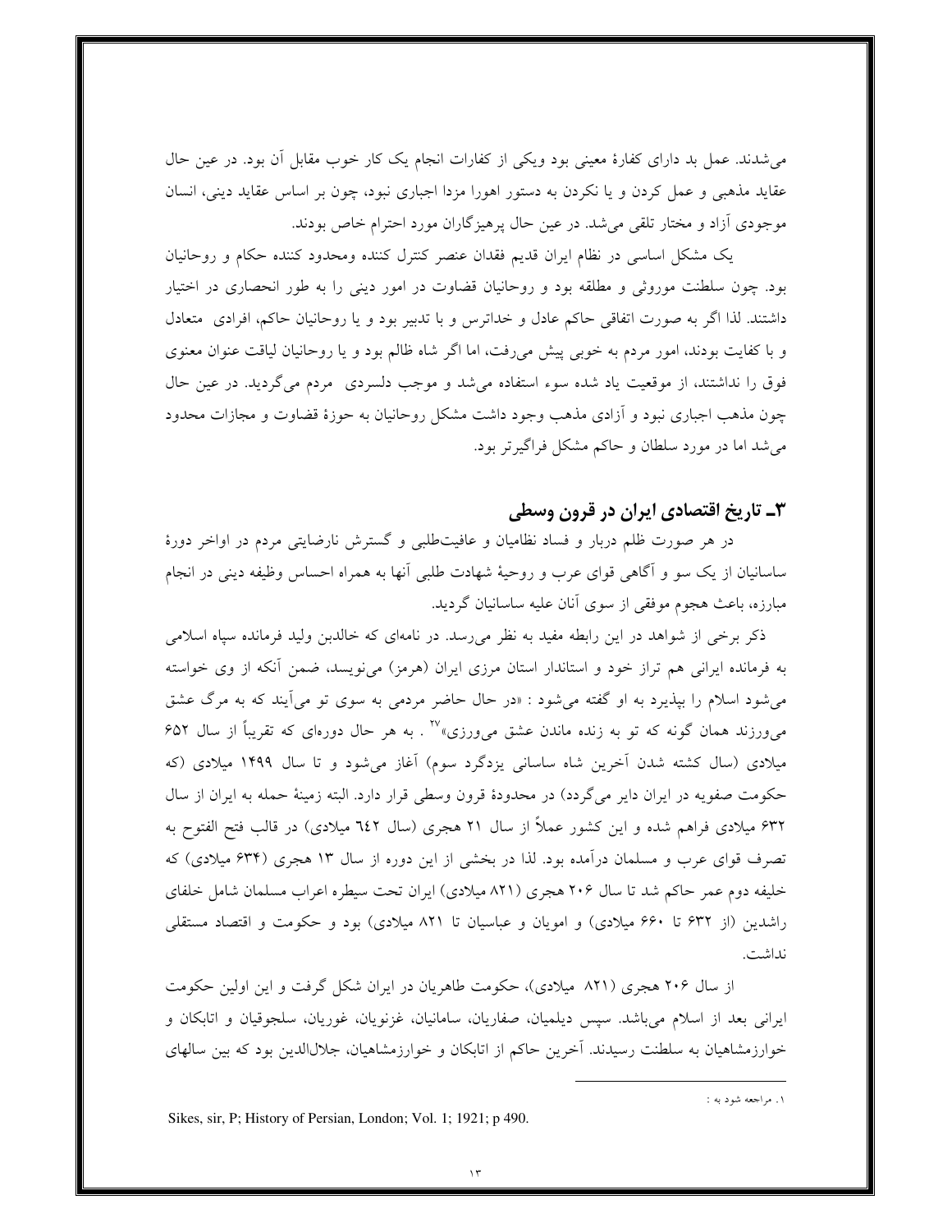می‌شدند. عمل بد دارای کفارهٔ معینی بود ویکی از کفارات انجام یک کار خوب مقابل آن بود. در عین حال عقاید مذهبی و عمل کردن و یا نکردن به دستور اهورا مزدا اجباری نبود، چون بر اساس عقاید دینی، انسان موجودی آزاد و مختار تلقی می‌شد. در عین حال پرهیزگاران مورد احترام خاص بودند.

یک مشکل اساسی در نظام ایران قدیم فقدان عنصر کنترل کننده ومحدود کننده حکام و روحانیان بود. چون سلطنت موروثی و مطلقه بود و روحانیان قضاوت در امور دینی را به طور انحصاری در اختیار داشتند. لذا اگر به صورت اتفاقی حاکم عادل و خداترس و با تدبیر بود و یا روحانیان حاکم، افرادی متعادل و با کفایت بودند، امور مردم به خوبی پیش می‌رفت، اما اگر شاه ظالم بود و یا روحانیان لیاقت عنوان معنوی فوق را نداشتند، از موقعیت یاد شده سوء استفاده می‌شد و موجب دلسردی مردم می‌گردید. در عین حال چون مذهب اجباری نبود و آزادی مذهب وجود داشت مشکل روحانیان به حوزهٔ قضاوت و مجازات محدود می‌شد اما در مورد سلطان و حاکم مشکل فراگیرتر بود.

## ۳ـ تاریخ اقتصادی ایران در قرون وسطی

در هر صورت ظلم دربار و فساد نظامیان و عافیت‌طلبی و گسترش نارضایتی مردم در اواخر دورهٔ ساسانیان از یک سو و آگاهی قوای عرب و روحیهٔ شهادت طلبی آنها به همراه احساس وظیفه دینی در انجام مبارزه، باعث هجوم موفقی از سوی آنان علیه ساسانیان گردید.

ذکر برخی از شواهد در این رابطه مفید به نظر می‌رسد. در نامه‌ای که خالدبن ولید فرمانده سپاه اسلامی به فرمانده ایرانی هم تراز خود و استاندار استان مرزی ایران (هرمز) می‌نویسد، ضمن آنکه از وی خواسته می‌شود اسلام را بپذیرد به او گفته می‌شود : «در حال حاضر مردمی به سوی تو می‌آیند که به مرگ عشق می‌ورزند همان گونه که تو به زنده ماندن عشق می‌ورزی»[۲۷] . به هر حال دوره‌ای که تقریباً از سال ۶۵۲ میلادی (سال کشته شدن آخرین شاه ساسانی یزدگرد سوم) آغاز می‌شود و تا سال ۱۴۹۹ میلادی (که حکومت صفویه در ایران دایر می‌گردد) در محدودهٔ قرون وسطی قرار دارد. البته زمینهٔ حمله به ایران از سال ۶۳۲ میلادی فراهم شده و این کشور عملاً از سال ۲۱ هجری (سال ٦٤٢ میلادی) در قالب فتح الفتوح به تصرف قوای عرب و مسلمان درآمده بود. لذا در بخشی از این دوره از سال ۱۳ هجری (۶۳۴ میلادی) که خلیفه دوم عمر حاکم شد تا سال ۲۰۶ هجری (۸۲۱ میلادی) ایران تحت سیطره اعراب مسلمان شامل خلفای راشدین (از ۶۳۲ تا ۶۶۰ میلادی) و امویان و عباسیان تا ۸۲۱ میلادی) بود و حکومت و اقتصاد مستقلی نداشت.

از سال ۲۰۶ هجری (۸۲۱ میلادی)، حکومت طاهریان در ایران شکل گرفت و این اولین حکومت ایرانی بعد از اسلام می‌باشد. سپس دیلمیان، صفاریان، سامانیان، غزنویان، غوریان، سلجوقیان و اتابکان و خوارزمشاهیان به سلطنت رسیدند. آخرین حاکم از اتابکان و خوارزمشاهیان، جلال‌الدین بود که بین سالهای

---

۱. مراجعه شود به :

Sikes, sir, P; History of Persian, London; Vol. 1; 1921; p 490.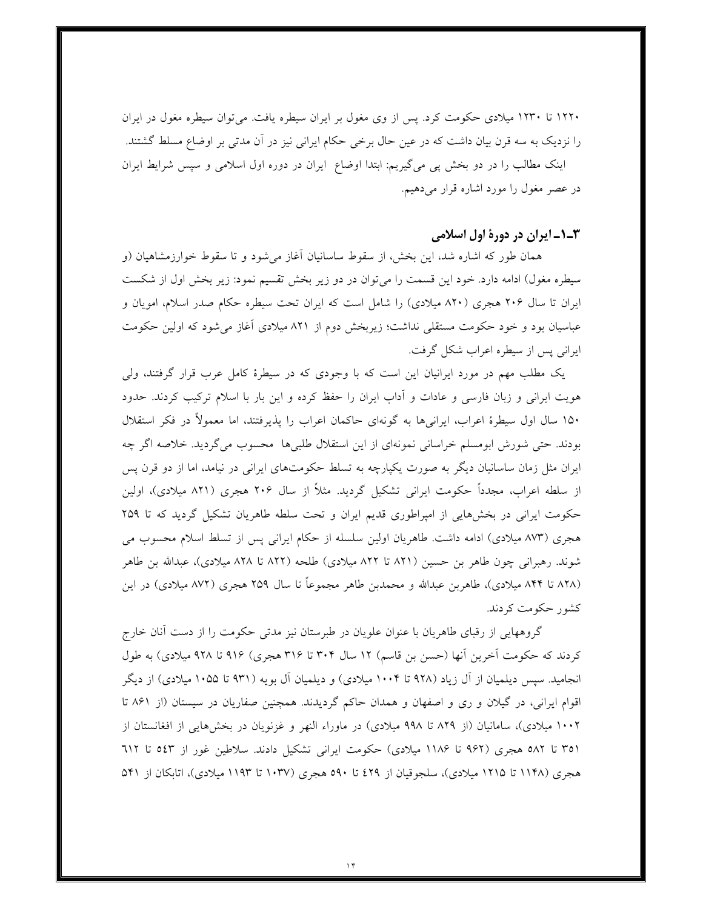۱۲۲۰ تا ۱۲۳۰ میلادی حکومت کرد. پس از وی مغول بر ایران سیطره یافت. می‌توان سیطره مغول در ایران را نزدیک به سه قرن بیان داشت که در عین حال برخی حکام ایرانی نیز در آن مدتی بر اوضاع مسلط گشتند.

اینک مطالب را در دو بخش پی می‌گیریم: ابتدا اوضاع ایران در دوره اول اسلامی و سپس شرایط ایران در عصر مغول را مورد اشاره قرار می‌دهیم.

### ۳ـ۱ـ ایران در دورهٔ اول اسلامی

همان طور که اشاره شد، این بخش، از سقوط ساسانیان آغاز می‌شود و تا سقوط خوارزمشاهیان (و سیطره مغول) ادامه دارد. خود این قسمت را می‌توان در دو زیر بخش تقسیم نمود: زیر بخش اول از شکست ایران تا سال ۲۰۶ هجری (۸۲۰ میلادی) را شامل است که ایران تحت سیطره حکام صدر اسلام، امویان و عباسیان بود و خود حکومت مستقلی نداشت؛ زیربخش دوم از ۸۲۱ میلادی آغاز می‌شود که اولین حکومت ایرانی پس از سیطره اعراب شکل گرفت.

یک مطلب مهم در مورد ایرانیان این است که با وجودی که در سیطرهٔ کامل عرب قرار گرفتند، ولی هویت ایرانی و زبان فارسی و عادات و آداب ایران را حفظ کرده و این بار با اسلام ترکیب کردند. حدود ۱۵۰ سال اول سیطرهٔ اعراب، ایرانی‌ها به گونه‌ای حاکمان اعراب را پذیرفتند، اما معمولاً در فکر استقلال بودند. حتی شورش ابومسلم خراسانی نمونه‌ای از این استقلال طلبی‌ها محسوب می‌گردید. خلاصه اگر چه ایران مثل زمان ساسانیان دیگر به صورت یکپارچه به تسلط حکومت‌های ایرانی در نیامد، اما از دو قرن پس از سلطه اعراب، مجدداً حکومت ایرانی تشکیل گردید. مثلاً از سال ۲۰۶ هجری (۸۲۱ میلادی)، اولین حکومت ایرانی در بخش‌هایی از امپراطوری قدیم ایران و تحت سلطه طاهریان تشکیل گردید که تا ۲۵۹ هجری (۸۷۳ میلادی) ادامه داشت. طاهریان اولین سلسله از حکام ایرانی پس از تسلط اسلام محسوب می شوند. رهبرانی چون طاهر بن حسین (۸۲۱ تا ۸۲۲ میلادی) طلحه (۸۲۲ تا ۸۲۸ میلادی)، عبدالله بن طاهر (۸۲۸ تا ۸۴۴ میلادی)، طاهربن عبدالله و محمدبن طاهر مجموعاً تا سال ۲۵۹ هجری (۸۷۲ میلادی) در این کشور حکومت کردند.

گروههایی از رقبای طاهریان با عنوان علویان در طبرستان نیز مدتی حکومت را از دست آنان خارج کردند که حکومت آخرین آنها (حسن بن قاسم) ۱۲ سال ۳۰۴ تا ۳۱۶ هجری) ۹۱۶ تا ۹۲۸ میلادی) به طول انجامید. سپس دیلمیان از آل زیاد (۹۲۸ تا ۱۰۰۴ میلادی) و دیلمیان آل بویه (۹۳۱ تا ۱۰۵۵ میلادی) از دیگر اقوام ایرانی، در گیلان و ری و اصفهان و همدان حاکم گردیدند. همچنین صفاریان در سیستان (از ۸۶۱ تا ۱۰۰۲ میلادی)، سامانیان (از ۸۲۹ تا ۹۹۸ میلادی) در ماوراء النهر و غزنویان در بخش‌هایی از افغانستان از ۳۵۱ تا ۵۸۲ هجری (۹۶۲ تا ۱۱۸۶ میلادی) حکومت ایرانی تشکیل دادند. سلاطین غور از ٥٤٣ تا ٦١٢ هجری (۱۱۴۸ تا ۱۲۱۵ میلادی)، سلجوقیان از ٤٢٩ تا ٥٩٠ هجری (۱۰۳۷ تا ۱۱۹۳ میلادی)، اتابکان از ٥٤١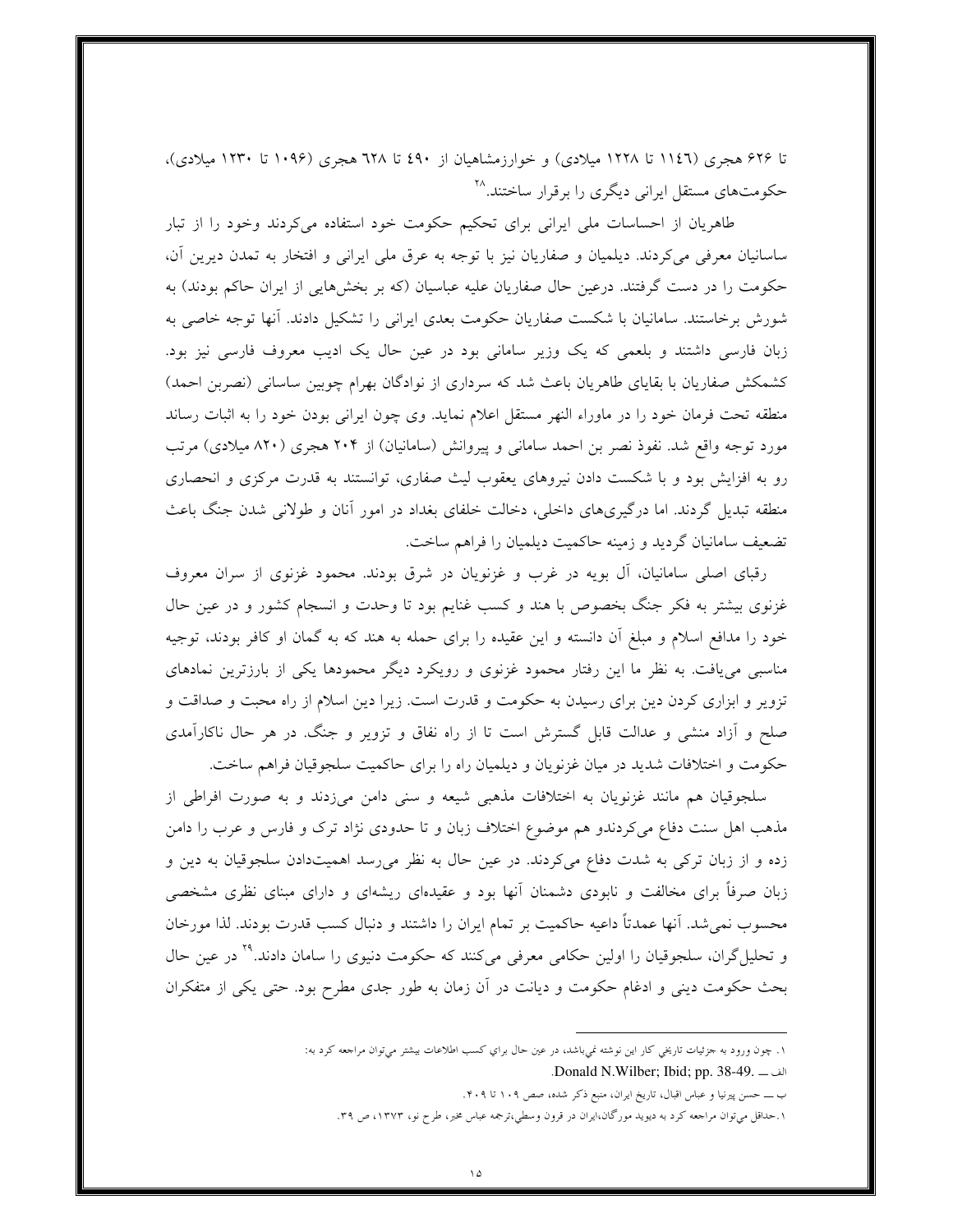تا ۶۲۶ هجری (۱۱٤٦ تا ۱۲۲۸ میلادی) و خوارزمشاهیان از ٤۹۰ تا ٦۲۸ هجری (۱۰۹۶ تا ۱۲۳۰ میلادی)، حکومت‌های مستقل ایرانی دیگری را برقرار ساختند.[۲۸]

طاهریان از احساسات ملی ایرانی برای تحکیم حکومت خود استفاده می‌کردند وخود را از تبار ساسانیان معرفی می‌کردند. دیلمیان و صفاریان نیز با توجه به عرق ملی ایرانی و افتخار به تمدن دیرین آن، حکومت را در دست گرفتند. درعین حال صفاریان علیه عباسیان (که بر بخش‌هایی از ایران حاکم بودند) به شورش برخاستند. سامانیان با شکست صفاریان حکومت بعدی ایرانی را تشکیل دادند. آنها توجه خاصی به زبان فارسی داشتند و بلعمی که یک وزیر سامانی بود در عین حال یک ادیب معروف فارسی نیز بود. کشمکش صفاریان با بقایای طاهریان باعث شد که سرداری از نوادگان بهرام چوبین ساسانی (نصربن احمد) منطقه تحت فرمان خود را در ماوراء النهر مستقل اعلام نماید. وی چون ایرانی بودن خود را به اثبات رساند مورد توجه واقع شد. نفوذ نصر بن احمد سامانی و پیروانش (سامانیان) از ۲۰۴ هجری (۸۲۰ میلادی) مرتب رو به افزایش بود و با شکست دادن نیروهای یعقوب لیث صفاری، توانستند به قدرت مرکزی و انحصاری منطقه تبدیل گردند. اما درگیری‌های داخلی، دخالت خلفای بغداد در امور آنان و طولانی شدن جنگ باعث تضعیف سامانیان گردید و زمینه حاکمیت دیلمیان را فراهم ساخت.

رقبای اصلی سامانیان، آل بویه در غرب و غزنویان در شرق بودند. محمود غزنوی از سران معروف غزنوی بیشتر به فکر جنگ بخصوص با هند و کسب غنایم بود تا وحدت و انسجام کشور و در عین حال خود را مدافع اسلام و مبلغ آن دانسته و این عقیده را برای حمله به هند که به گمان او کافر بودند، توجیه مناسبی می‌یافت. به نظر ما این رفتار محمود غزنوی و رویکرد دیگر محمودها یکی از بارزترین نمادهای تزویر و ابزاری کردن دین برای رسیدن به حکومت و قدرت است. زیرا دین اسلام از راه محبت و صداقت و صلح و آزاد منشی و عدالت قابل گسترش است تا از راه نفاق و تزویر و جنگ. در هر حال ناکارآمدی حکومت و اختلافات شدید در میان غزنویان و دیلمیان راه را برای حاکمیت سلجوقیان فراهم ساخت.

سلجوقیان هم مانند غزنویان به اختلافات مذهبی شیعه و سنی دامن می‌زدند و به صورت افراطی از مذهب اهل سنت دفاع می‌کردندو هم موضوع اختلاف زبان و تا حدودی نژاد ترک و فارس و عرب را دامن زده و از زبان ترکی به شدت دفاع می‌کردند. در عین حال به نظر می‌رسد اهمیت‌دادن سلجوقیان به دین و زبان صرفاً برای مخالفت و نابودی دشمنان آنها بود و عقیده‌ای ریشه‌ای و دارای مبنای نظری مشخصی محسوب نمی‌شد. آنها عمدتاً داعیه حاکمیت بر تمام ایران را داشتند و دنبال کسب قدرت بودند. لذا مورخان و تحلیل‌گران، سلجوقیان را اولین حکامی معرفی می‌کنند که حکومت دنیوی را سامان دادند.[۲۹] در عین حال بحث حکومت دینی و ادغام حکومت و دیانت در آن زمان به طور جدی مطرح بود. حتی یکی از متفکران

---

۱. چون ورود به جزئیات تاریخی کار این نوشته نمی‌باشد، در عین حال برای کسب اطلاعات بیشتر می‌توان مراجعه کرد به:

الف ــ .Donald N.Wilber; Ibid; pp. 38-49

ب ــ حسن پیرنیا و عباس اقبال، تاریخ ایران، منبع ذکر شده، صص ۱۰۹ تا ۴۰۹.

۱. حداقل می‌توان مراجعه کرد به دیوید مورگان، ایران در قرون وسطی، ترجمه عباس مخبر، طرح نو، ۱۳۷۳، ص ۳۹.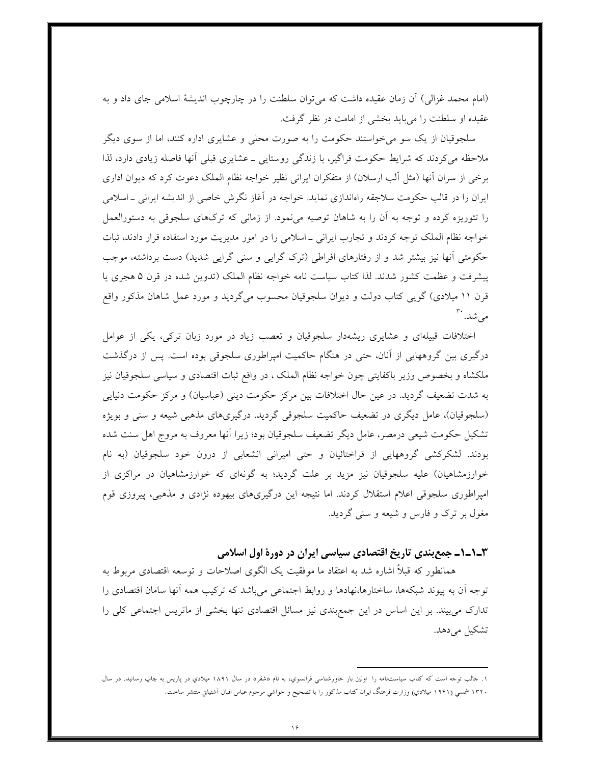(امام محمد غزالی) آن زمان عقیده داشت که می‌توان سلطنت را در چارچوب اندیشهٔ اسلامی جای داد و به عقیده او سلطنت را می‌باید بخشی از امامت در نظر گرفت.

سلجوقیان از یک سو می‌خواستند حکومت را به صورت محلی و عشایری اداره کنند، اما از سوی دیگر ملاحظه می‌کردند که شرایط حکومت فراگیر، با زندگی روستایی ـ عشایری قبلی آنها فاصله زیادی دارد، لذا برخی از سران آنها (مثل آلب ارسلان) از متفکران ایرانی نظیر خواجه نظام الملک دعوت کرد که دیوان اداری ایران را در قالب حکومت سلاجقه راه‌اندازی نماید. خواجه در آغاز نگرش خاصی از اندیشه ایرانی ـ اسلامی را تئوریزه کرده و توجه به آن را به شاهان توصیه می‌نمود. از زمانی که ترک‌های سلجوقی به دستورالعمل خواجه نظام الملک توجه کردند و تجارب ایرانی ـ اسلامی را در امور مدیریت مورد استفاده قرار دادند، ثبات حکومتی آنها نیز بیشتر شد و از رفتارهای افراطی (ترک گرایی و سنی گرایی شدید) دست برداشته، موجب پیشرفت و عظمت کشور شدند. لذا کتاب سیاست نامه خواجه نظام الملک (تدوین شده در قرن ۵ هجری یا قرن ۱۱ میلادی) گویی کتاب دولت و دیوان سلجوقیان محسوب می‌گردید و مورد عمل شاهان مذکور واقع می‌شد.[۳۰]

اختلافات قبیله‌ای و عشایری ریشه‌دار سلجوقیان و تعصب زیاد در مورد زبان ترکی، یکی از عوامل درگیری بین گروههایی از آنان، حتی در هنگام حاکمیت امپراطوری سلجوقی بوده است. پس از درگذشت ملکشاه و بخصوص وزیر باکفایتی چون خواجه نظام الملک ، در واقع ثبات اقتصادی و سیاسی سلجوقیان نیز به شدت تضعیف گردید. در عین حال اختلافات بین مرکز حکومت دینی (عباسیان) و مرکز حکومت دنیایی (سلجوقیان)، عامل دیگری در تضعیف حاکمیت سلجوقی گردید. درگیری‌های مذهبی شیعه و سنی و بویژه تشکیل حکومت شیعی درمصر، عامل دیگر تضعیف سلجوقیان بود؛ زیرا آنها معروف به مروج اهل سنت شده بودند. لشکرکشی گروههایی از قراختائیان و حتی امیرانی انشعابی از درون خود سلجوقیان (به نام خوارزمشاهیان) علیه سلجوقیان نیز مزید بر علت گردید؛ به گونه‌ای که خوارزمشاهیان در مراکزی از امپراطوری سلجوقی اعلام استقلال کردند. اما نتیجه این درگیری‌های بیهوده نژادی و مذهبی، پیروزی قوم مغول بر ترک و فارس و شیعه و سنی گردید.

### ۳ـ۱ـ۱ـ جمع‌بندی تاریخ اقتصادی سیاسی ایران در دورهٔ اول اسلامی

همانطور که قبلاً اشاره شد به اعتقاد ما موفقیت یک الگوی اصلاحات و توسعه اقتصادی مربوط به توجه آن به پیوند شبکه‌ها، ساختارها،نهادها و روابط اجتماعی می‌باشد که ترکیب همه آنها سامان اقتصادی را تدارک می‌بیند. بر این اساس در این جمع‌بندی نیز مسائل اقتصادی تنها بخشی از ماتریس اجتماعی کلی را تشکیل می‌دهد.

---

۱. جالب توجه است که کتاب سیاست‌نامه را اولین بار خاورشناسي فرانسوي، به نام «شفر» در سال ۱۸۹۱ میلادي در پاریس به چاپ رسانید. در سال ۱۳۲۰ شمسي (۱۹۴۱ میلادي) وزارت فرهنگ ایران کتاب مذکور را با تصحیح و حواشي مرحوم عباس اقبال آشتیاني منتشر ساخت.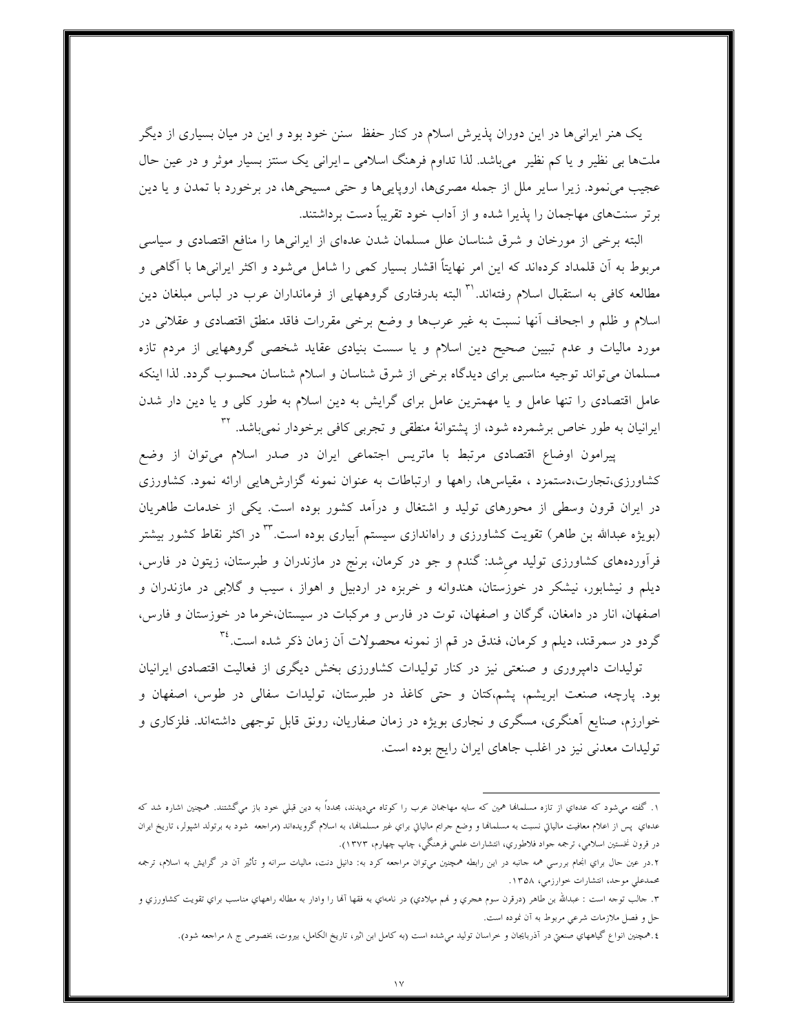یک هنر ایرانی‌ها در این دوران پذیرش اسلام در کنار حفظ  سنن خود بود و این در میان بسیاری از دیگر ملت‌ها بی نظیر و یا کم نظیر  می‌باشد. لذا تداوم فرهنگ اسلامی ـ ایرانی یک سنتز بسیار موثر و در عین حال عجیب می‌نمود. زیرا سایر ملل از جمله مصری‌ها، اروپایی‌ها و حتی مسیحی‌ها، در برخورد با تمدن و یا دین برتر سنت‌های مهاجمان را پذیرا شده و از آداب خود تقریباً دست برداشتند.

البته برخی از مورخان و شرق شناسان علل مسلمان شدن عده‌ای از ایرانی‌ها را منافع اقتصادی و سیاسی مربوط به آن قلمداد کرده‌اند که این امر نهایتاً اقشار بسیار کمی را شامل می‌شود و اکثر ایرانی‌ها با آگاهی و مطالعه کافی به استقبال اسلام رفته‌اند.[31] البته بدرفتاری گروههایی از فرمانداران عرب در لباس مبلغان دین اسلام و ظلم و اجحاف آنها نسبت به غیر عرب‌ها و وضع برخی مقررات فاقد منطق اقتصادی و عقلانی در مورد مالیات و عدم تبیین صحیح دین اسلام و یا سست بنیادی عقاید شخصی گروههایی از مردم تازه مسلمان می‌تواند توجیه مناسبی برای دیدگاه برخی از شرق شناسان و اسلام شناسان محسوب گردد. لذا اینکه عامل اقتصادی را تنها عامل و یا مهمترین عامل برای گرایش به دین اسلام به طور کلی و یا دین دار شدن ایرانیان به طور خاص برشمرده شود، از پشتوانهٔ منطقی و تجربی کافی برخوردار نمی‌باشد.[32]

پیرامون اوضاع اقتصادی مرتبط با ماتریس اجتماعی ایران در صدر اسلام می‌توان از وضع کشاورزی،تجارت،دستمزد ، مقیاس‌ها، راهها و ارتباطات به عنوان نمونه گزارش‌هایی ارائه نمود. کشاورزی در ایران قرون وسطی از محورهای تولید و اشتغال و درآمد کشور بوده است. یکی از خدمات طاهریان (بویژه عبدالله بن طاهر) تقویت کشاورزی و راه‌اندازی سیستم آبیاری بوده است.[33] در اکثر نقاط کشور بیشتر فرآورده‌های کشاورزی تولید می‌شد: گندم و جو در کرمان، برنج در مازندران و طبرستان، زیتون در فارس، دیلم و نیشابور، نیشکر در خوزستان، هندوانه و خربزه در اردبیل و اهواز ، سیب و گلابی در مازندران و اصفهان، انار در دامغان، گرگان و اصفهان، توت در فارس و مرکبات در سیستان،خرما در خوزستان و فارس، گردو در سمرقند، دیلم و کرمان، فندق در قم از نمونه محصولات آن زمان ذکر شده است.[34]

تولیدات دامپروری و صنعتی نیز در کنار تولیدات کشاورزی بخش دیگری از فعالیت اقتصادی ایرانیان بود. پارچه، صنعت ابریشم، پشم،کتان و حتی کاغذ در طبرستان، تولیدات سفالی در طوس، اصفهان و خوارزم، صنایع آهنگری، مسگری و نجاری بویژه در زمان صفاریان، رونق قابل توجهی داشته‌اند. فلزکاری و تولیدات معدنی نیز در اغلب جاهای ایران رایج بوده است.

---

۱. گفته می‌شود که عده‌ای از تازه مسلمانها همین که سایه مهاجمان عرب را کوتاه می‌دیدند، مجدداً به دین قبلی خود باز می‌گشتند. همچنین اشاره شد که عده‌ای  پس از اعلام معافیت مالیاتی نسبت به مسلمانها و وضع جرایم مالیاتی برای غیر مسلمانها، به اسلام گرویده‌اند (مراجعه  شود به برتولد اشپولر، تاریخ ایران در قرون نخستین اسلامی، ترجمه جواد فلاطوری، انتشارات علمی فرهنگی، چاپ چهارم، ۱۳۷۳).

۲.در عین حال برای انجام بررسی همه جانبه در این رابطه همچنین می‌توان مراجعه کرد به: دانیل دنت، مالیات سرانه و تأثیر آن در گرایش به اسلام، ترجمه محمدعلی موحد، انتشارات خوارزمی، ۱۳۵۸.

۳. جالب توجه است : عبدالله بن طاهر (درقرن سوم هجری و نهم میلادی) در نامه‌ای به فقها آنها را وادار به مطاله راههای مناسب برای تقویت کشاورزی و حل و فصل ملازمات شرعی مربوط به آن نموده است.

۴.همچنین انواع گیاههای صنعتی در آذربایجان و خراسان تولید می‌شده است (به کامل ابن اثیر، تاریخ الکامل، بیروت، بخصوص ج ۸ مراجعه شود).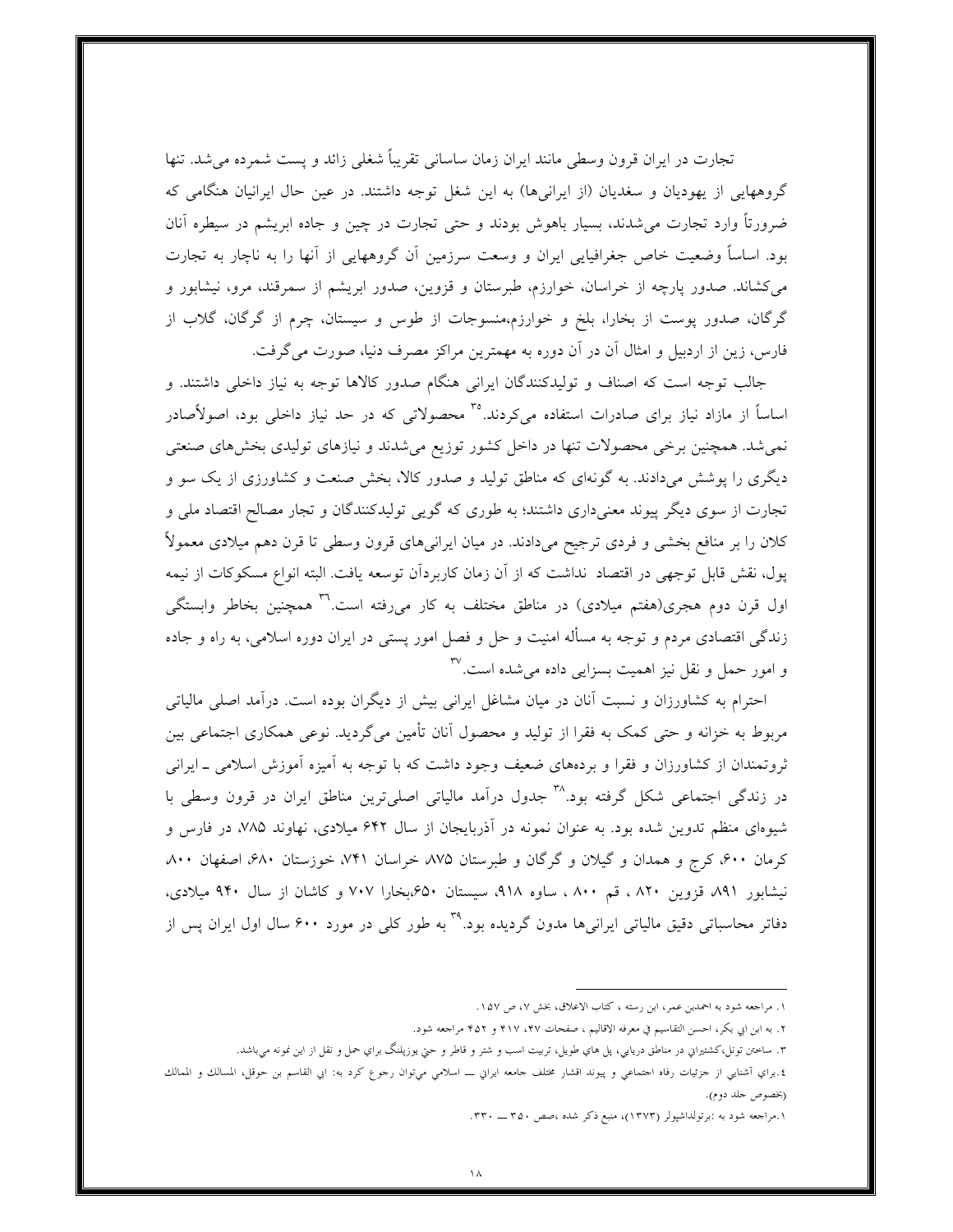تجارت در ایران قرون وسطی مانند ایران زمان ساسانی تقریباً شغلی زائد و پست شمرده می‌شد. تنها گروههایی از یهودیان و سغدیان (از ایرانی‌ها) به این شغل توجه داشتند. در عین حال ایرانیان هنگامی که ضرورتاً وارد تجارت می‌شدند، بسیار باهوش بودند و حتی تجارت در چین و جاده ابریشم در سیطره آنان بود. اساساً وضعیت خاص جغرافیایی ایران و وسعت سرزمین آن گروههایی از آنها را به ناچار به تجارت می‌کشاند. صدور پارچه از خراسان، خوارزم، طبرستان و قزوین، صدور ابریشم از سمرقند، مرو، نیشابور و گرگان، صدور پوست از بخارا، بلخ و خوارزم،منسوجات از طوس و سیستان، چرم از گرگان، گلاب از فارس، زین از اردبیل و امثال آن در آن دوره به مهمترین مراکز مصرف دنیا، صورت می‌گرفت.

جالب توجه است که اصناف و تولیدکنندگان ایرانی هنگام صدور کالاها توجه به نیاز داخلی داشتند. و اساساً از مازاد نیاز برای صادرات استفاده می‌کردند.[35] محصولاتی که در حد نیاز داخلی بود، اصولاًصادر نمی‌شد. همچنین برخی محصولات تنها در داخل کشور توزیع می‌شدند و نیازهای تولیدی بخش‌های صنعتی دیگری را پوشش می‌دادند. به گونه‌ای که مناطق تولید و صدور کالا، بخش صنعت و کشاورزی از یک سو و تجارت از سوی دیگر پیوند معنی‌داری داشتند؛ به طوری که گویی تولیدکنندگان و تجار مصالح اقتصاد ملی و کلان را بر منافع بخشی و فردی ترجیح می‌دادند. در میان ایرانی‌های قرون وسطی تا قرن دهم میلادی معمولاً پول، نقش قابل توجهی در اقتصاد نداشت که از آن زمان کاربردآن توسعه یافت. البته انواع مسکوکات از نیمه اول قرن دوم هجری(هفتم میلادی) در مناطق مختلف به کار می‌رفته است.[36] همچنین بخاطر وابستگی زندگی اقتصادی مردم و توجه به مسأله امنیت و حل و فصل امور پستی در ایران دوره اسلامی، به راه و جاده و امور حمل و نقل نیز اهمیت بسزایی داده می‌شده است.[37]

احترام به کشاورزان و نسبت آنان در میان مشاغل ایرانی بیش از دیگران بوده است. درآمد اصلی مالیاتی مربوط به خزانه و حتی کمک به فقرا از تولید و محصول آنان تأمین می‌گردید. نوعی همکاری اجتماعی بین ثروتمندان از کشاورزان و فقرا و برده‌های ضعیف وجود داشت که با توجه به آمیزه آموزش اسلامی ـ ایرانی در زندگی اجتماعی شکل گرفته بود.[38] جدول درآمد مالیاتی اصلی‌ترین مناطق ایران در قرون وسطی با شیوه‌ای منظم تدوین شده بود. به عنوان نمونه در آذربایجان از سال ۶۴۲ میلادی، نهاوند ۷۸۵، در فارس و کرمان ۶۰۰، کرج و همدان و گیلان و گرگان و طبرستان ۸۷۵ خراسان ۷۴۱، خوزستان ۶۸۰، اصفهان ۸۰۰ نیشابور ۸۹۱ قزوین ۸۲۰ ، قم ۸۰۰ ، ساوه ۹۱۸، سیستان ۶۵۰،بخارا ۷۰۷ و کاشان از سال ۹۴۰ میلادی، دفاتر محاسباتی دقیق مالیاتی ایرانی‌ها مدون گردیده بود.[39] به طور کلی در مورد ۶۰۰ سال اول ایران پس از

---

۱. مراجعه شود به احمدبن عمر، ابن رسته ، کتاب الاعلاق، بخش ۷، ص ۱۵۷.

۲. به ابن ابي بكر، احسن التقاسيم في معرفه الاقاليم ، صفحات ۴۷، ۴۱۷ و ۴۵۲ مراجعه شود.

۳. ساختن تونل،کشتيراني در مناطق دريايي، پل هاي طويل، تربيت اسب و شتر و قاطر و حتي يوزپلنگ براي حمل و نقل از اين نمونه مي‌باشد.

۴.براي آشنايي از جزئيات رفاه اجتماعي و پيوند اقشار مختلف جامعه ايراني ـــ اسلامي مي‌توان رجوع كرد به: ابي القاسم بن حوقل، المسالك و الممالك (بخصوص جلد دوم).

۱.مراجعه شود به :برتولداشپولر (۱۳۷۳)، منبع ذكر شده ،صص ۳۵۰ ـــ ۳۳۰.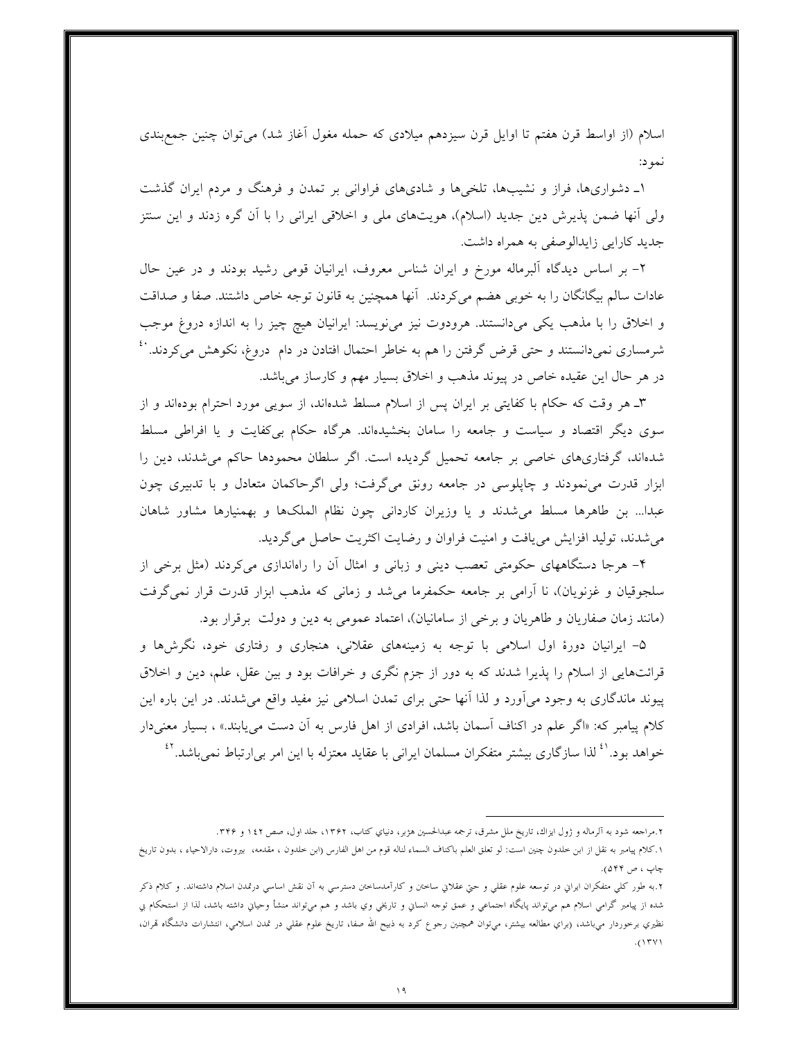اسلام (از اواسط قرن هفتم تا اوایل قرن سیزدهم میلادی که حمله مغول آغاز شد) می‌توان چنین جمع‌بندی نمود:

۱ـ دشواری‌ها، فراز و نشیب‌ها، تلخی‌ها و شادی‌های فراوانی بر تمدن و فرهنگ و مردم ایران گذشت ولی آنها ضمن پذیرش دین جدید (اسلام)، هویت‌های ملی و اخلاقی ایرانی را با آن گره زدند و این سنتز جدید کارایی زایدالوصفی به همراه داشت.

۲- بر اساس دیدگاه آلبرماله مورخ و ایران شناس معروف، ایرانیان قومی رشید بودند و در عین حال عادات سالم بیگانگان را به خوبی هضم می‌کردند. آنها همچنین به قانون توجه خاص داشتند. صفا و صداقت و اخلاق را با مذهب یکی می‌دانستند. هرودوت نیز می‌نویسد: ایرانیان هیچ چیز را به اندازه دروغ موجب شرمساری نمی‌دانستند و حتی قرض گرفتن را هم به خاطر احتمال افتادن در دام دروغ، نکوهش می‌کردند.[۴۰] در هر حال این عقیده خاص در پیوند مذهب و اخلاق بسیار مهم و کارساز می‌باشد.

۳ـ هر وقت که حکام با کفایتی بر ایران پس از اسلام مسلط شده‌اند، از سویی مورد احترام بوده‌اند و از سوی دیگر اقتصاد و سیاست و جامعه را سامان بخشیده‌اند. هرگاه حکام بی‌کفایت و یا افراطی مسلط شده‌اند، گرفتاری‌های خاصی بر جامعه تحمیل گردیده است. اگر سلطان محمودها حاکم می‌شدند، دین را ابزار قدرت می‌نمودند و چاپلوسی در جامعه رونق می‌گرفت؛ ولی اگرحاکمان متعادل و با تدبیری چون عبدا... بن طاهرها مسلط می‌شدند و یا وزیران کاردانی چون نظام الملک‌ها و بهمنیارها مشاور شاهان می‌شدند، تولید افزایش می‌یافت و امنیت فراوان و رضایت اکثریت حاصل می‌گردید.

۴- هرجا دستگاههای حکومتی تعصب دینی و زبانی و امثال آن را راه‌اندازی می‌کردند (مثل برخی از سلجوقیان و غزنویان)، نا آرامی بر جامعه حکمفرما می‌شد و زمانی که مذهب ابزار قدرت قرار نمی‌گرفت (مانند زمان صفاریان و طاهریان و برخی از سامانیان)، اعتماد عمومی به دین و دولت برقرار بود.

۵- ایرانیان دورهٔ اول اسلامی با توجه به زمینه‌های عقلانی، هنجاری و رفتاری خود، نگرش‌ها و قرائت‌هایی از اسلام را پذیرا شدند که به دور از جزم نگری و خرافات بود و بین عقل، علم، دین و اخلاق پیوند ماندگاری به وجود می‌آورد و لذا آنها حتی برای تمدن اسلامی نیز مفید واقع می‌شدند. در این باره این کلام پیامبر که: «اگر علم در اکناف آسمان باشد، افرادی از اهل فارس به آن دست می‌یابند.» ، بسیار معنی‌دار خواهد بود.[۴۱] لذا سازگاری بیشتر متفکران مسلمان ایرانی با عقاید معتزله با این امر بی‌ارتباط نمی‌باشد.[۴۲]

---

۲.مراجعه شود به آلرماله و ژول ایزاك، تاریخ ملل مشرق، ترجمه عبدالحسین هژیر، دنیای کتاب، ۱۳۶۲، جلد اول، صص ۱۴۲ و ۳۴۶.

۱.کلام پیامبر به نقل از ابن خلدون چنین است: لو تعلق العلم باکناف السماء لناله قوم من اهل الفارس (ابن خلدون ، مقدمه، بیروت، دارالاحیاء ، بدون تاریخ چاپ ، ص ۵۴۴).

۲.به طور کلی متفکران ایرانی در توسعه علوم عقلی و حتی عقلانی ساختن و کارآمدساختن دسترسی به آن نقش اساسی درتمدن اسلام داشته‌اند. و کلام ذکر شده از پیامبر گرامی اسلام هم می‌تواند پایگاه اجتماعی و عمق توجه انسانی و تاریخی وی باشد و هم می‌تواند منشأ وحیانی داشته باشد، لذا از استحکام بی نظیری برخوردار می‌باشد، (برای مطالعه بیشتر، می‌توان همچنین رجوع کرد به ذبیح الله صفا، تاریخ علوم عقلی در تمدن اسلامی، انتشارات دانشگاه تهران، ۱۳۷۱).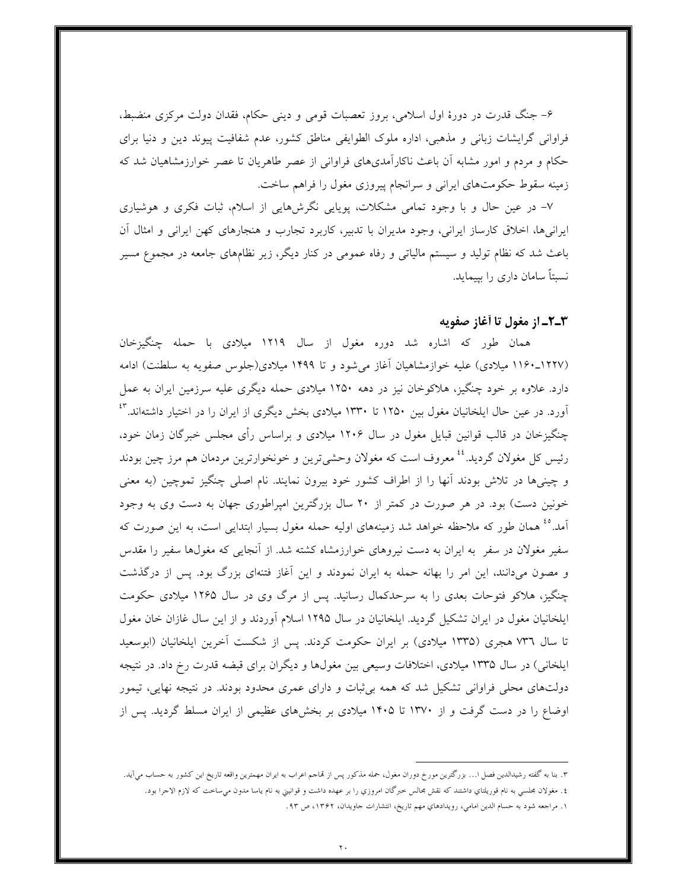۶- جنگ قدرت در دورهٔ اول اسلامی، بروز تعصبات قومی و دینی حکام، فقدان دولت مرکزی منضبط، فراوانی گرایشات زبانی و مذهبی، اداره ملوک الطوایفی مناطق کشور، عدم شفافیت پیوند دین و دنیا برای حکام و مردم و امور مشابه آن باعث ناکارآمدی‌های فراوانی از عصر طاهریان تا عصر خوارزمشاهیان شد که زمینه سقوط حکومت‌های ایرانی و سرانجام پیروزی مغول را فراهم ساخت.

۷- در عین حال و با وجود تمامی مشکلات، پویایی نگرش‌هایی از اسلام، ثبات فکری و هوشیاری ایرانی‌ها، اخلاق کارساز ایرانی، وجود مدیران با تدبیر، کاربرد تجارب و هنجارهای کهن ایرانی و امثال آن باعث شد که نظام تولید و سیستم مالیاتی و رفاه عمومی در کنار دیگر، زیر نظام‌های جامعه در مجموع مسیر نسبتاً سامان داری را بپیماید.

### ۳ـ۲ـ از مغول تا آغاز صفویه

همان طور که اشاره شد دوره مغول از سال ۱۲۱۹ میلادی با حمله چنگیزخان (۱۲۲۷ـ۱۱۶۰ میلادی) علیه خوارزمشاهیان آغاز می‌شود و تا ۱۴۹۹ میلادی(جلوس صفویه به سلطنت) ادامه دارد. علاوه بر خود چنگیز، هلاکوخان نیز در دهه ۱۲۵۰ میلادی حمله دیگری علیه سرزمین ایران به عمل آورد. در عین حال ایلخانیان مغول بین ۱۲۵۰ تا ۱۳۳۰ میلادی بخش دیگری از ایران را در اختیار داشته‌اند.[۴۳] چنگیزخان در قالب قوانین قبایل مغول در سال ۱۲۰۶ میلادی و براساس رأی مجلس خبرگان زمان خود، رئیس کل مغولان گردید.[۴۴] معروف است که مغولان وحشی‌ترین و خونخوارترین مردمان هم مرز چین بودند و چینی‌ها در تلاش بودند آنها را از اطراف کشور خود بیرون نمایند. نام اصلی چنگیز تموچین (به معنی خونین دست) بود. در هر صورت در کمتر از ۲۰ سال بزرگترین امپراطوری جهان به دست وی به وجود آمد.[۴۵] همان طور که ملاحظه خواهد شد زمینه‌های اولیه حمله مغول بسیار ابتدایی است، به این صورت که سفیر مغولان در سفر به ایران به دست نیروهای خوارزمشاه کشته شد. از آنجایی که مغول‌ها سفیر را مقدس و مصون می‌دانند، این امر را بهانه حمله به ایران نمودند و این آغاز فتنه‌ای بزرگ بود. پس از درگذشت چنگیز، هلاکو فتوحات بعدی را به سرحدکمال رسانید. پس از مرگ وی در سال ۱۲۶۵ میلادی حکومت ایلخانیان مغول در ایران تشکیل گردید. ایلخانیان در سال ۱۲۹۵ اسلام آوردند و از این سال غازان خان مغول تا سال ۷۳٦ هجری (۱۳۳۵ میلادی) بر ایران حکومت کردند. پس از شکست آخرین ایلخانیان (ابوسعید ایلخانی) در سال ۱۳۳۵ میلادی، اختلافات وسیعی بین مغول‌ها و دیگران برای قبضه قدرت رخ داد. در نتیجه دولت‌های محلی فراوانی تشکیل شد که همه بی‌ثبات و دارای عمری محدود بودند. در نتیجه نهایی، تیمور اوضاع را در دست گرفت و از ۱۳۷۰ تا ۱۴۰۵ میلادی بر بخش‌های عظیمی از ایران مسلط گردید. پس از

---

۳. بنا به گفته رشیدالدین فضل ا... بزرگترین مورخ دوران مغول، حمله مذکور پس از تهاجم اعراب به ایران مهمترین واقعه تاریخ این کشور به حساب می‌آید.

٤. مغولان مجلسی به نام قوریلتای داشتند که نقش مجالس خبرگان امروزی را بر عهده داشت و قوانینی به نام یاسا مدون می‌ساخت که لازم الاجرا بود.

۱. مراجعه شود به حسام الدین امامی، رویدادهای مهم تاریخ، انتشارات جاویدان، ۱۳۶۲، ص ۹۳.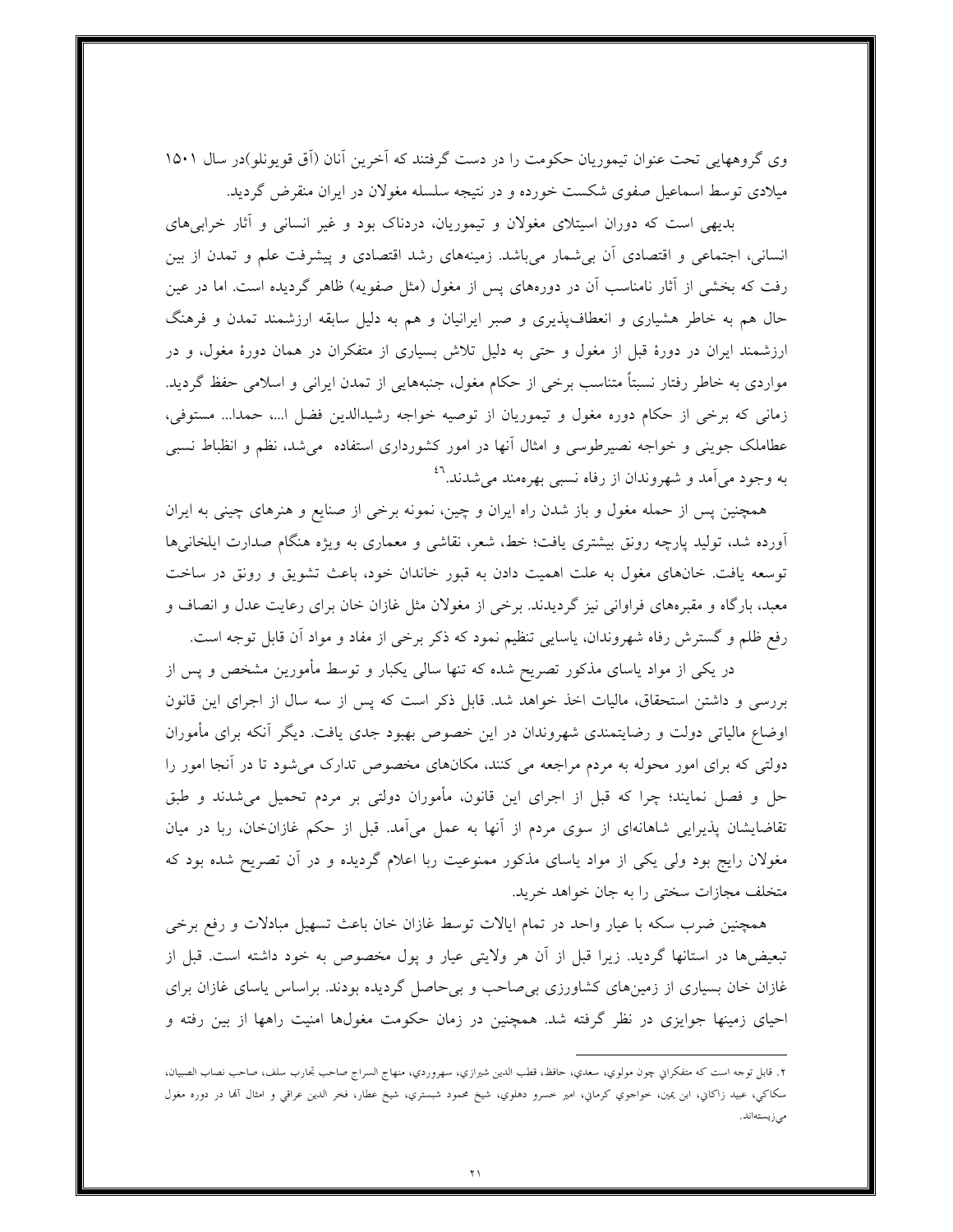وی گروههایی تحت عنوان تیموریان حکومت را در دست گرفتند که آخرین آنان (آق قویونلو)در سال ۱۵۰۱ میلادی توسط اسماعیل صفوی شکست خورده و در نتیجه سلسله مغولان در ایران منقرض گردید.

بدیهی است که دوران استیلای مغولان و تیموریان، دردناک بود و غیر انسانی و آثار خرابی‌های انسانی، اجتماعی و اقتصادی آن بی‌شمار می‌باشد. زمینه‌های رشد اقتصادی و پیشرفت علم و تمدن از بین رفت که بخشی از آثار نامناسب آن در دوره‌های پس از مغول (مثل صفویه) ظاهر گردیده است. اما در عین حال هم به خاطر هشیاری و انعطاف‌پذیری و صبر ایرانیان و هم به دلیل سابقه ارزشمند تمدن و فرهنگ ارزشمند ایران در دورهٔ قبل از مغول و حتی به دلیل تلاش بسیاری از متفکران در همان دورهٔ مغول، و در مواردی به خاطر رفتار نسبتاً متناسب برخی از حکام مغول، جنبه‌هایی از تمدن ایرانی و اسلامی حفظ گردید. زمانی که برخی از حکام دوره مغول و تیموریان از توصیه خواجه رشیدالدین فضل ا...، حمدا... مستوفی، عطاملک جوینی و خواجه نصیرطوسی و امثال آنها در امور کشورداری استفاده می‌شد، نظم و انظباط نسبی به وجود می‌آمد و شهروندان از رفاه نسبی بهره‌مند می‌شدند.[46]

همچنین پس از حمله مغول و باز شدن راه ایران و چین، نمونه برخی از صنایع و هنرهای چینی به ایران آورده شد، تولید پارچه رونق بیشتری یافت؛ خط، شعر، نقاشی و معماری به ویژه هنگام صدارت ایلخانی‌ها توسعه یافت. خان‌های مغول به علت اهمیت دادن به قبور خاندان خود، باعث تشویق و رونق در ساخت معبد، بارگاه و مقبره‌های فراوانی نیز گردیدند. برخی از مغولان مثل غازان خان برای رعایت عدل و انصاف و رفع ظلم و گسترش رفاه شهروندان، یاسایی تنظیم نمود که ذکر برخی از مفاد و مواد آن قابل توجه است.

در یکی از مواد یاسای مذکور تصریح شده که تنها سالی یکبار و توسط مأمورین مشخص و پس از بررسی و داشتن استحقاق، مالیات اخذ خواهد شد. قابل ذکر است که پس از سه سال از اجرای این قانون اوضاع مالیاتی دولت و رضایتمندی شهروندان در این خصوص بهبود جدی یافت. دیگر آنکه برای مأموران دولتی که برای امور محوله به مردم مراجعه می کنند، مکان‌های مخصوص تدارک می‌شود تا در آنجا امور را حل و فصل نمایند؛ چرا که قبل از اجرای این قانون، مأموران دولتی بر مردم تحمیل می‌شدند و طبق تقاضایشان پذیرایی شاهانه‌ای از سوی مردم از آنها به عمل می‌آمد. قبل از حکم غازان‌خان، ربا در میان مغولان رایج بود ولی یکی از مواد یاسای مذکور ممنوعیت ربا اعلام گردیده و در آن تصریح شده بود که متخلف مجازات سختی را به جان خواهد خرید.

همچنین ضرب سکه با عیار واحد در تمام ایالات توسط غازان خان باعث تسهیل مبادلات و رفع برخی تبعیض‌ها در استانها گردید. زیرا قبل از آن هر ولایتی عیار و پول مخصوص به خود داشته است. قبل از غازان خان بسیاری از زمین‌های کشاورزی بی‌صاحب و بی‌حاصل گردیده بودند. براساس یاسای غازان برای احیای زمینها جوایزی در نظر گرفته شد. همچنین در زمان حکومت مغولها امنیت راهها از بین رفته و

---

۲. قابل توجه است كه متفكراني چون مولوي، سعدي، حافظ، قطب الدين شيرازي، سهروردي، منهاج السراج صاحب تجارب سلف، صاحب نصاب الصبيان، سكاكي، عبيد زاكاني، ابن يمين، خواجوي كرماني، امير خسرو دهلوي، شيخ محمود شبستري، شيخ عطار، فخر الدين عراقي و امثال آنها در دوره مغول مي‌زيسته‌اند.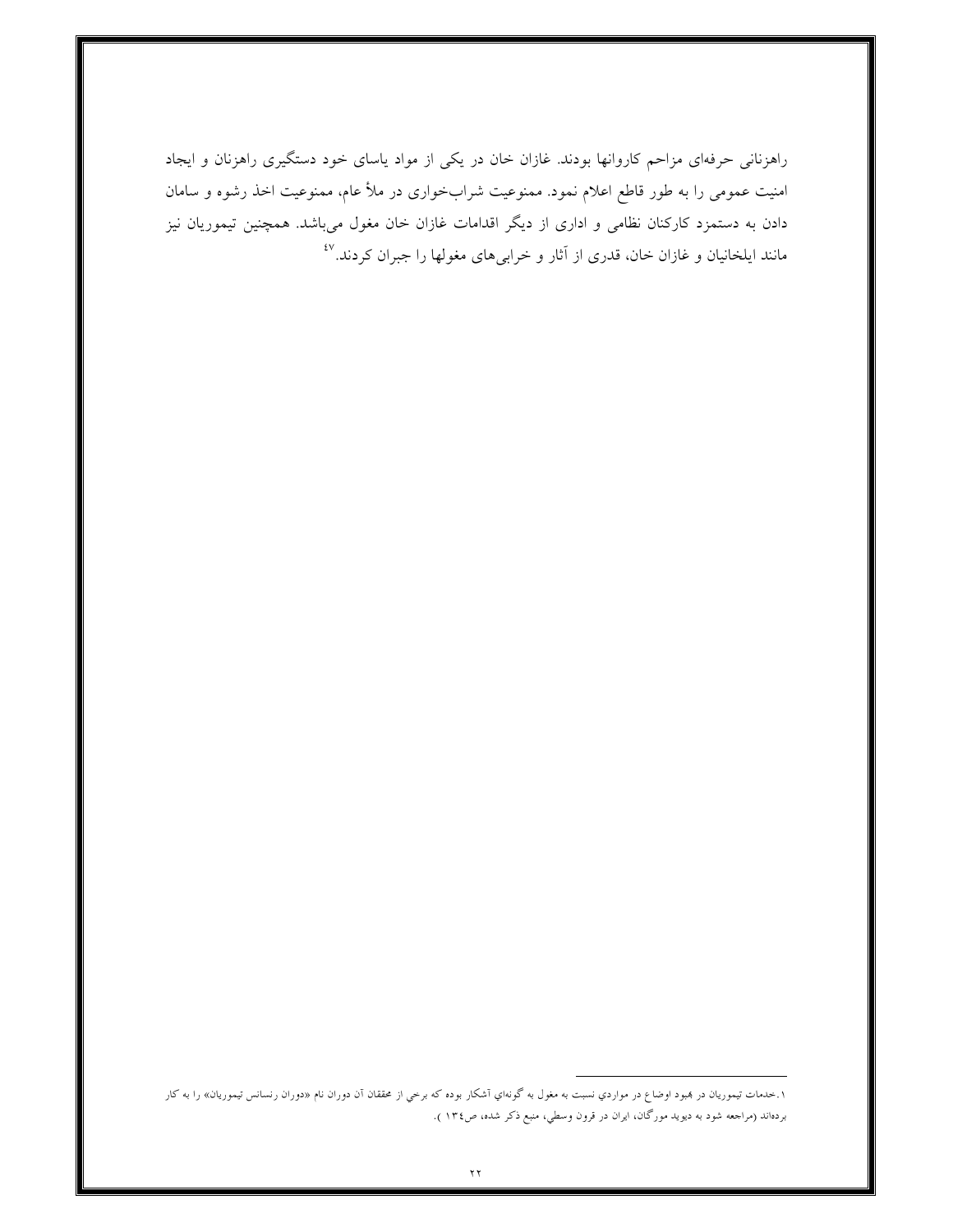راهزنانی حرفه‌ای مزاحم کاروانها بودند. غازان خان در یکی از مواد یاسای خود دستگیری راهزنان و ایجاد امنیت عمومی را به طور قاطع اعلام نمود. ممنوعیت شراب‌خواری در ملأ عام، ممنوعیت اخذ رشوه و سامان دادن به دستمزد کارکنان نظامی و اداری از دیگر اقدامات غازان خان مغول می‌باشد. همچنین تیموریان نیز مانند ایلخانیان و غازان خان، قدری از آثار و خرابی‌های مغولها را جبران کردند.[٤٧]

---

١.خدمات تیموریان در بهبود اوضاع در مواردي نسبت به مغول به گونه‌اي آشکار بوده که برخي از محققان آن دوران نام «دوران رنسانس تیموریان» را به کار برده‌اند (مراجعه شود به دیوید مورگان، ایران در قرون وسطي، منبع ذکر شده، ص١٣٤ ).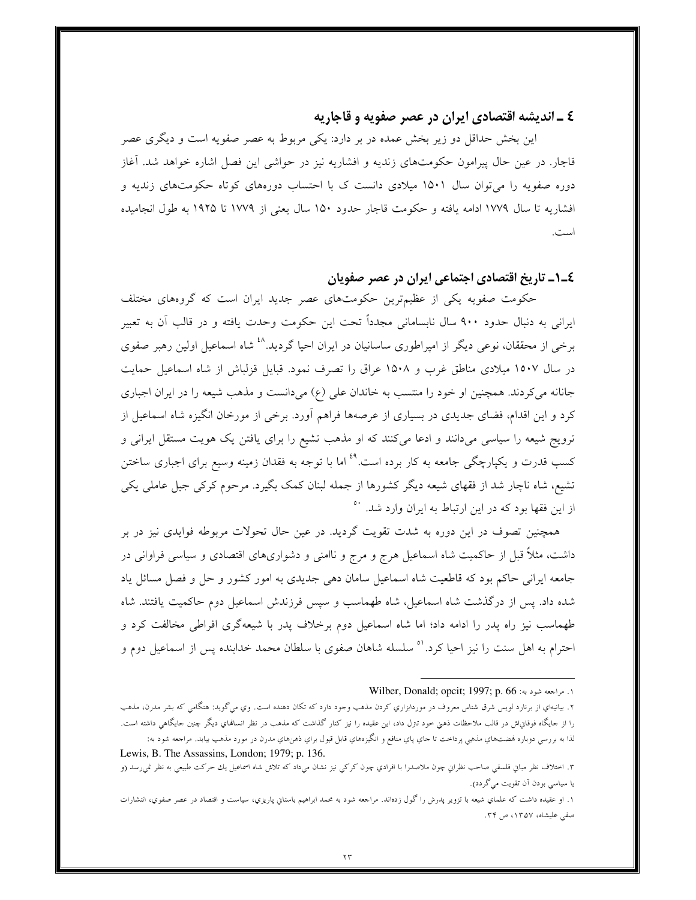## ٤ ـ اندیشه اقتصادی ایران در عصر صفویه و قاجاریه

این بخش حداقل دو زیر بخش عمده در بر دارد: یکی مربوط به عصر صفویه است و دیگری عصر قاجار. در عین حال پیرامون حکومت‌های زندیه و افشاریه نیز در حواشی این فصل اشاره خواهد شد. آغاز دوره صفویه را می‌توان سال ۱۵۰۱ میلادی دانست ک با احتساب دوره‌های کوتاه حکومت‌های زندیه و افشاریه تا سال ۱۷۷۹ ادامه یافته و حکومت قاجار حدود ۱۵۰ سال یعنی از ۱۷۷۹ تا ۱۹۲۵ به طول انجامیده است.

### ٤ـ۱ـ تاریخ اقتصادی اجتماعی ایران در عصر صفویان

حکومت صفویه یکی از عظیم‌ترین حکومت‌های عصر جدید ایران است که گروه‌های مختلف ایرانی به دنبال حدود ۹۰۰ سال نابسامانی مجدداً تحت این حکومت وحدت یافته و در قالب آن به تعبیر برخی از محققان، نوعی دیگر از امپراطوری ساسانیان در ایران احیا گردید.[48] شاه اسماعیل اولین رهبر صفوی در سال ۱۵۰۷ میلادی مناطق غرب و ۱۵۰۸ عراق را تصرف نمود. قبایل قزلباش از شاه اسماعیل حمایت جانانه می‌کردند. همچنین او خود را منتسب به خاندان علی (ع) می‌دانست و مذهب شیعه را در ایران اجباری کرد و این اقدام، فضای جدیدی در بسیاری از عرصه‌ها فراهم آورد. برخی از مورخان انگیزه شاه اسماعیل از ترویج شیعه را سیاسی می‌دانند و ادعا می‌کنند که او مذهب تشیع را برای یافتن یک هویت مستقل ایرانی و کسب قدرت و یکپارچگی جامعه به کار برده است.[49] اما با توجه به فقدان زمینه وسیع برای اجباری ساختن تشیع، شاه ناچار شد از فقهای شیعه دیگر کشورها از جمله لبنان کمک بگیرد. مرحوم کرکی جبل عاملی یکی از این فقها بود که در این ارتباط به ایران وارد شد.[50]

همچنین تصوف در این دوره به شدت تقویت گردید. در عین حال تحولات مربوطه فوایدی نیز در بر داشت، مثلاً قبل از حاکمیت شاه اسماعیل هرج و مرج و ناامنی و دشواری‌های اقتصادی و سیاسی فراوانی در جامعه ایرانی حاکم بود که قاطعیت شاه اسماعیل سامان دهی جدیدی به امور کشور و حل و فصل مسائل یاد شده داد. پس از درگذشت شاه اسماعیل، شاه طهماسب و سپس فرزندش اسماعیل دوم حاکمیت یافتند. شاه طهماسب نیز راه پدر را ادامه داد؛ اما شاه اسماعیل دوم برخلاف پدر با شیعه‌گری افراطی مخالفت کرد و احترام به اهل سنت را نیز احیا کرد.[51] سلسله شاهان صفوی با سلطان محمد خدابنده پس از اسماعیل دوم و

---

۱. مراجعه شود به: Wilber, Donald; opcit; 1997; p. 66

۲. بیانیه‌ای از برنارد لویس شرق شناس معروف در موردابزاری کردن مذهب وجود دارد که تکان دهنده است. وی می‌گوید: هنگامی که بشر مدرن، مذهب را از جایگاه فوقانی‌اش در قالب ملاحظات ذهنی خود تنزل داد، این عقیده را نیز کنار گذاشت که مذهب در نظر انسانهای دیگر چنین جایگاهی داشته است. لذا به بررسی دوباره نهضت‌های مذهبی پرداخت تا جای پای منافع و انگیزه‌های قابل قبول برای ذهن‌های مدرن در مورد مذهب بیابد. مراجعه شود به:
Lewis, B. The Assassins, London; 1979; p. 136.

۳. اختلاف نظر مبانی فلسفی صاحب نظرانی چون ملاصدرا با افرادی چون کرکی نیز نشان می‌داد که تلاش شاه اسماعیل یك حرکت طبیعی به نظر نمی‌رسد (و یا سیاسی بودن آن تقویت می‌گردد).

۱. او عقیده داشت که علمای شیعه با تزویر پدرش را گول زده‌اند. مراجعه شود به محمد ابراهیم باستانی پاریزی، سیاست و اقتصاد در عصر صفوی، انتشارات صفی علیشاه، ۱۳۵۷، ص ۳۴.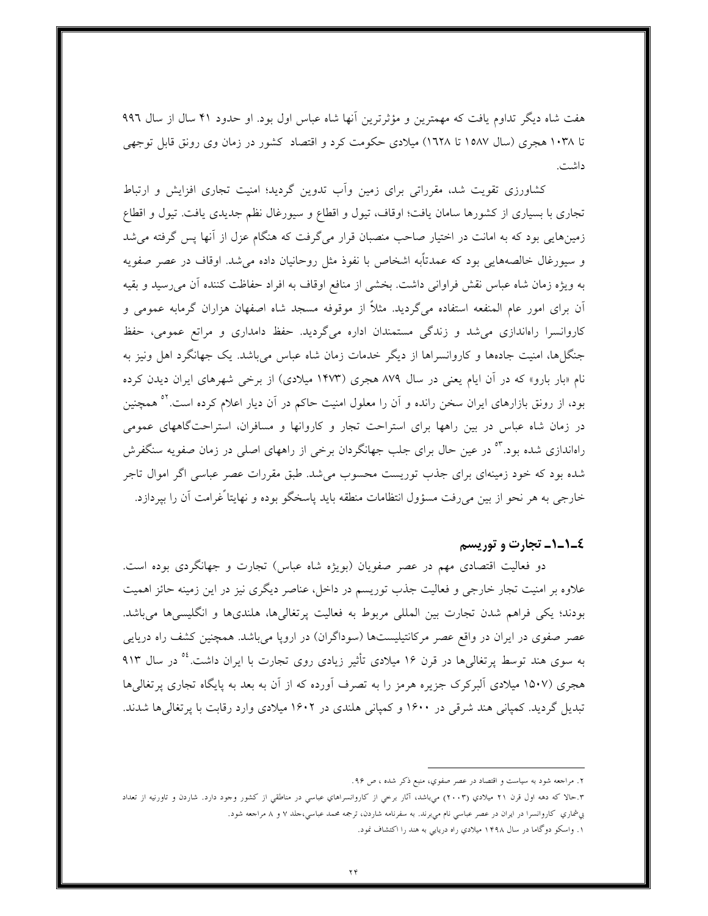هفت شاه دیگر تداوم یافت که مهمترین و مؤثرترین آنها شاه عباس اول بود. او حدود ۴۱ سال از سال ۹۹٦ تا ۱۰۳۸ هجری (سال ۱۵۸۷ تا ۱٦۲۸) میلادی حکومت کرد و اقتصاد کشور در زمان وی رونق قابل توجهی داشت.

کشاورزی تقویت شد، مقرراتی برای زمین وآب تدوین گردید؛ امنیت تجاری افزایش و ارتباط تجاری با بسیاری از کشورها سامان یافت؛ اوقاف، تیول و اقطاع و سیورغال نظم جدیدی یافت. تیول و اقطاع زمین‌هایی بود که به امانت در اختیار صاحب منصبان قرار می‌گرفت که هنگام عزل از آنها پس گرفته می‌شد و سیورغال خالصه‌هایی بود که عمدتاًبه اشخاص با نفوذ مثل روحانیان داده می‌شد. اوقاف در عصر صفویه به ویژه زمان شاه عباس نقش فراوانی داشت. بخشی از منافع اوقاف به افراد حفاظت کننده آن می‌رسید و بقیه آن برای امور عام المنفعه استفاده می‌گردید. مثلاً از موقوفه مسجد شاه اصفهان هزاران گرمابه عمومی و کاروانسرا راه‌اندازی می‌شد و زندگی مستمندان اداره می‌گردید. حفظ دامداری و مراتع عمومی، حفظ جنگل‌ها، امنیت جاده‌ها و کاروانسراها از دیگر خدمات زمان شاه عباس می‌باشد. یک جهانگرد اهل ونیز به نام «بار بارو» که در آن ایام یعنی در سال ۸۷۹ هجری (۱۴۷۳ میلادی) از برخی شهرهای ایران دیدن کرده بود، از رونق بازارهای ایران سخن رانده و آن را معلول امنیت حاکم در آن دیار اعلام کرده است.[۲] همچنین در زمان شاه عباس در بین راهها برای استراحت تجار و کاروانها و مسافران، استراحت‌گاههای عمومی راه‌اندازی شده بود.[۳] در عین حال برای جلب جهانگردان برخی از راههای اصلی در زمان صفویه سنگفرش شده بود که خود زمینه‌ای برای جذب توریست محسوب می‌شد. طبق مقررات عصر عباسی اگر اموال تاجر خارجی به هر نحو از بین می‌رفت مسؤول انتظامات منطقه باید پاسخگو بوده و نهایتاً غرامت آن را بپردازد.

### ٤ـ۱ـ۱ـ تجارت و توریسم

دو فعالیت اقتصادی مهم در عصر صفویان (بویژه شاه عباس) تجارت و جهانگردی بوده است. علاوه بر امنیت تجار خارجی و فعالیت جذب توریسم در داخل، عناصر دیگری نیز در این زمینه حائز اهمیت بودند؛ یکی فراهم شدن تجارت بین المللی مربوط به فعالیت پرتغالی‌ها، هلندی‌ها و انگلیسی‌ها می‌باشد. عصر صفوی در ایران در واقع عصر مرکانتیلیست‌ها (سوداگران) در اروپا می‌باشد. همچنین کشف راه دریایی به سوی هند توسط پرتغالی‌ها در قرن ۱٦ میلادی تأثیر زیادی روی تجارت با ایران داشت.[٤] در سال ۹۱۳ هجری (۱۵۰۷ میلادی آلبرکرک جزیره هرمز را به تصرف آورده که از آن به بعد به پایگاه تجاری پرتغالی‌ها تبدیل گردید. کمپانی هند شرقی در ۱٦۰۰ و کمپانی هلندی در ۱٦۰۲ میلادی وارد رقابت با پرتغالی‌ها شدند.

---

۲. مراجعه شود به سیاست و اقتصاد در عصر صفوی، منبع ذکر شده ، ص ۹٦.

۳.حالا که دهه اول قرن ۲۱ میلادی (۲۰۰۳) می‌باشد، آثار برخی از کاروانسراهای عباسی در مناطقی از کشور وجود دارد. شاردن و تاورنیه از تعداد بی‌شماری کاروانسرا در ایران در عصر عباسی نام می‌برند. به سفرنامه شاردن، ترجمه محمد عباسی،جلد ۷ و ۸ مراجعه شود.

۱. واسکو دوگاما در سال ۱۴۹۸ میلادی راه دریایی به هند را اکتشاف نمود.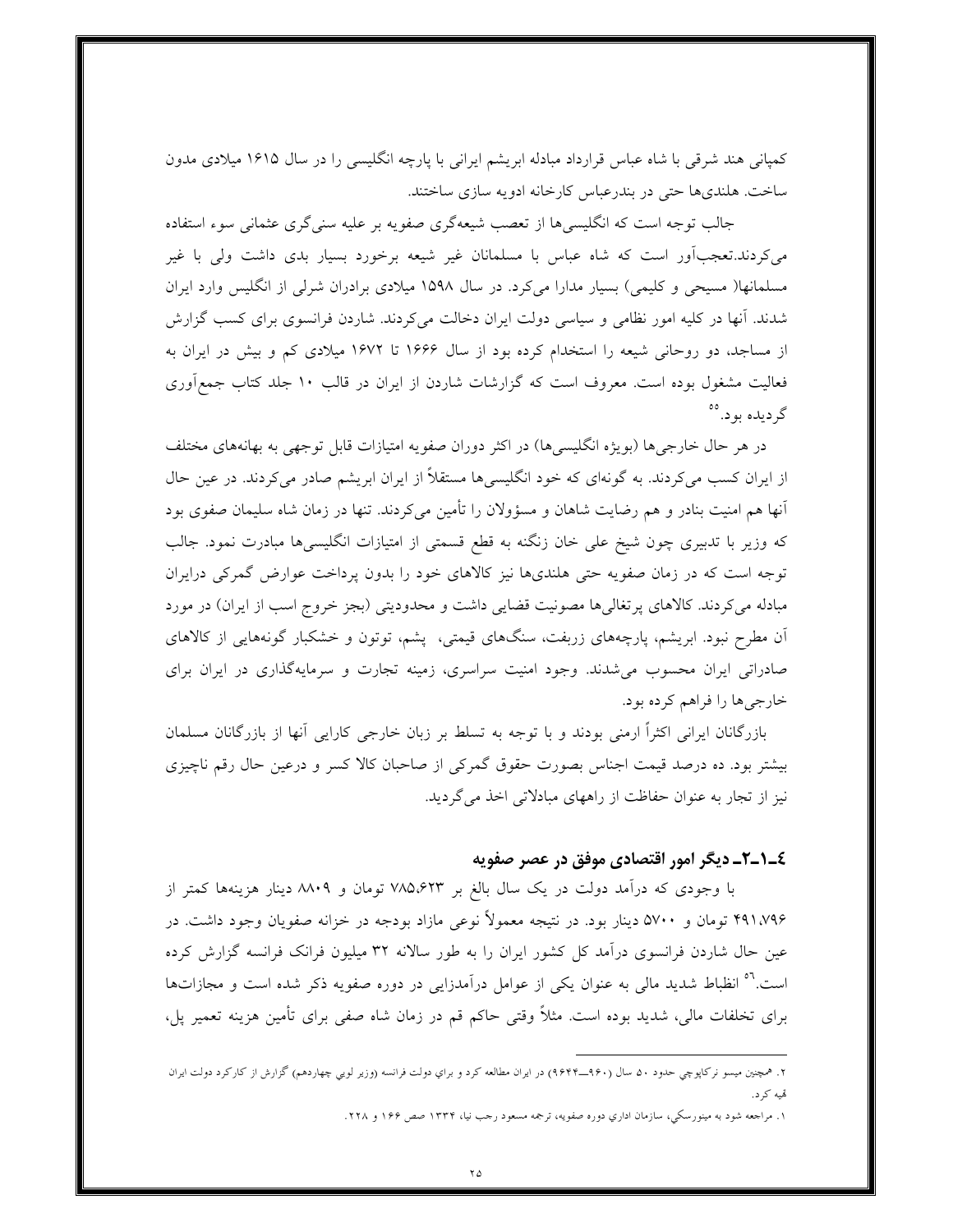کمپانی هند شرقی با شاه عباس قرارداد مبادله ابریشم ایرانی با پارچه انگلیسی را در سال ۱۶۱۵ میلادی مدون ساخت. هلندی‌ها حتی در بندرعباس کارخانه ادویه سازی ساختند.

جالب توجه است که انگلیسی‌ها از تعصب شیعه‌گری صفویه بر علیه سنی‌گری عثمانی سوء استفاده می‌کردند.تعجب‌آور است که شاه عباس با مسلمانان غیر شیعه برخورد بسیار بدی داشت ولی با غیر مسلمانها( مسیحی و کلیمی) بسیار مدارا می‌کرد. در سال ۱۵۹۸ میلادی برادران شرلی از انگلیس وارد ایران شدند. آنها در کلیه امور نظامی و سیاسی دولت ایران دخالت می‌کردند. شاردن فرانسوی برای کسب گزارش از مساجد، دو روحانی شیعه را استخدام کرده بود از سال ۱۶۶۶ تا ۱۶۷۲ میلادی کم و بیش در ایران به فعالیت مشغول بوده است. معروف است که گزارشات شاردن از ایران در قالب ۱۰ جلد کتاب جمع‌آوری گردیده بود.[۵۵]

در هر حال خارجی‌ها (بویژه انگلیسی‌ها) در اکثر دوران صفویه امتیازات قابل توجهی به بهانه‌های مختلف از ایران کسب می‌کردند. به گونه‌ای که خود انگلیسی‌ها مستقلاً از ایران ابریشم صادر می‌کردند. در عین حال آنها هم امنیت بنادر و هم رضایت شاهان و مسؤولان را تأمین می‌کردند. تنها در زمان شاه سلیمان صفوی بود که وزیر با تدبیری چون شیخ علی خان زنگنه به قطع قسمتی از امتیازات انگلیسی‌ها مبادرت نمود. جالب توجه است که در زمان صفویه حتی هلندی‌ها نیز کالاهای خود را بدون پرداخت عوارض گمرکی درایران مبادله می‌کردند. کالاهای پرتغالی‌ها مصونیت قضایی داشت و محدودیتی (بجز خروج اسب از ایران) در مورد آن مطرح نبود. ابریشم، پارچه‌های زربفت، سنگ‌های قیمتی، پشم، توتون و خشکبار گونه‌هایی از کالاهای صادراتی ایران محسوب می‌شدند. وجود امنیت سراسری، زمینه تجارت و سرمایه‌گذاری در ایران برای خارجی‌ها را فراهم کرده بود.

بازرگانان ایرانی اکثراً ارمنی بودند و با توجه به تسلط بر زبان خارجی کارایی آنها از بازرگانان مسلمان بیشتر بود. ده درصد قیمت اجناس بصورت حقوق گمرکی از صاحبان کالا کسر و درعین حال رقم ناچیزی نیز از تجار به عنوان حفاظت از راههای مبادلاتی اخذ می‌گردید.

### ٤ـ۱ـ۲ـ دیگر امور اقتصادی موفق در عصر صفویه

با وجودی که درآمد دولت در یک سال بالغ بر ۷۸۵،۶۲۳ تومان و ۸۸۰۹ دینار هزینه‌ها کمتر از ۴۹۱،۷۹۶ تومان و ۵۷۰۰ دینار بود. در نتیجه معمولاً نوعی مازاد بودجه در خزانه صفویان وجود داشت. در عین حال شاردن فرانسوی درآمد کل کشور ایران را به طور سالانه ۳۲ میلیون فرانک فرانسه گزارش کرده است.[۵۶] انظباط شدید مالی به عنوان یکی از عوامل درآمدزایی در دوره صفویه ذکر شده است و مجازات‌ها برای تخلفات مالی، شدید بوده است. مثلاً وقتی حاکم قم در زمان شاه صفی برای تأمین هزینه تعمیر پل،

---

۲. همچنین میسو نرکاپوچی حدود ۵۰ سال (۹۶۰ـ۹۶۴۴) در ایران مطالعه کرد و برای دولت فرانسه (وزیر لویی چهاردهم) گزارش از کارکرد دولت ایران تهیه کرد.

۱. مراجعه شود به مینورسکی، سازمان اداری دوره صفویه، ترجمه مسعود رجب نیا، ۱۳۳۴ صص ۱۶۶ و ۲۲۸.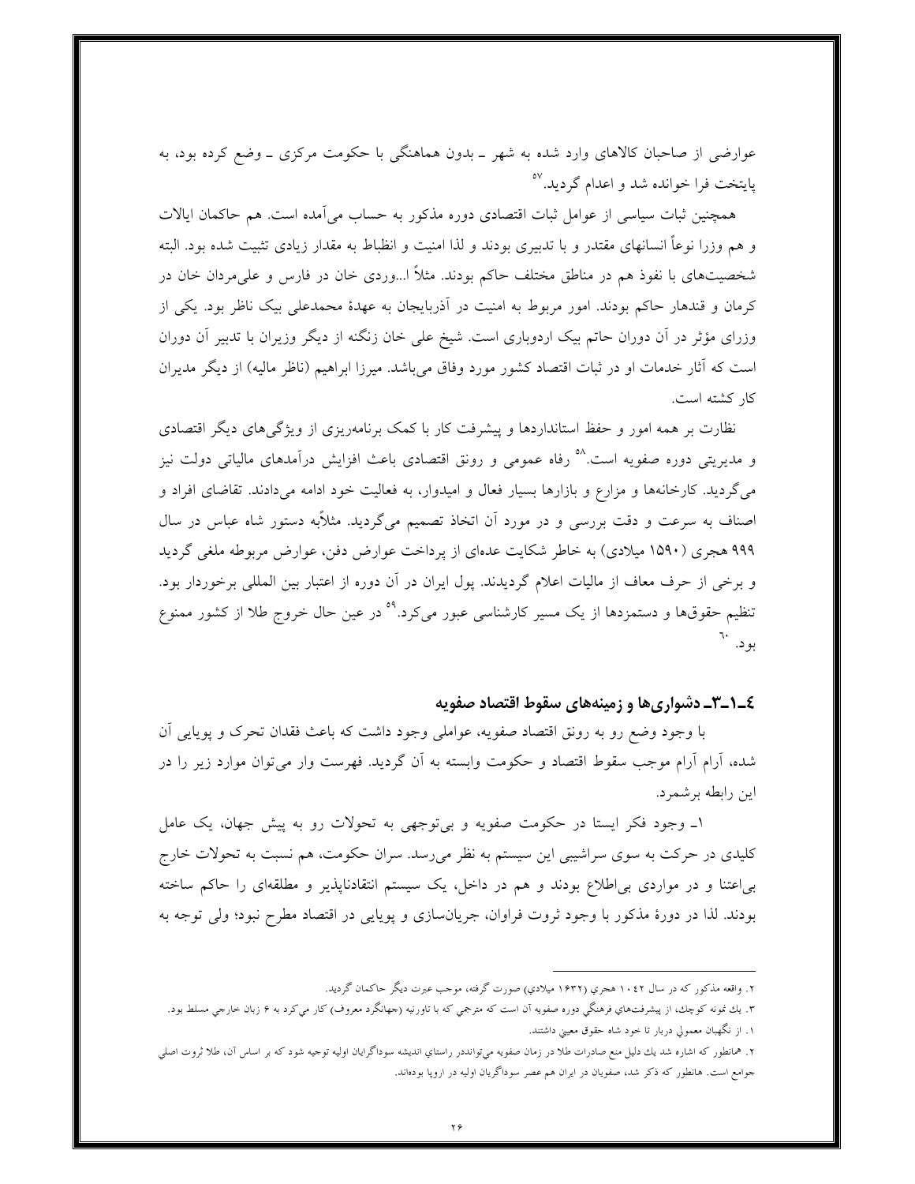عوارضی از صاحبان کالاهای وارد شده به شهر ـ بدون هماهنگی با حکومت مرکزی ـ وضع کرده بود، به پایتخت فرا خوانده شد و اعدام گردید.[۵۷]

همچنین ثبات سیاسی از عوامل ثبات اقتصادی دوره مذکور به حساب می‌آمده است. هم حاکمان ایالات و هم وزرا نوعاً انسانهای مقتدر و با تدبیری بودند و لذا امنیت و انظباط به مقدار زیادی تثبیت شده بود. البته شخصیت‌های با نفوذ هم در مناطق مختلف حاکم بودند. مثلاً ا...وردی خان در فارس و علی‌مردان خان در کرمان و قندهار حاکم بودند. امور مربوط به امنیت در آذربایجان به عهدهٔ محمدعلی بیک ناظر بود. یکی از وزرای مؤثر در آن دوران حاتم بیک اردوباری است. شیخ علی خان زنگنه از دیگر وزیران با تدبیر آن دوران است که آثار خدمات او در ثبات اقتصاد کشور مورد وفاق می‌باشد. میرزا ابراهیم (ناظر مالیه) از دیگر مدیران کار کشته است.

نظارت بر همه امور و حفظ استانداردها و پیشرفت کار با کمک برنامه‌ریزی از ویژگی‌های دیگر اقتصادی و مدیریتی دوره صفویه است.[۵۸] رفاه عمومی و رونق اقتصادی باعث افزایش درآمدهای مالیاتی دولت نیز می‌گردید. کارخانه‌ها و مزارع و بازارها بسیار فعال و امیدوار، به فعالیت خود ادامه می‌دادند. تقاضای افراد و اصناف به سرعت و دقت بررسی و در مورد آن اتخاذ تصمیم می‌گردید. مثلاًبه دستور شاه عباس در سال ۹۹۹ هجری (۱۵۹۰ میلادی) به خاطر شکایت عده‌ای از پرداخت عوارض دفن، عوارض مربوطه ملغی گردید و برخی از حرف معاف از مالیات اعلام گردیدند. پول ایران در آن دوره از اعتبار بین المللی برخوردار بود. تنظیم حقوق‌ها و دستمزدها از یک مسیر کارشناسی عبور می‌کرد.[۵۹] در عین حال خروج طلا از کشور ممنوع بود.[۶۰]

### ٤ـ۱ـ۳ـ دشواری‌ها و زمینه‌های سقوط اقتصاد صفویه

با وجود وضع رو به رونق اقتصاد صفویه، عواملی وجود داشت که باعث فقدان تحرک و پویایی آن شده، آرام آرام موجب سقوط اقتصاد و حکومت وابسته به آن گردید. فهرست وار می‌توان موارد زیر را در این رابطه برشمرد.

۱ـ وجود فکر ایستا در حکومت صفویه و بی‌توجهی به تحولات رو به پیش جهان، یک عامل کلیدی در حرکت به سوی سراشیبی این سیستم به نظر می‌رسد. سران حکومت، هم نسبت به تحولات خارج بی‌اعتنا و در مواردی بی‌اطلاع بودند و هم در داخل، یک سیستم انتقادناپذیر و مطلقه‌ای را حاکم ساخته بودند. لذا در دورهٔ مذکور با وجود ثروت فراوان، جریان‌سازی و پویایی در اقتصاد مطرح نبود؛ ولی توجه به

---

۲. واقعه مذکور که در سال ۱۰٤۲ هجری (۱۶۳۲ میلادی) صورت گرفته، موجب عبرت دیگر حاکمان گردید.

۳. یك نمونه کوچك، از پیشرفت‌های فرهنگی دوره صفویه آن است که مترجمی که با تاورنیه (جهانگرد معروف) کار می‌کرد به ۶ زبان خارجی مسلط بود.

۱. از نگهبان معمولی دربار تا خود شاه حقوق معینی داشتند.

۲. همانطور که اشاره شد یك دلیل منع صادرات طلا در زمان صفویه می‌توانددر راستای اندیشه سوداگرایان اولیه توجیه شود که بر اساس آن، طلا ثروت اصلی جوامع است. هانطور که ذکر شد، صفویان در ایران هم عصر سوداگریان اولیه در اروپا بوده‌اند.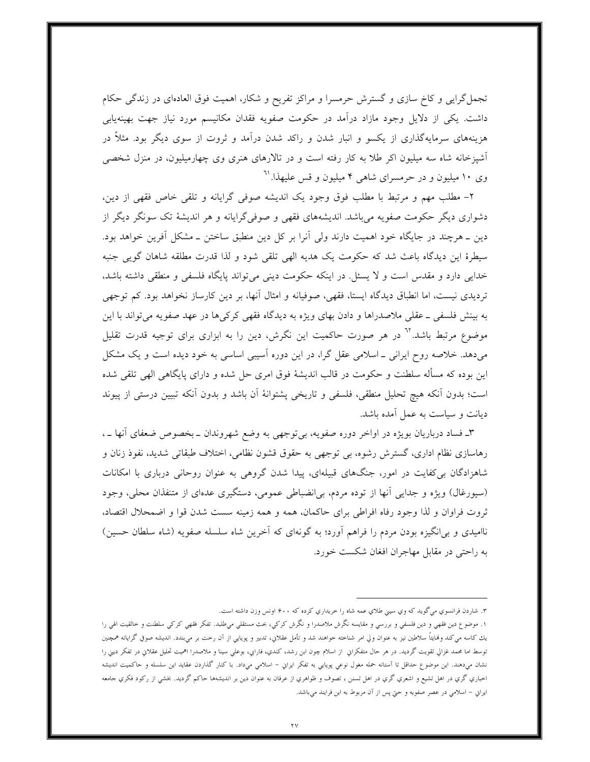تجمل‌گرایی و کاخ سازی و گسترش حرمسرا و مراکز تفریح و شکار، اهمیت فوق العاده‌ای در زندگی حکام داشت. یکی از دلایل وجود مازاد درآمد در حکومت صفویه فقدان مکانیسم مورد نیاز جهت بهینه‌یابی هزینه‌های سرمایه‌گذاری از یکسو و انبار شدن و راکد شدن درآمد و ثروت از سوی دیگر بود. مثلاً در آشپزخانه شاه سه میلیون اکر طلا به کار رفته است و در تالارهای هنری وی چهارمیلیون، در منزل شخصی وی ۱۰ میلیون و در حرمسرای شاهی ۴ میلیون و قس علیهذا.[۶۱]

۲- مطلب مهم و مرتبط با مطلب فوق وجود یک اندیشه صوفی گرایانه و تلقی خاص فقهی از دین، دشواری دیگر حکومت صفویه می‌باشد. اندیشه‌های فقهی و صوفی‌گرایانه و هر اندیشهٔ تک سونگر دیگر از دین ـ هرچند در جایگاه خود اهمیت دارند ولی آنرا بر کل دین منطبق ساختن ـ مشکل آفرین خواهد بود. سیطرهٔ این دیدگاه باعث شد که حکومت یک هدیه الهی تلقی شود و لذا قدرت مطلقه شاهان گویی جنبه خدایی دارد و مقدس است و لا یسئل. در اینکه حکومت دینی می‌تواند پایگاه فلسفی و منطقی داشته باشد، تردیدی نیست، اما انطباق دیدگاه ایستا، فقهی، صوفیانه و امثال آنها، بر دین کارساز نخواهد بود. کم توجهی به بینش فلسفی ـ عقلی ملاصدراها و دادن بهای ویژه به دیدگاه فقهی کرکی‌ها در عهد صفویه می‌تواند با این موضوع مرتبط باشد.[۶۲] در هر صورت حاکمیت این نگرش، دین را به ابزاری برای توجیه قدرت تقلیل می‌دهد. خلاصه روح ایرانی ـ اسلامی عقل گرا، در این دوره آسیبی اساسی به خود دیده است و یک مشکل این بوده که مسأله سلطنت و حکومت در قالب اندیشهٔ فوق امری حل شده و دارای پایگاهی الهی تلقی شده است؛ بدون آنکه هیچ تحلیل منطقی، فلسفی و تاریخی پشتوانهٔ آن باشد و بدون آنکه تبیین درستی از پیوند دیانت و سیاست به عمل آمده باشد.

۳ـ فساد درباریان بویژه در اواخر دوره صفویه، بی‌توجهی به وضع شهروندان ـ بخصوص ضعفای آنها ـ ، رهاسازی نظام اداری، گسترش رشوه، بی توجهی به حقوق قشون نظامی، اختلاف طبقاتی شدید، نفوذ زنان و شاهزادگان بی‌کفایت در امور، جنگ‌های قبیله‌ای، پیدا شدن گروهی به عنوان روحانی درباری با امکانات (سیورغال) ویژه و جدایی آنها از توده مردم، بی‌انضباطی عمومی، دستگیری عده‌ای از متنفذان محلی، وجود ثروت فراوان و لذا وجود رفاه افراطی برای حاکمان، همه و همه زمینه سست شدن قوا و اضمحلال اقتصاد، ناامیدی و بی‌انگیزه بودن مردم را فراهم آورد؛ به گونه‌ای که آخرین شاه سلسله صفویه (شاه سلطان حسین) به راحتی در مقابل مهاجران افغان شکست خورد.

---

۳. شاردن فرانسوی می‌گوید که وی سینی طلای عمه شاه را خریداری کرده که ۶۰۰ اونس وزن داشته است.

۱. موضوع دین فقهی و دین فلسفی و بررسی و مقایسه نگرش ملاصدرا و نگرش کرکی، بحث مستقلی می‌طلبد. تفکر فقهی کرکی سلطنت و خالقیت الهی را یك کاسه می‌کند ونهایتاً سلاطین نیز به عنوان ولی امر شناخته خواهند شد و تأمل عقلائی، تدبیر و پویایی از آن رخت بر می‌بندد. اندیشه صوفی گرایانه همچنین توسط اما محمد غزالی تقویت گردید. در هر حال متفکرانی از اسلام چون ابن رشد، کندی، فارابی، بوعلی سینا و ملاصدرا اهمیت تحلیل عقلائی در تفکر دینی را نشان می‌دهند. این موضوع حداقل تا آستانه حمله مغول نوعی پویایی به تفکر ایرانی - اسلامی می‌داد. با کنار گذاردن عقاید این سلسله و حاکمیت اندیشه اخباری گری در اهل تشیع و اشعری گری در اهل تسنن ، تصوف و ظاهری از عرفان به عنوان دین بر اندیشه‌ها حاکم گردید. بخشی از رکود فکری جامعه ایرانی - اسلامی در عصر صفویه و حتی پس از آن مربوط به این فرایند می‌باشد.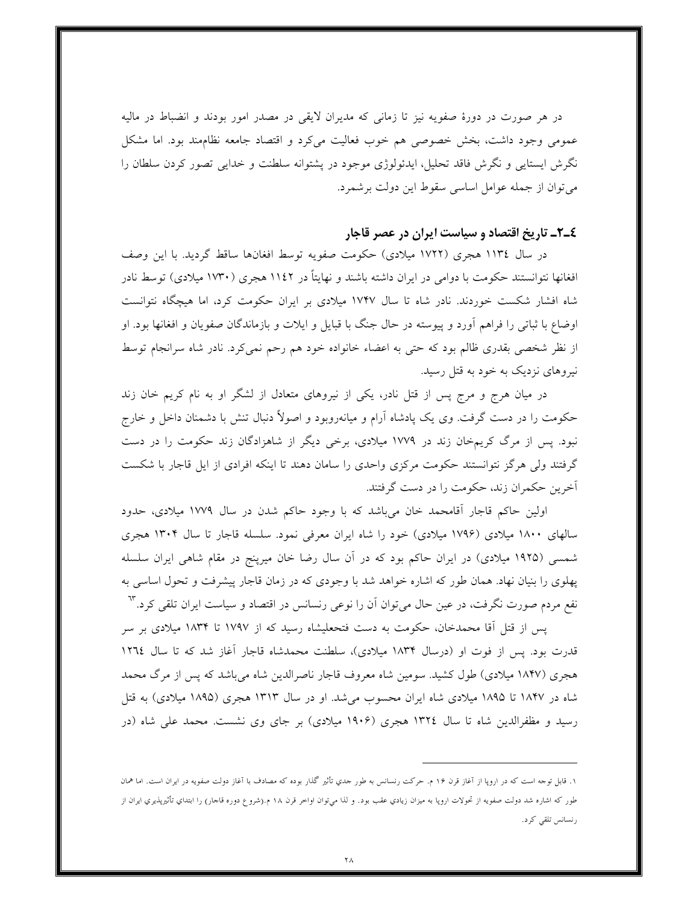در هر صورت در دورهٔ صفویه نیز تا زمانی که مدیران لایقی در مصدر امور بودند و انضباط در مالیه عمومی وجود داشت، بخش خصوصی هم خوب فعالیت می‌کرد و اقتصاد جامعه نظام‌مند بود. اما مشکل نگرش ایستایی و نگرش فاقد تحلیل، ایدئولوژی موجود در پشتوانه سلطنت و خدایی تصور کردن سلطان را می‌توان از جمله عوامل اساسی سقوط این دولت برشمرد.

## ٤ـ۲ـ تاریخ اقتصاد و سیاست ایران در عصر قاجار

در سال ١١٣٤ هجری (١٧٢٢ میلادی) حکومت صفویه توسط افغان‌ها ساقط گردید. با این وصف افغانها نتوانستند حکومت با دوامی در ایران داشته باشند و نهایتاً در ١١٤٢ هجری (١٧٣٠ میلادی) توسط نادر شاه افشار شکست خوردند. نادر شاه تا سال ١٧٤٧ میلادی بر ایران حکومت کرد، اما هیچگاه نتوانست اوضاع با ثباتی را فراهم آورد و پیوسته در حال جنگ با قبایل و ایلات و بازماندگان صفویان و افغانها بود. او از نظر شخصی بقدری ظالم بود که حتی به اعضاء خانواده خود هم رحم نمی‌کرد. نادر شاه سرانجام توسط نیروهای نزدیک به خود به قتل رسید.

در میان هرج و مرج پس از قتل نادر، یکی از نیروهای متعادل از لشگر او به نام کریم خان زند حکومت را در دست گرفت. وی یک پادشاه آرام و میانه‌روبود و اصولاً دنبال تنش با دشمنان داخل و خارج نبود. پس از مرگ کریم‌خان زند در ١٧٧٩ میلادی، برخی دیگر از شاهزادگان زند حکومت را در دست گرفتند ولی هرگز نتوانستند حکومت مرکزی واحدی را سامان دهند تا اینکه افرادی از ایل قاجار با شکست آخرین حکمران زند، حکومت را در دست گرفتند.

اولین حاکم قاجار آقامحمد خان می‌باشد که با وجود حاکم شدن در سال ١٧٧٩ میلادی، حدود سالهای ١٨٠٠ میلادی (١٧٩٦ میلادی) خود را شاه ایران معرفی نمود. سلسله قاجار تا سال ١٣٠۴ هجری شمسی (١٩٢٥ میلادی) در ایران حاکم بود که در آن سال رضا خان میرپنج در مقام شاهی ایران سلسله پهلوی را بنیان نهاد. همان طور که اشاره خواهد شد با وجودی که در زمان قاجار پیشرفت و تحول اساسی به نفع مردم صورت نگرفت، در عین حال می‌توان آن را نوعی رنسانس در اقتصاد و سیاست ایران تلقی کرد.[٦٣]

پس از قتل آقا محمدخان، حکومت به دست فتحعلیشاه رسید که از ١٧٩٧ تا ١٨٣۴ میلادی بر سر قدرت بود. پس از فوت او (درسال ١٨٣۴ میلادی)، سلطنت محمدشاه قاجار آغاز شد که تا سال ١٢٦٤ هجری (١٨٤٧ میلادی) طول کشید. سومین شاه معروف قاجار ناصرالدین شاه می‌باشد که پس از مرگ محمد شاه در ١٨٤٧ تا ١٨٩٥ میلادی شاه ایران محسوب می‌شد. او در سال ١٣١٣ هجری (١٨٩٥ میلادی) به قتل رسید و مظفرالدین شاه تا سال ١٣٢٤ هجری (١٩٠٦ میلادی) بر جای وی نشست. محمد علی شاه (در

---

١. قابل توجه است که در اروپا از آغاز قرن ١٦ م. حرکت رنسانس به طور جدی تأثیر گذار بوده که مصادف با آغاز دولت صفویه در ایران است. اما همان طور که اشاره شد دولت صفویه از تحولات اروپا به میزان زیادی عقب بود. و لذا می‌توان اواخر قرن ١٨ م.(شروع دوره قاجار) را ابتدای تأثیرپذیری ایران از رنسانس تلقی کرد.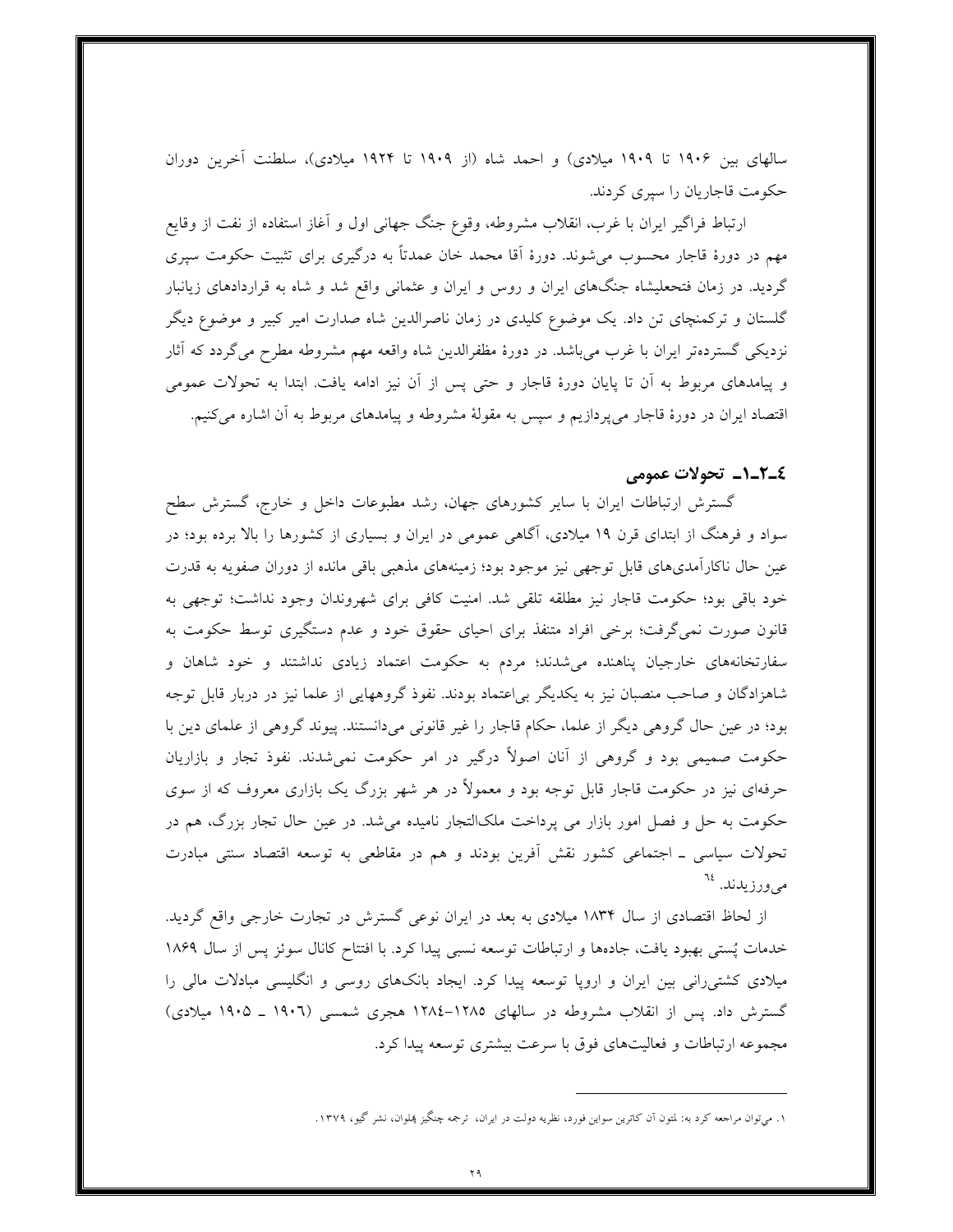سالهای بین ۱۹۰۶ تا ۱۹۰۹ میلادی) و احمد شاه (از ۱۹۰۹ تا ۱۹۲۴ میلادی)، سلطنت آخرین دوران حکومت قاجاریان را سپری کردند.

ارتباط فراگیر ایران با غرب، انقلاب مشروطه، وقوع جنگ جهانی اول و آغاز استفاده از نفت از وقایع مهم در دورهٔ قاجار محسوب می‌شوند. دورهٔ آقا محمد خان عمدتاً به درگیری برای تثبیت حکومت سپری گردید. در زمان فتحعلیشاه جنگ‌های ایران و روس و ایران و عثمانی واقع شد و شاه به قراردادهای زیانبار گلستان و ترکمنچای تن داد. یک موضوع کلیدی در زمان ناصرالدین شاه صدارت امیر کبیر و موضوع دیگر نزدیکی گسترده‌تر ایران با غرب می‌باشد. در دورهٔ مظفرالدین شاه واقعه مهم مشروطه مطرح می‌گردد که آثار و پیامدهای مربوط به آن تا پایان دورهٔ قاجار و حتی پس از آن نیز ادامه یافت. ابتدا به تحولات عمومی اقتصاد ایران در دورهٔ قاجار می‌پردازیم و سپس به مقولهٔ مشروطه و پیامدهای مربوط به آن اشاره می‌کنیم.

### ٤ـ۲ـ۱ـ تحولات عمومی

گسترش ارتباطات ایران با سایر کشورهای جهان، رشد مطبوعات داخل و خارج، گسترش سطح سواد و فرهنگ از ابتدای قرن ۱۹ میلادی، آگاهی عمومی در ایران و بسیاری از کشورها را بالا برده بود؛ در عین حال ناکارآمدی‌های قابل توجهی نیز موجود بود؛ زمینه‌های مذهبی باقی مانده از دوران صفویه به قدرت خود باقی بود؛ حکومت قاجار نیز مطلقه تلقی شد. امنیت کافی برای شهروندان وجود نداشت؛ توجهی به قانون صورت نمی‌گرفت؛ برخی افراد متنفذ برای احیای حقوق خود و عدم دستگیری توسط حکومت به سفارتخانه‌های خارجیان پناهنده می‌شدند؛ مردم به حکومت اعتماد زیادی نداشتند و خود شاهان و شاهزادگان و صاحب منصبان نیز به یکدیگر بی‌اعتماد بودند. نفوذ گروههایی از علما نیز در دربار قابل توجه بود؛ در عین حال گروهی دیگر از علما، حکام قاجار را غیر قانونی می‌دانستند. پیوند گروهی از علمای دین با حکومت صمیمی بود و گروهی از آنان اصولاً درگیر در امر حکومت نمی‌شدند. نفوذ تجار و بازاریان حرفه‌ای نیز در حکومت قاجار قابل توجه بود و معمولاً در هر شهر بزرگ یک بازاری معروف که از سوی حکومت به حل و فصل امور بازار می پرداخت ملک‌التجار نامیده می‌شد. در عین حال تجار بزرگ، هم در تحولات سیاسی ـ اجتماعی کشور نقش آفرین بودند و هم در مقاطعی به توسعه اقتصاد سنتی مبادرت می‌ورزیدند.[٦٤]

از لحاظ اقتصادی از سال ۱۸۳۴ میلادی به بعد در ایران نوعی گسترش در تجارت خارجی واقع گردید. خدمات پُستی بهبود یافت، جاده‌ها و ارتباطات توسعه نسبی پیدا کرد. با افتتاح کانال سوئز پس از سال ۱۸۶۹ میلادی کشتی‌رانی بین ایران و اروپا توسعه پیدا کرد. ایجاد بانک‌های روسی و انگلیسی مبادلات مالی را گسترش داد. پس از انقلاب مشروطه در سالهای ۱۲۸۵-۱۲۸٤ هجری شمسی (۱۹۰٦ ـ ۱۹۰۵ میلادی) مجموعه ارتباطات و فعالیت‌های فوق با سرعت بیشتری توسعه پیدا کرد.

---

۱. می‌توان مراجعه کرد به: لمتون آن کاترین سواین فورد، نظریه دولت در ایران، ترجمه چنگیز پهلوان، نشر گیو، ۱۳۷۹.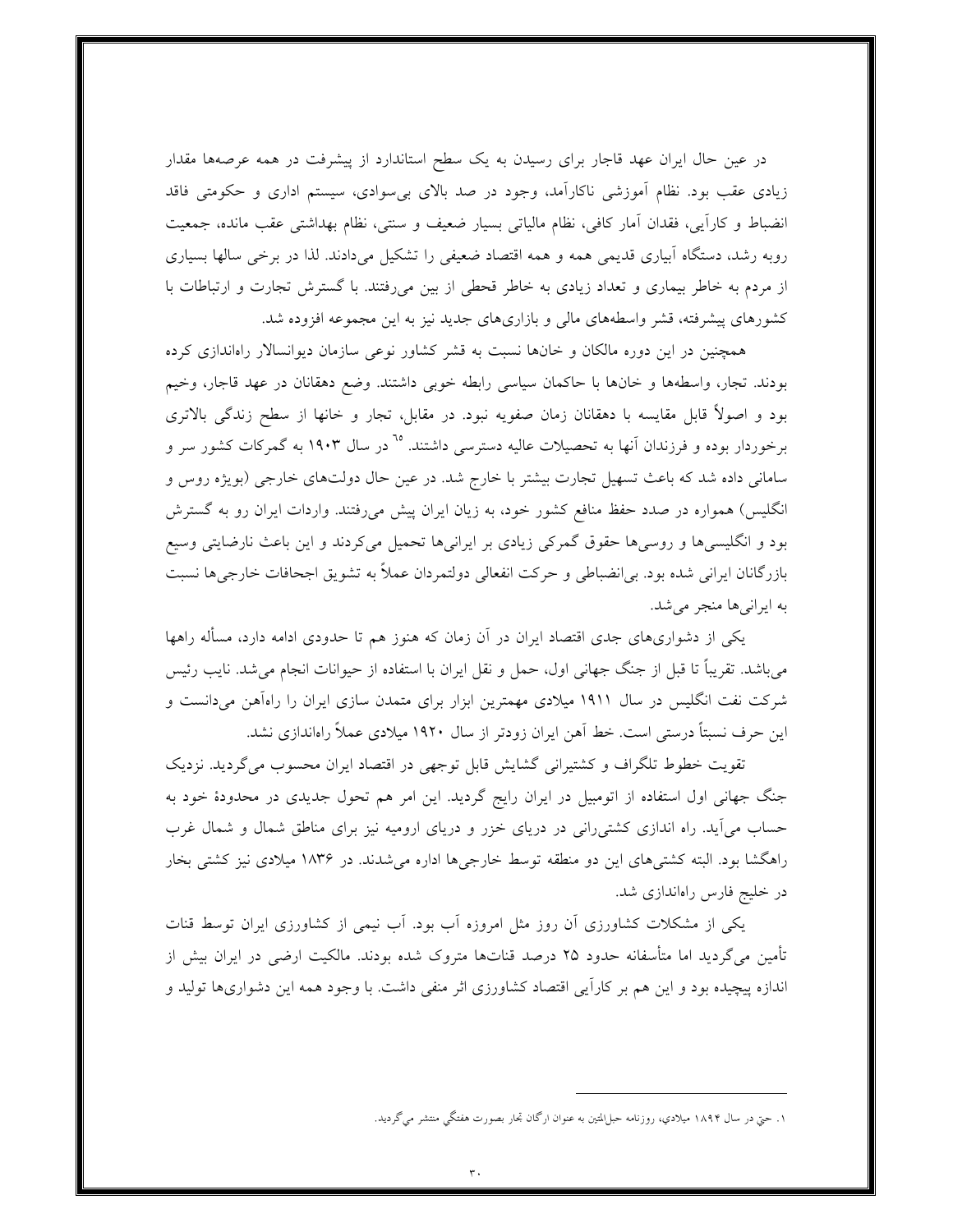در عین حال ایران عهد قاجار برای رسیدن به یک سطح استاندارد از پیشرفت در همه عرصه‌ها مقدار زیادی عقب بود. نظام آموزشی ناکارآمد، وجود در صد بالای بی‌سوادی، سیستم اداری و حکومتی فاقد انضباط و کارآیی، فقدان آمار کافی، نظام مالیاتی بسیار ضعیف و سنتی، نظام بهداشتی عقب مانده، جمعیت روبه رشد، دستگاه آبیاری قدیمی همه و همه اقتصاد ضعیفی را تشکیل می‌دادند. لذا در برخی سالها بسیاری از مردم به خاطر بیماری و تعداد زیادی به خاطر قحطی از بین می‌رفتند. با گسترش تجارت و ارتباطات با کشورهای پیشرفته، قشر واسطه‌های مالی و بازاری‌های جدید نیز به این مجموعه افزوده شد.

همچنین در این دوره مالکان و خان‌ها نسبت به قشر کشاور نوعی سازمان دیوانسالار راه‌اندازی کرده بودند. تجار، واسطه‌ها و خان‌ها با حاکمان سیاسی رابطه خوبی داشتند. وضع دهقانان در عهد قاجار، وخیم بود و اصولاً قابل مقایسه با دهقانان زمان صفویه نبود. در مقابل، تجار و خانها از سطح زندگی بالاتری برخوردار بوده و فرزندان آنها به تحصیلات عالیه دسترسی داشتند.[1] در سال ۱۹۰۳ به گمرکات کشور سر و سامانی داده شد که باعث تسهیل تجارت بیشتر با خارج شد. در عین حال دولت‌های خارجی (بویژه روس و انگلیس) همواره در صدد حفظ منافع کشور خود، به زیان ایران پیش می‌رفتند. واردات ایران رو به گسترش بود و انگلیسی‌ها و روسی‌ها حقوق گمرکی زیادی بر ایرانی‌ها تحمیل می‌کردند و این باعث نارضایتی وسیع بازرگانان ایرانی شده بود. بی‌انضباطی و حرکت انفعالی دولتمردان عملاً به تشویق اجحافات خارجی‌ها نسبت به ایرانی‌ها منجر می‌شد.

یکی از دشواری‌های جدی اقتصاد ایران در آن زمان که هنوز هم تا حدودی ادامه دارد، مسأله راهها می‌باشد. تقریباً تا قبل از جنگ جهانی اول، حمل و نقل ایران با استفاده از حیوانات انجام می‌شد. نایب رئیس شرکت نفت انگلیس در سال ۱۹۱۱ میلادی مهمترین ابزار برای متمدن سازی ایران را راه‌آهن می‌دانست و این حرف نسبتاً درستی است. خط آهن ایران زودتر از سال ۱۹۲۰ میلادی عملاً راه‌اندازی نشد.

تقویت خطوط تلگراف و کشتیرانی گشایش قابل توجهی در اقتصاد ایران محسوب می‌گردید. نزدیک جنگ جهانی اول استفاده از اتومبیل در ایران رایج گردید. این امر هم تحول جدیدی در محدودهٔ خود به حساب می‌آید. راه اندازی کشتی‌رانی در دریای خزر و دریای ارومیه نیز برای مناطق شمال و شمال غرب راهگشا بود. البته کشتی‌های این دو منطقه توسط خارجی‌ها اداره می‌شدند. در ۱۸۳۶ میلادی نیز کشتی بخار در خلیج فارس راه‌اندازی شد.

یکی از مشکلات کشاورزی آن روز مثل امروزه آب بود. آب نیمی از کشاورزی ایران توسط قنات تأمین می‌گردید اما متأسفانه حدود ۲۵ درصد قنات‌ها متروک شده بودند. مالکیت ارضی در ایران بیش از اندازه پیچیده بود و این هم بر کارآیی اقتصاد کشاورزی اثر منفی داشت. با وجود همه این دشواری‌ها تولید و

---

[1] حتی در سال ۱۸۹۴ میلادی، روزنامه حبل‌المتین به عنوان ارگان تجار بصورت هفتگی منتشر می‌گردید.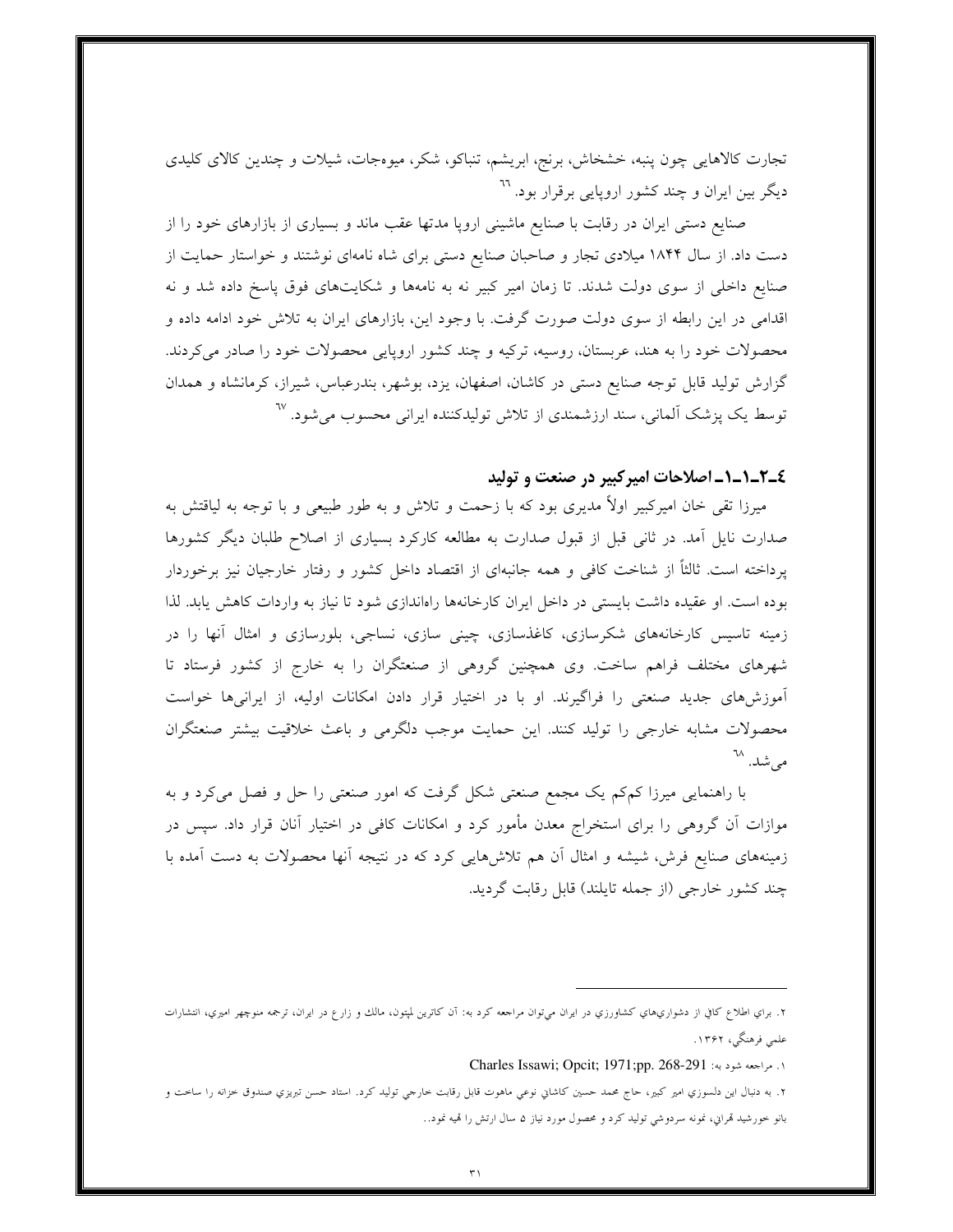تجارت کالاهایی چون پنبه، خشخاش، برنج، ابریشم، تنباکو، شکر، میوه‌جات، شیلات و چندین کالای کلیدی دیگر بین ایران و چند کشور اروپایی برقرار بود.[٦٦]

صنایع دستی ایران در رقابت با صنایع ماشینی اروپا مدتها عقب ماند و بسیاری از بازارهای خود را از دست داد. از سال ۱۸۴۴ میلادی تجار و صاحبان صنایع دستی برای شاه نامه‌ای نوشتند و خواستار حمایت از صنایع داخلی از سوی دولت شدند. تا زمان امیر کبیر نه به نامه‌ها و شکایت‌های فوق پاسخ داده شد و نه اقدامی در این رابطه از سوی دولت صورت گرفت. با وجود این، بازارهای ایران به تلاش خود ادامه داده و محصولات خود را به هند، عربستان، روسیه، ترکیه و چند کشور اروپایی محصولات خود را صادر می‌کردند. گزارش تولید قابل توجه صنایع دستی در کاشان، اصفهان، یزد، بوشهر، بندرعباس، شیراز، کرمانشاه و همدان توسط یک پزشک آلمانی، سند ارزشمندی از تلاش تولیدکننده ایرانی محسوب می‌شود.[٦٧]

### ٤ـ٢ـ١ـ١ـ اصلاحات امیرکبیر در صنعت و تولید

میرزا تقی خان امیرکبیر اولاً مدیری بود که با زحمت و تلاش و به طور طبیعی و با توجه به لیاقتش به صدارت نایل آمد. در ثانی قبل از قبول صدارت به مطالعه کارکرد بسیاری از اصلاح طلبان دیگر کشورها پرداخته است. ثالثاً از شناخت کافی و همه جانبه‌ای از اقتصاد داخل کشور و رفتار خارجیان نیز برخوردار بوده است. او عقیده داشت بایستی در داخل ایران کارخانه‌ها راه‌اندازی شود تا نیاز به واردات کاهش یابد. لذا زمینه تاسیس کارخانه‌های شکرسازی، کاغذسازی، چینی سازی، نساجی، بلورسازی و امثال آنها را در شهرهای مختلف فراهم ساخت. وی همچنین گروهی از صنعتگران را به خارج از کشور فرستاد تا آموزش‌های جدید صنعتی را فراگیرند. او با در اختیار قرار دادن امکانات اولیه، از ایرانی‌ها خواست محصولات مشابه خارجی را تولید کنند. این حمایت موجب دلگرمی و باعث خلاقیت بیشتر صنعتگران می‌شد.[٦٨]

با راهنمایی میرزا کم‌کم یک مجمع صنعتی شکل گرفت که امور صنعتی را حل و فصل می‌کرد و به موازات آن گروهی را برای استخراج معدن مأمور کرد و امکانات کافی در اختیار آنان قرار داد. سپس در زمینه‌های صنایع فرش، شیشه و امثال آن هم تلاش‌هایی کرد که در نتیجه آنها محصولات به دست آمده با چند کشور خارجی (از جمله تایلند) قابل رقابت گردید.

---

۲. براي اطلاع كافي از دشواري‌هاي كشاورزي در ايران مي‌توان مراجعه كرد به: آن كاترين لمپتون، مالك و زارع در ايران، ترجمه منوچهر اميري، انتشارات علمي فرهنگي، ۱۳۶۲.

۱. مراجعه شود به: Charles Issawi; Opcit; 1971;pp. 268-291

۲. به دنبال اين دلسوزي امير كبير، حاج محمد حسين كاشاني نوعي ماهوت قابل رقابت خارجي توليد كرد. استاد حسن تبريزي صندوق خزانه را ساخت و بانو خورشيد قمرايي، نمونه سردوشي توليد كرد و محصول مورد نياز ۵ سال ارتش را تهيه نمود..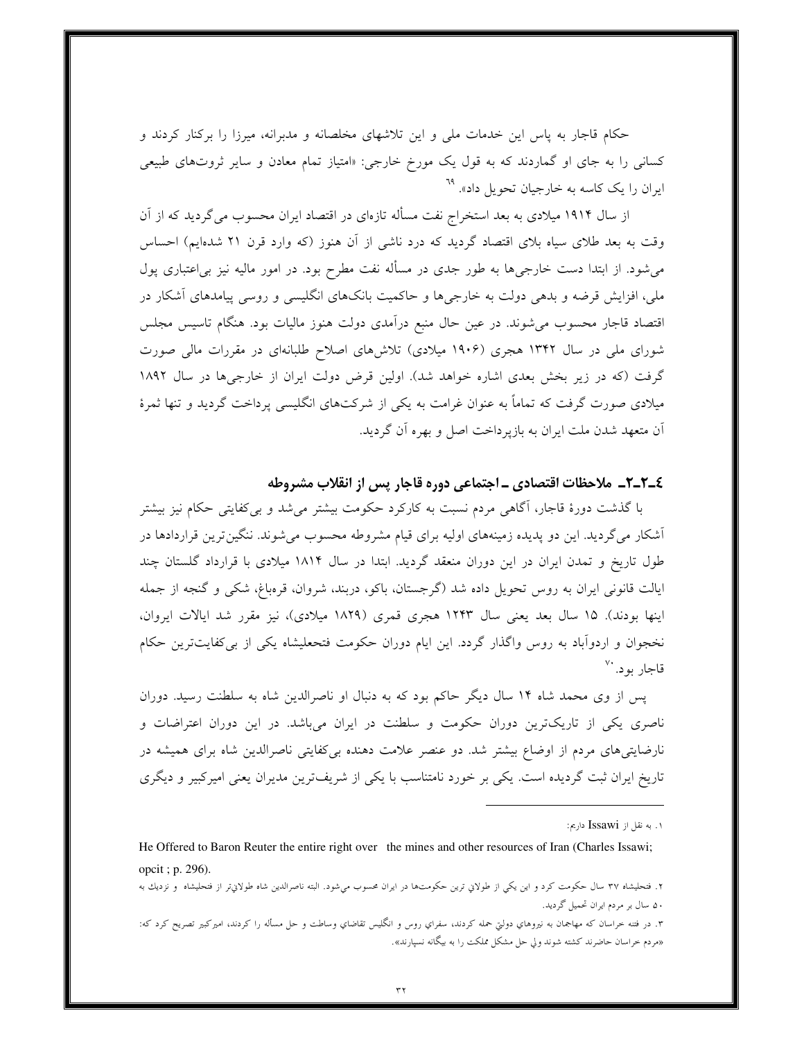حکام قاجار به پاس این خدمات ملی و این تلاشهای مخلصانه و مدبرانه، میرزا را برکنار کردند و کسانی را به جای او گماردند که به قول یک مورخ خارجی: «امتیاز تمام معادن و سایر ثروت‌های طبیعی ایران را یک کاسه به خارجیان تحویل داد». [۶۹]

از سال ۱۹۱۴ میلادی به بعد استخراج نفت مسأله تازه‌ای در اقتصاد ایران محسوب می‌گردید که از آن وقت به بعد طلای سیاه بلای اقتصاد گردید که درد ناشی از آن هنوز (که وارد قرن ۲۱ شده‌ایم) احساس می‌شود. از ابتدا دست خارجی‌ها به طور جدی در مسأله نفت مطرح بود. در امور مالیه نیز بی‌اعتباری پول ملی، افزایش قرضه و بدهی دولت به خارجی‌ها و حاکمیت بانک‌های انگلیسی و روسی پیامدهای آشکار در اقتصاد قاجار محسوب می‌شوند. در عین حال منبع درآمدی دولت هنوز مالیات بود. هنگام تاسیس مجلس شورای ملی در سال ۱۳۴۲ هجری (۱۹۰۶ میلادی) تلاش‌های اصلاح طلبانه‌ای در مقررات مالی صورت گرفت (که در زیر بخش بعدی اشاره خواهد شد). اولین قرض دولت ایران از خارجی‌ها در سال ۱۸۹۲ میلادی صورت گرفت که تماماً به عنوان غرامت به یکی از شرکت‌های انگلیسی پرداخت گردید و تنها ثمرهٔ آن متعهد شدن ملت ایران به بازپرداخت اصل و بهره آن گردید.

## ۴ـ۲ـ۲ـ ملاحظات اقتصادی ـ اجتماعی دوره قاجار پس از انقلاب مشروطه

با گذشت دورهٔ قاجار، آگاهی مردم نسبت به کارکرد حکومت بیشتر می‌شد و بی‌کفایتی حکام نیز بیشتر آشکار می‌گردید. این دو پدیده زمینه‌های اولیه برای قیام مشروطه محسوب می‌شوند. ننگین‌ترین قراردادها در طول تاریخ و تمدن ایران در این دوران منعقد گردید. ابتدا در سال ۱۸۱۴ میلادی با قرارداد گلستان چند ایالت قانونی ایران به روس تحویل داده شد (گرجستان، باکو، دربند، شروان، قره‌باغ، شکی و گنجه از جمله اینها بودند). ۱۵ سال بعد یعنی سال ۱۲۴۳ هجری قمری (۱۸۲۹ میلادی)، نیز مقرر شد ایالات ایروان، نخجوان و اردوآباد به روس واگذار گردد. این ایام دوران حکومت فتحعلیشاه یکی از بی‌کفایت‌ترین حکام قاجار بود. [۷۰]

پس از وی محمد شاه ۱۴ سال دیگر حاکم بود که به دنبال او ناصرالدین شاه به سلطنت رسید. دوران ناصری یکی از تاریک‌ترین دوران حکومت و سلطنت در ایران می‌باشد. در این دوران اعتراضات و نارضایتی‌های مردم از اوضاع بیشتر شد. دو عنصر علامت دهنده بی‌کفایتی ناصرالدین شاه برای همیشه در تاریخ ایران ثبت گردیده است. یکی بر خورد نامتناسب با یکی از شریف‌ترین مدیران یعنی امیرکبیر و دیگری

---

۱. به نقل از Issawi داریم:

He Offered to Baron Reuter the entire right over the mines and other resources of Iran (Charles Issawi; opcit ; p. 296).

۲. فتحعلیشاه ۳۷ سال حکومت کرد و این یکی از طولانی ترین حکومت‌ها در ایران محسوب می‌شود. البته ناصرالدین شاه طولانی‌تر از فتحعلیشاه و نزدیک به ۵۰ سال بر مردم ایران تحمیل گردید.

۳. در فتنه خراسان که مهاجمان به نیروهای دولتی حمله کردند، سفرای روس و انگلیس تقاضای وساطت و حل مسأله را کردند، امیرکبیر تصریح کرد که: «مردم خراسان حاضرند کشته شوند ولی حل مشکل مملکت را به بیگانه نسپارند».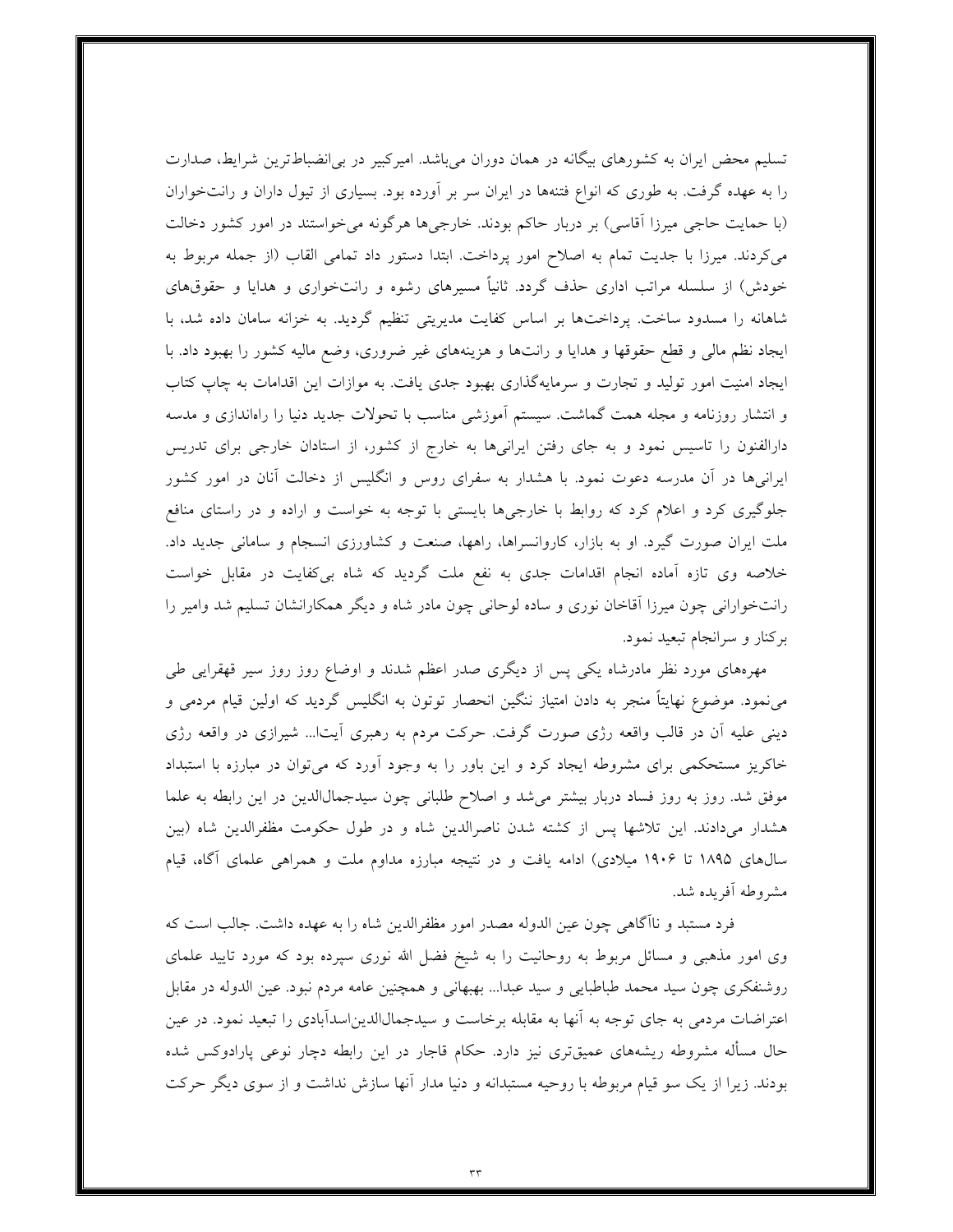تسلیم محض ایران به کشورهای بیگانه در همان دوران می‌باشد. امیرکبیر در بی‌انضباط‌ترین شرایط، صدارت را به عهده گرفت. به طوری که انواع فتنه‌ها در ایران سر بر آورده بود. بسیاری از تیول داران و رانت‌خواران (با حمایت حاجی میرزا آقاسی) بر دربار حاکم بودند. خارجی‌ها هرگونه می‌خواستند در امور کشور دخالت می‌کردند. میرزا با جدیت تمام به اصلاح امور پرداخت. ابتدا دستور داد تمامی القاب (از جمله مربوط به خودش) از سلسله مراتب اداری حذف گردد. ثانیاً مسیرهای رشوه و رانت‌خواری و هدایا و حقوق‌های شاهانه را مسدود ساخت. پرداخت‌ها بر اساس کفایت مدیریتی تنظیم گردید. به خزانه سامان داده شد، با ایجاد نظم مالی و قطع حقوقها و هدایا و رانت‌ها و هزینه‌های غیر ضروری، وضع مالیه کشور را بهبود داد. با ایجاد امنیت امور تولید و تجارت و سرمایه‌گذاری بهبود جدی یافت. به موازات این اقدامات به چاپ کتاب و انتشار روزنامه و مجله همت گماشت. سیستم آموزشی مناسب با تحولات جدید دنیا را راه‌اندازی و مدسه دارالفنون را تاسیس نمود و به جای رفتن ایرانی‌ها به خارج از کشور، از استادان خارجی برای تدریس ایرانی‌ها در آن مدرسه دعوت نمود. با هشدار به سفرای روس و انگلیس از دخالت آنان در امور کشور جلوگیری کرد و اعلام کرد که روابط با خارجی‌ها بایستی با توجه به خواست و اراده و در راستای منافع ملت ایران صورت گیرد. او به بازار، کاروانسراها، راهها، صنعت و کشاورزی انسجام و سامانی جدید داد. خلاصه وی تازه آماده انجام اقدامات جدی به نفع ملت گردید که شاه بی‌کفایت در مقابل خواست رانت‌خوارانی چون میرزا آقاخان نوری و ساده لوحانی چون مادر شاه و دیگر همکارانشان تسلیم شد وامیر را برکنار و سرانجام تبعید نمود.

مهره‌های مورد نظر مادرشاه یکی پس از دیگری صدر اعظم شدند و اوضاع روز روز سیر قهقرایی طی می‌نمود. موضوع نهایتاً منجر به دادن امتیاز ننگین انحصار توتون به انگلیس گردید که اولین قیام مردمی و دینی علیه آن در قالب واقعه رژی صورت گرفت. حرکت مردم به رهبری آیت‌ا... شیرازی در واقعه رژی خاکریز مستحکمی برای مشروطه ایجاد کرد و این باور را به وجود آورد که می‌توان در مبارزه با استبداد موفق شد. روز به روز فساد دربار بیشتر می‌شد و اصلاح طلبانی چون سیدجمال‌الدین در این رابطه به علما هشدار می‌دادند. این تلاشها پس از کشته شدن ناصرالدین شاه و در طول حکومت مظفرالدین شاه (بین سال‌های ۱۸۹۵ تا ۱۹۰۶ میلادی) ادامه یافت و در نتیجه مبارزه مداوم ملت و همراهی علمای آگاه، قیام مشروطه آفریده شد.

فرد مستبد و ناآگاهی چون عین الدوله مصدر امور مظفرالدین شاه را به عهده داشت. جالب است که وی امور مذهبی و مسائل مربوط به روحانیت را به شیخ فضل الله نوری سپرده بود که مورد تایید علمای روشنفکری چون سید محمد طباطبایی و سید عبدا... بهبهانی و همچنین عامه مردم نبود. عین الدوله در مقابل اعتراضات مردمی به جای توجه به آنها به مقابله برخاست و سیدجمال‌الدین‌اسدآبادی را تبعید نمود. در عین حال مسأله مشروطه ریشه‌های عمیق‌تری نیز دارد. حکام قاجار در این رابطه دچار نوعی پارادوکس شده بودند. زیرا از یک سو قیام مربوطه با روحیه مستبدانه و دنیا مدار آنها سازش نداشت و از سوی دیگر حرکت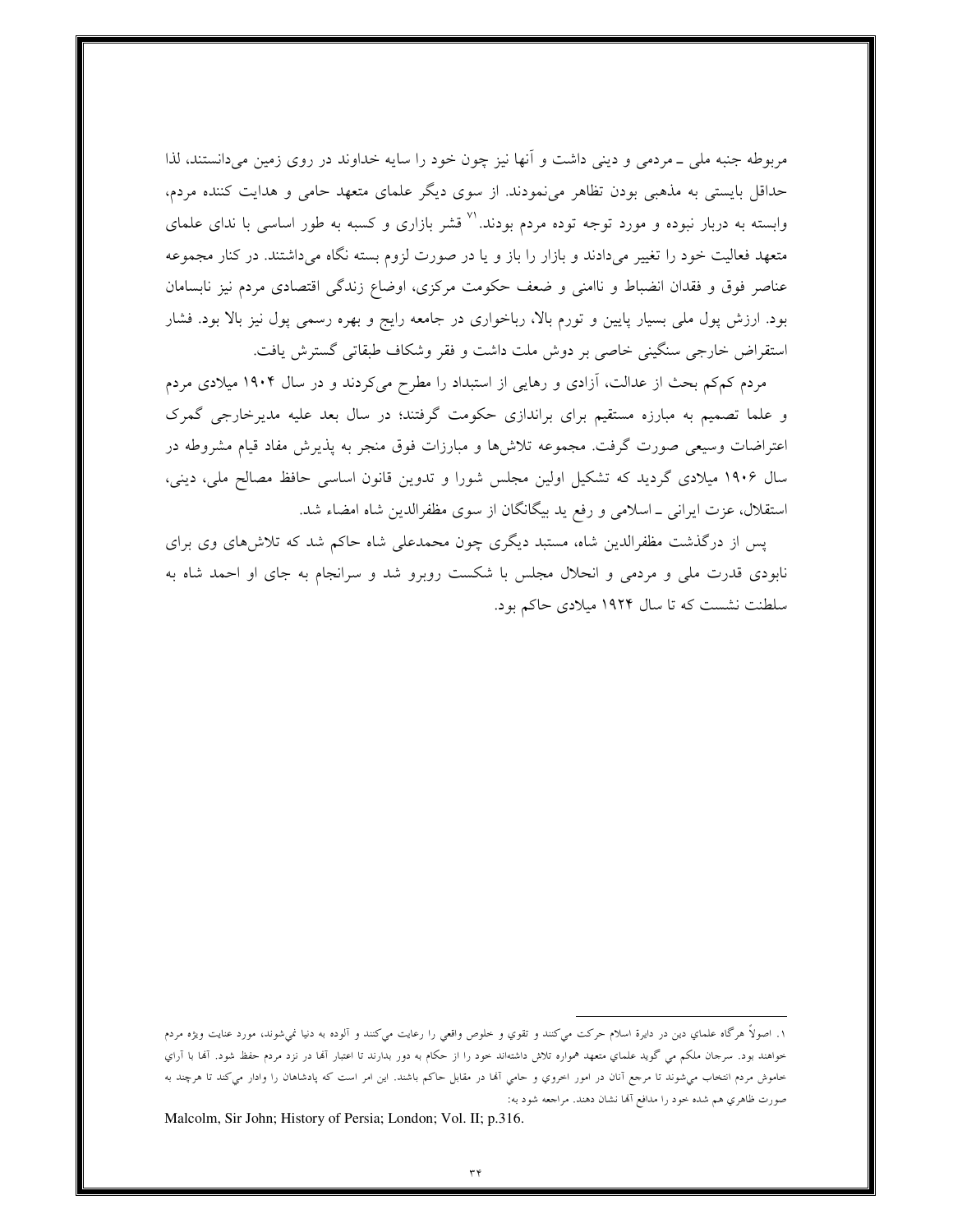مربوطه جنبه ملی ـ مردمی و دینی داشت و آنها نیز چون خود را سایه خداوند در روی زمین می‌دانستند، لذا حداقل بایستی به مذهبی بودن تظاهر می‌نمودند. از سوی دیگر علمای متعهد حامی و هدایت کننده مردم، وابسته به دربار نبوده و مورد توجه توده مردم بودند.[۷۱] قشر بازاری و کسبه به طور اساسی با ندای علمای متعهد فعالیت خود را تغییر می‌دادند و بازار را باز و یا در صورت لزوم بسته نگاه می‌داشتند. در کنار مجموعه عناصر فوق و فقدان انضباط و ناامنی و ضعف حکومت مرکزی، اوضاع زندگی اقتصادی مردم نیز نابسامان بود. ارزش پول ملی بسیار پایین و تورم بالا، رباخواری در جامعه رایج و بهره رسمی پول نیز بالا بود. فشار استقراض خارجی سنگینی خاصی بر دوش ملت داشت و فقر وشکاف طبقاتی گسترش یافت.

مردم کم‌کم بحث از عدالت، آزادی و رهایی از استبداد را مطرح می‌کردند و در سال ۱۹۰۴ میلادی مردم و علما تصمیم به مبارزه مستقیم برای براندازی حکومت گرفتند؛ در سال بعد علیه مدیرخارجی گمرک اعتراضات وسیعی صورت گرفت. مجموعه تلاش‌ها و مبارزات فوق منجر به پذیرش مفاد قیام مشروطه در سال ۱۹۰۶ میلادی گردید که تشکیل اولین مجلس شورا و تدوین قانون اساسی حافظ مصالح ملی، دینی، استقلال، عزت ایرانی ـ اسلامی و رفع ید بیگانگان از سوی مظفرالدین شاه امضاء شد.

پس از درگذشت مظفرالدین شاه، مستبد دیگری چون محمدعلی شاه حاکم شد که تلاش‌های وی برای نابودی قدرت ملی و مردمی و انحلال مجلس با شکست روبرو شد و سرانجام به جای او احمد شاه به سلطنت نشست که تا سال ۱۹۲۴ میلادی حاکم بود.

---

۱. اصولاً هرگاه علماي دين در دايرة اسلام حركت مي‌كنند و تقوي و خلوص واقعي را رعايت مي‌كنند و آلوده به دنيا نمي‌شوند، مورد عنايت ويژه مردم خواهند بود. سرجان ملكم مي گويد علماي متعهد همواره تلاش داشته‌اند خود را از حكام به دور بدارند تا اعتبار آنها در نزد مردم حفظ شود. آنها با آراي خاموش مردم انتخاب مي‌شوند تا مرجع آنان در امور اخروي و حامي آنها در مقابل حاكم باشند. اين امر است كه پادشاهان را وادار مي‌كند تا هرچند به صورت ظاهري هم شده خود را مدافع آنها نشان دهند. مراجعه شود به:

Malcolm, Sir John; History of Persia; London; Vol. II; p.316.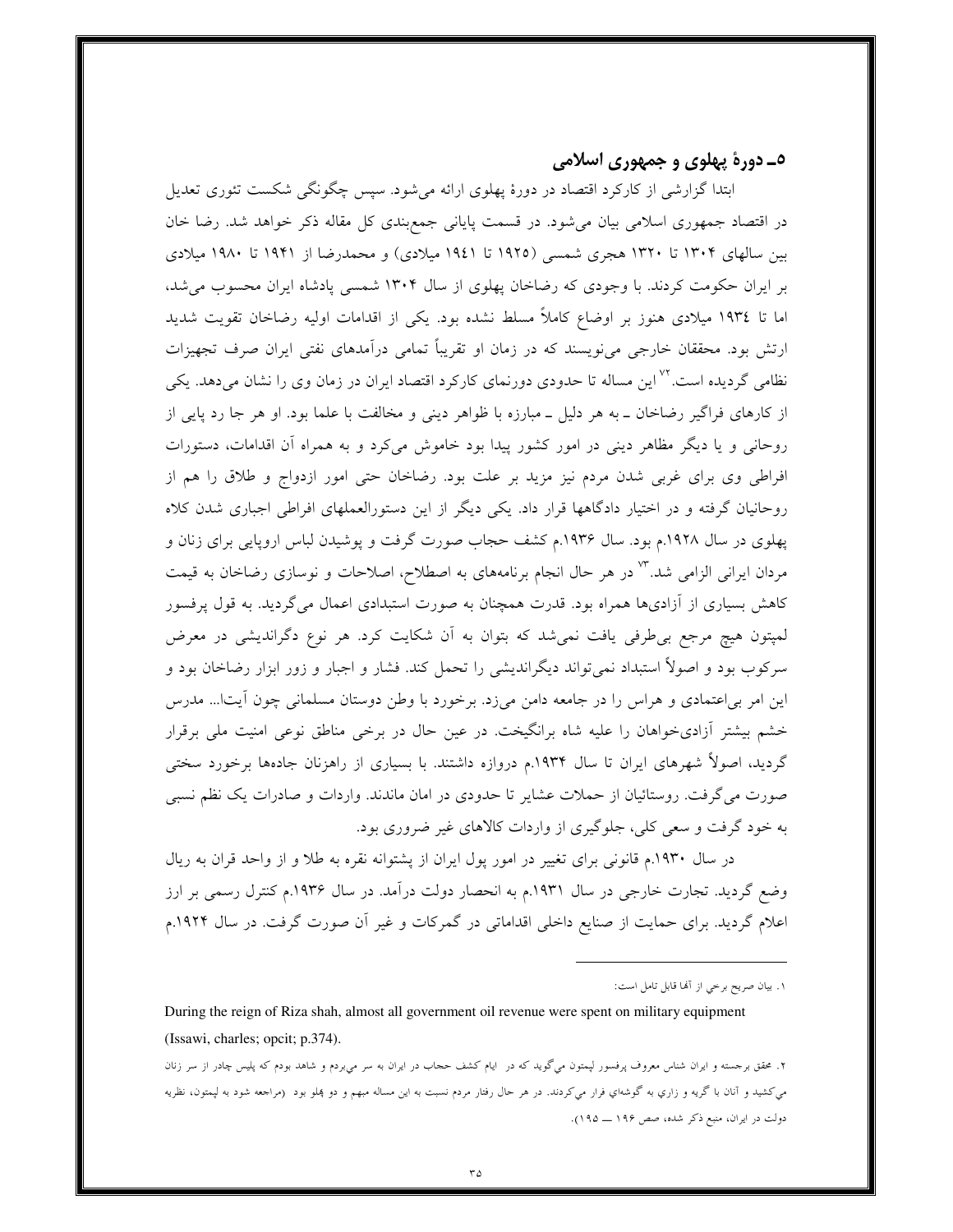## ۵ـ دورهٔ پهلوی و جمهوری اسلامی

ابتدا گزارشی از کارکرد اقتصاد در دورهٔ پهلوی ارائه می‌شود. سپس چگونگی شکست تئوری تعدیل در اقتصاد جمهوری اسلامی بیان می‌شود. در قسمت پایانی جمع‌بندی کل مقاله ذکر خواهد شد. رضا خان بین سالهای ۱۳۰۴ تا ۱۳۲۰ هجری شمسی (۱۹۲۵ تا ۱۹٤۱ میلادی) و محمدرضا از ۱۹۴۱ تا ۱۹۸۰ میلادی بر ایران حکومت کردند. با وجودی که رضاخان پهلوی از سال ۱۳۰۴ شمسی پادشاه ایران محسوب می‌شد، اما تا ۱۹۳٤ میلادی هنوز بر اوضاع کاملاً مسلط نشده بود. یکی از اقدامات اولیه رضاخان تقویت شدید ارتش بود. محققان خارجی می‌نویسند که در زمان او تقریباً تمامی درآمدهای نفتی ایران صرف تجهیزات نظامی گردیده است.[۷۲] این مساله تا حدودی دورنمای کارکرد اقتصاد ایران در زمان وی را نشان می‌دهد. یکی از کارهای فراگیر رضاخان ـ به هر دلیل ـ مبارزه با ظواهر دینی و مخالفت با علما بود. او هر جا رد پایی از روحانی و یا دیگر مظاهر دینی در امور کشور پیدا بود خاموش می‌کرد و به همراه آن اقدامات، دستورات افراطی وی برای غربی شدن مردم نیز مزید بر علت بود. رضاخان حتی امور ازدواج و طلاق را هم از روحانیان گرفته و در اختیار دادگاهها قرار داد. یکی دیگر از این دستورالعملهای افراطی اجباری شدن کلاه پهلوی در سال ۱۹۲۸.م بود. سال ۱۹۳۶.م کشف حجاب صورت گرفت و پوشیدن لباس اروپایی برای زنان و مردان ایرانی الزامی شد.[۷۳] در هر حال انجام برنامه‌های به اصطلاح، اصلاحات و نوسازی رضاخان به قیمت کاهش بسیاری از آزادی‌ها همراه بود. قدرت همچنان به صورت استبدادی اعمال می‌گردید. به قول پرفسور لمپتون هیچ مرجع بی‌طرفی یافت نمی‌شد که بتوان به آن شکایت کرد. هر نوع دگراندیشی در معرض سرکوب بود و اصولاً استبداد نمی‌تواند دیگراندیشی را تحمل کند. فشار و اجبار و زور ابزار رضاخان بود و این امر بی‌اعتمادی و هراس را در جامعه دامن می‌زد. برخورد با وطن دوستان مسلمانی چون آیتا... مدرس خشم بیشتر آزادی‌خواهان را علیه شاه برانگیخت. در عین حال در برخی مناطق نوعی امنیت ملی برقرار گردید، اصولاً شهرهای ایران تا سال ۱۹۳۴.م دروازه داشتند. با بسیاری از راهزنان جاده‌ها برخورد سختی صورت می‌گرفت. روستائیان از حملات عشایر تا حدودی در امان ماندند. واردات و صادرات یک نظم نسبی به خود گرفت و سعی کلی، جلوگیری از واردات کالاهای غیر ضروری بود.

در سال ۱۹۳۰.م قانونی برای تغییر در امور پول ایران از پشتوانه نقره به طلا و از واحد قران به ریال وضع گردید. تجارت خارجی در سال ۱۹۳۱.م به انحصار دولت درآمد. در سال ۱۹۳۶.م کنترل رسمی بر ارز اعلام گردید. برای حمایت از صنایع داخلی اقداماتی در گمرکات و غیر آن صورت گرفت. در سال ۱۹۲۴.م

---

۱. بیان صریح برخی از آنها قابل تامل است:

During the reign of Riza shah, almost all government oil revenue were spent on military equipment (Issawi, charles; opcit; p.374).

۲. محقق برجسته و ایران شناس معروف پرفسور لمپتون می‌گوید که در ایام کشف حجاب در ایران به سر می‌بردم و شاهد بودم که پلیس چادر از سر زنان می‌کشید و آنان با گریه و زاری به گوشه‌ای فرار می‌کردند. در هر حال رفتار مردم نسبت به این مساله مبهم و دو پهلو بود (مراجعه شود به لمپتون، نظریه دولت در ایران، منبع ذکر شده، صص ۱۹۶ ـــ ۱۹۵).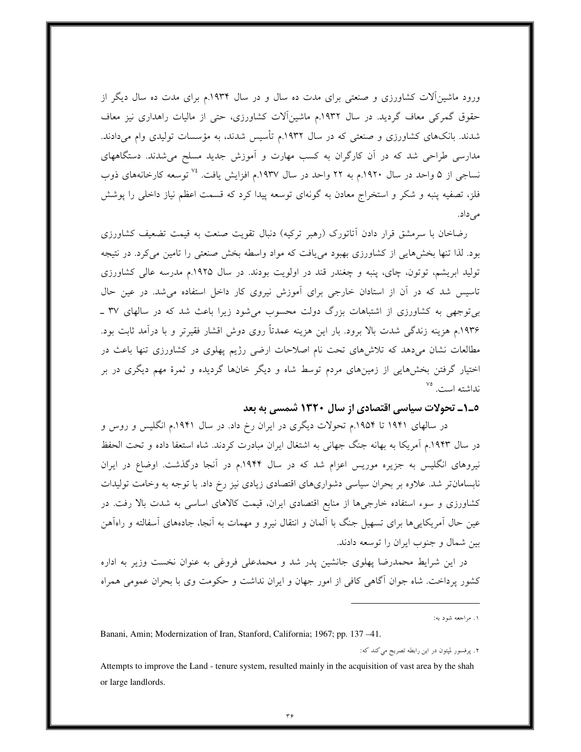ورود ماشین‌آلات کشاورزی و صنعتی برای مدت ده سال و در سال ۱۹۳۴.م برای مدت ده سال دیگر از حقوق گمرکی معاف گردید. در سال ۱۹۳۲.م ماشین‌آلات کشاورزی، حتی از مالیات راهداری نیز معاف شدند. بانک‌های کشاورزی و صنعتی که در سال ۱۹۳۲.م تأسیس شدند، به مؤسسات تولیدی وام می‌دادند. مدارسی طراحی شد که در آن کارگران به کسب مهارت و آموزش جدید مسلح می‌شدند. دستگاههای نساجی از ۵ واحد در سال ۱۹۲۰.م به ۲۲ واحد در سال ۱۹۳۷.م افزایش یافت.[۷۴] توسعه کارخانه‌های ذوب فلز، تصفیه پنبه و شکر و استخراج معادن به گونه‌ای توسعه پیدا کرد که قسمت اعظم نیاز داخلی را پوشش می‌داد.

رضاخان با سرمشق قرار دادن آتاتورک (رهبر ترکیه) دنبال تقویت صنعت به قیمت تضعیف کشاورزی بود. لذا تنها بخش‌هایی از کشاورزی بهبود می‌یافت که مواد واسطه بخش صنعتی را تامین می‌کرد. در نتیجه تولید ابریشم، توتون، چای، پنبه و چغندر قند در اولویت بودند. در سال ۱۹۲۵.م مدرسه عالی کشاورزی تاسیس شد که در آن از استادان خارجی برای آموزش نیروی کار داخل استفاده می‌شد. در عین حال بی‌توجهی به کشاورزی از اشتباهات بزرگ دولت محسوب می‌شود زیرا باعث شد که در سالهای ۳۷ ـ ۱۹۳۶.م هزینه زندگی شدت بالا برود. بار این هزینه عمدتاً روی دوش اقشار فقیرتر و با درآمد ثابت بود. مطالعات نشان می‌دهد که تلاش‌های تحت نام اصلاحات ارضی رژیم پهلوی در کشاورزی تنها باعث در اختیار گرفتن بخش‌هایی از زمین‌های مردم توسط شاه و دیگر خان‌ها گردیده و ثمرهٔ مهم دیگری در بر نداشته است.[۷۵]

### ۵ـ۱ـ تحولات سیاسی اقتصادی از سال ۱۳۲۰ شمسی به بعد

در سالهای ۱۹۴۱ تا ۱۹۵۴.م تحولات دیگری در ایران رخ داد. در سال ۱۹۴۱.م انگلیس و روس و در سال ۱۹۴۳.م آمریکا به بهانه جنگ جهانی به اشتغال ایران مبادرت کردند. شاه استعفا داده و تحت الحفظ نیروهای انگلیس به جزیره موریس اعزام شد که در سال ۱۹۴۴.م در آنجا درگذشت. اوضاع در ایران نابسامان‌تر شد. علاوه بر بحران سیاسی دشواری‌های اقتصادی زیادی نیز رخ داد. با توجه به وخامت تولیدات کشاورزی و سوء استفاده خارجی‌ها از منابع اقتصادی ایران، قیمت کالاهای اساسی به شدت بالا رفت. در عین حال آمریکایی‌ها برای تسهیل جنگ با آلمان و انتقال نیرو و مهمات به آنجا، جاده‌های آسفالته و راه‌آهن بین شمال و جنوب ایران را توسعه دادند.

در این شرایط محمدرضا پهلوی جانشین پدر شد و محمدعلی فروغی به عنوان نخست وزیر به اداره کشور پرداخت. شاه جوان آگاهی کافی از امور جهان و ایران نداشت و حکومت وی با بحران عمومی همراه

---

۱. مراجعه شود به:

Banani, Amin; Modernization of Iran, Stanford, California; 1967; pp. 137 –41.

۲. پرفسور لمپتون در این رابطه تصریح می‌کند که:

Attempts to improve the Land - tenure system, resulted mainly in the acquisition of vast area by the shah or large landlords.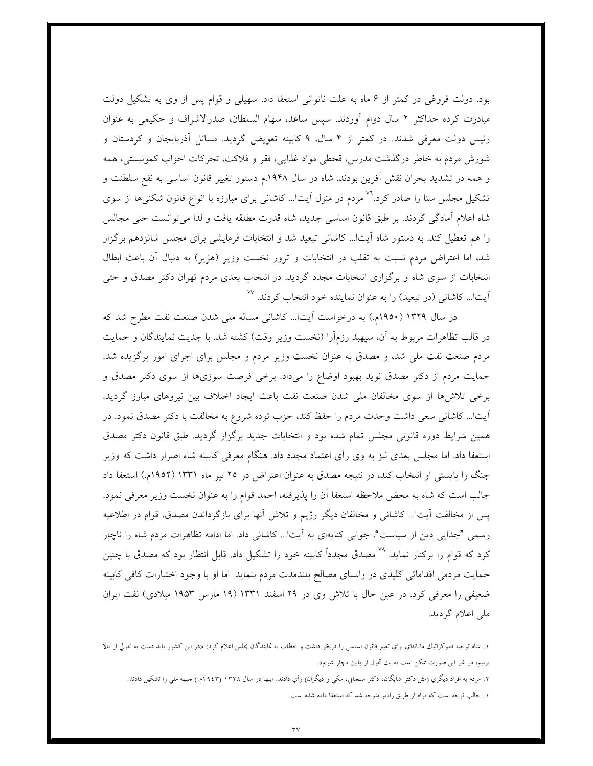بود. دولت فروغی در کمتر از ۶ ماه به علت ناتوانی استعفا داد. سهیلی و قوام پس از وی به تشکیل دولت مبادرت کرده حداکثر ۲ سال دوام آوردند. سپس ساعد، سهام السلطان، صدرالاشراف و حکیمی به عنوان رئیس دولت معرفی شدند. در کمتر از ۴ سال، ۹ کابینه تعویض گردید. مسائل آذربایجان و کردستان و شورش مردم به خاطر درگذشت مدرس، قحطی مواد غذایی، فقر و فلاکت، تحرکات احزاب کمونیستی، همه و همه در تشدید بحران نقش آفرین بودند. شاه در سال ۱۹۴۸.م دستور تغییر قانون اساسی به نفع سلطنت و تشکیل مجلس سنا را صادر کرد.[۷۶] مردم در منزل آیتا... کاشانی برای مبارزه با انواع قانون شکنی‌ها از سوی شاه اعلام آمادگی کردند. بر طبق قانون اساسی جدید، شاه قدرت مطلقه یافت و لذا می‌توانست حتی مجالس را هم تعطیل کند. به دستور شاه آیتا... کاشانی تبعید شد و انتخابات فرمایشی برای مجلس شانزدهم برگزار شد، اما اعتراض مردم نسبت به تقلب در انتخابات و ترور نخست وزیر (هژیر) به دنبال آن باعث ابطال انتخابات از سوی شاه و برگزاری انتخابات مجدد گردید. در انتخاب بعدی مردم تهران دکتر مصدق و حتی آیتا... کاشانی (در تبعید) را به عنوان نماینده خود انتخاب کردند.[۷۷]

در سال ۱۳۲۹ (۱۹۵۰م.) به درخواست آیتا... کاشانی مساله ملی شدن صنعت نفت مطرح شد که در قالب تظاهرات مربوط به آن، سپهبد رزم‌آرا (نخست وزیر وقت) کشته شد. با جدیت نمایندگان و حمایت مردم صنعت نفت ملی شد، و مصدق به عنوان نخست وزیر مردم و مجلس برای اجرای امور برگزیده شد. حمایت مردم از دکتر مصدق نوید بهبود اوضاع را می‌داد. برخی فرصت سوزی‌ها از سوی دکتر مصدق و برخی تلاش‌ها از سوی مخالفان ملی شدن صنعت نفت باعث ایجاد اختلاف بین نیروهای مبارز گردید. آیتا... کاشانی سعی داشت وحدت مردم را حفظ کند، حزب توده شروع به مخالفت با دکتر مصدق نمود. در همین شرایط دوره قانونی مجلس تمام شده بود و انتخابات جدید برگزار گردید. طبق قانون دکتر مصدق استعفا داد. اما مجلس بعدی نیز به وی رأی اعتماد مجدد داد. هنگام معرفی کابینه شاه اصرار داشت که وزیر جنگ را بایستی او انتخاب کند، در نتیجه مصدق به عنوان اعتراض در ۲۵ تیر ماه ۱۳۳۱ (۱۹۵۲م.) استعفا داد جالب است که شاه به محض ملاحظه استعفا آن را پذیرفته، احمد قوام را به عنوان نخست وزیر معرفی نمود. پس از مخالفت آیتا... کاشانی و مخالفان دیگر رژیم و تلاش آنها برای بازگرداندن مصدق، قوام در اطلاعیه رسمی "جدایی دین از سیاست"، جوابی کنایه‌ای به آیتا... کاشانی داد. اما ادامه تظاهرات مردم شاه را ناچار کرد که قوام را برکنار نماید.[۷۸] مصدق مجدداً کابینه خود را تشکیل داد. قابل انتظار بود که مصدق با چنین حمایت مردمی اقداماتی کلیدی در راستای مصالح بلندمدت مردم بنماید. اما او با وجود اختیارات کافی کابینه ضعیفی را معرفی کرد. در عین حال با تلاش وی در ۲۹ اسفند ۱۳۳۱ (۱۹ مارس ۱۹۵۳ میلادی) نفت ایران ملی اعلام گردید.

---

۱. شاه توجیه دموکراتیك مآبانه‌اي براي تغییر قانون اساسي را درنظر داشت و خطاب به نمایندگان مجلس اعلام کرد: «در این کشور باید دست به تحولي از بالا بزنیم، در غیر این صورت ممکن است به یك تحول از پایین دچار شویم».

۲. مردم به افراد دیگري (مثل دکتر شایگان، دکتر سنجابي، مکي و دیگران) رأي دادند. اینها در سال ۱۳۲۸ (۱۹۴۳م.) جبهه ملي را تشکیل دادند.

۱. جالب توجه است که قوام از طریق رادیو متوجه شد که استعفا داده شده است.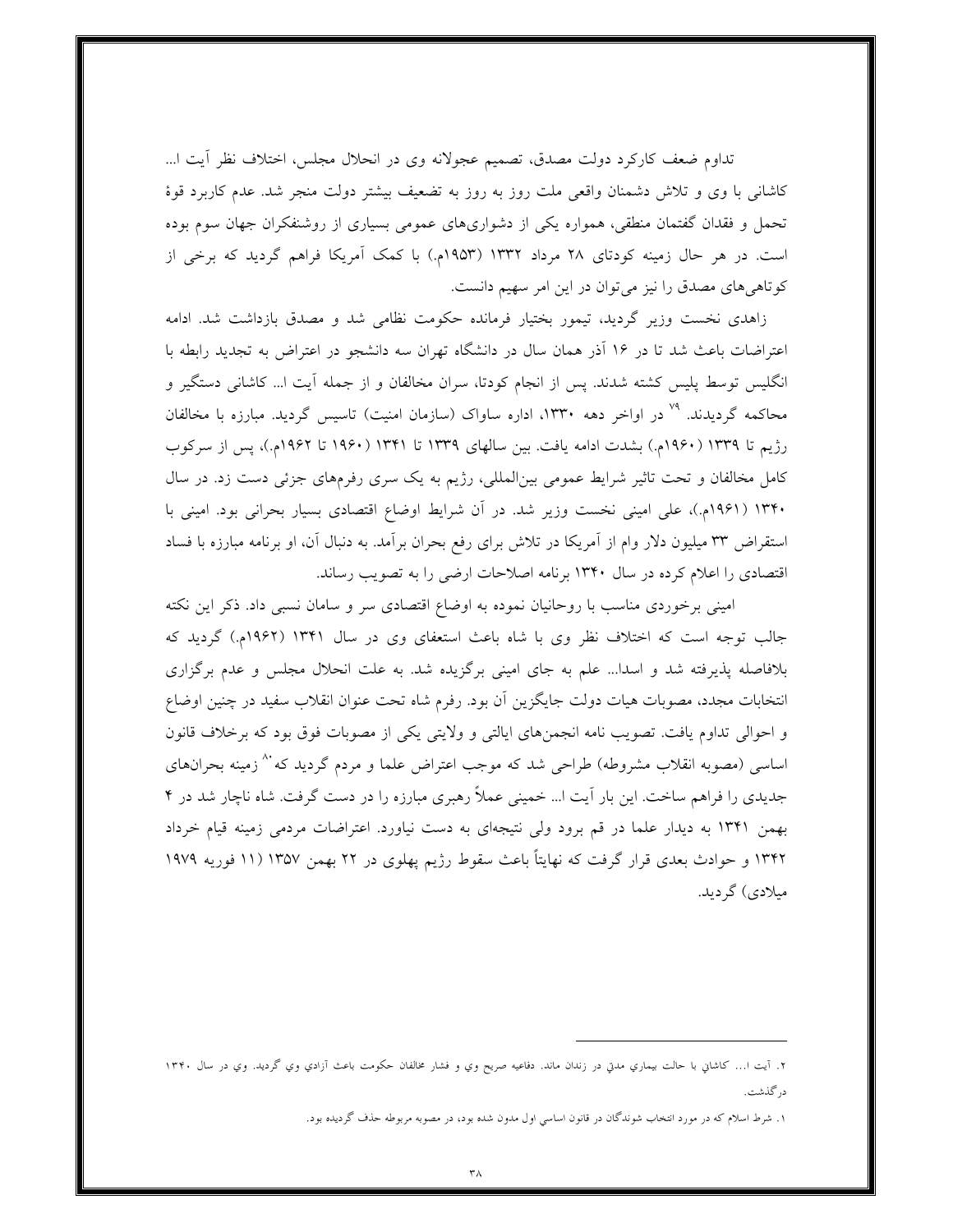تداوم ضعف کارکرد دولت مصدق، تصمیم عجولانه وی در انحلال مجلس، اختلاف نظر آیت ا... کاشانی با وی و تلاش دشمنان واقعی ملت روز به روز به تضعیف بیشتر دولت منجر شد. عدم کاربرد قوهٔ تحمل و فقدان گفتمان منطقی، همواره یکی از دشواری‌های عمومی بسیاری از روشنفکران جهان سوم بوده است. در هر حال زمینه کودتای ۲۸ مرداد ۱۳۳۲ (۱۹۵۳م.) با کمک آمریکا فراهم گردید که برخی از کوتاهی‌های مصدق را نیز می‌توان در این امر سهیم دانست.

زاهدی نخست وزیر گردید، تیمور بختیار فرمانده حکومت نظامی شد و مصدق بازداشت شد. ادامه اعتراضات باعث شد تا در ۱۶ آذر همان سال در دانشگاه تهران سه دانشجو در اعتراض به تجدید رابطه با انگلیس توسط پلیس کشته شدند. پس از انجام کودتا، سران مخالفان و از جمله آیت ا... کاشانی دستگیر و محاکمه گردیدند. [۷۹] در اواخر دهه ۱۳۳۰، اداره ساواک (سازمان امنیت) تاسیس گردید. مبارزه با مخالفان رژیم تا ۱۳۳۹ (۱۹۶۰م.) بشدت ادامه یافت. بین سالهای ۱۳۳۹ تا ۱۳۴۱ (۱۹۶۰ تا ۱۹۶۲م.)، پس از سرکوب کامل مخالفان و تحت تاثیر شرایط عمومی بین‌المللی، رژیم به یک سری رفرم‌های جزئی دست زد. در سال ۱۳۴۰ (۱۹۶۱م.)، علی امینی نخست وزیر شد. در آن شرایط اوضاع اقتصادی بسیار بحرانی بود. امینی با استقراض ۳۳ میلیون دلار وام از آمریکا در تلاش برای رفع بحران برآمد. به دنبال آن، او برنامه مبارزه با فساد اقتصادی را اعلام کرده در سال ۱۳۴۰ برنامه اصلاحات ارضی را به تصویب رساند.

امینی برخوردی مناسب با روحانیان نموده به اوضاع اقتصادی سر و سامان نسبی داد. ذکر این نکته جالب توجه است که اختلاف نظر وی با شاه باعث استعفای وی در سال ۱۳۴۱ (۱۹۶۲م.) گردید که بلافاصله پذیرفته شد و اسدا... علم به جای امینی برگزیده شد. به علت انحلال مجلس و عدم برگزاری انتخابات مجدد، مصوبات هیات دولت جایگزین آن بود. رفرم شاه تحت عنوان انقلاب سفید در چنین اوضاع و احوالی تداوم یافت. تصویب نامه انجمن‌های ایالتی و ولایتی یکی از مصوبات فوق بود که برخلاف قانون اساسی (مصوبه انقلاب مشروطه) طراحی شد که موجب اعتراض علما و مردم گردید که [۸۰] زمینه بحران‌های جدیدی را فراهم ساخت. این بار آیت ا... خمینی عملاً رهبری مبارزه را در دست گرفت. شاه ناچار شد در ۴ بهمن ۱۳۴۱ به دیدار علما در قم برود ولی نتیجه‌ای به دست نیاورد. اعتراضات مردمی زمینه قیام خرداد ۱۳۴۲ و حوادث بعدی قرار گرفت که نهایتاً باعث سقوط رژیم پهلوی در ۲۲ بهمن ۱۳۵۷ (۱۱ فوریه ۱۹۷۹ میلادی) گردید.

---

۲. آیت ا... کاشانی با حالت بیماری مدتی در زندان ماند. دفاعیه صریح وی و فشار مخالفان حکومت باعث آزادی وی گردید. وی در سال ۱۳۴۰ درگذشت.

۱. شرط اسلام که در مورد انتخاب شوندگان در قانون اساسی اول مدون شده بود، در مصوبه مربوطه حذف گردیده بود.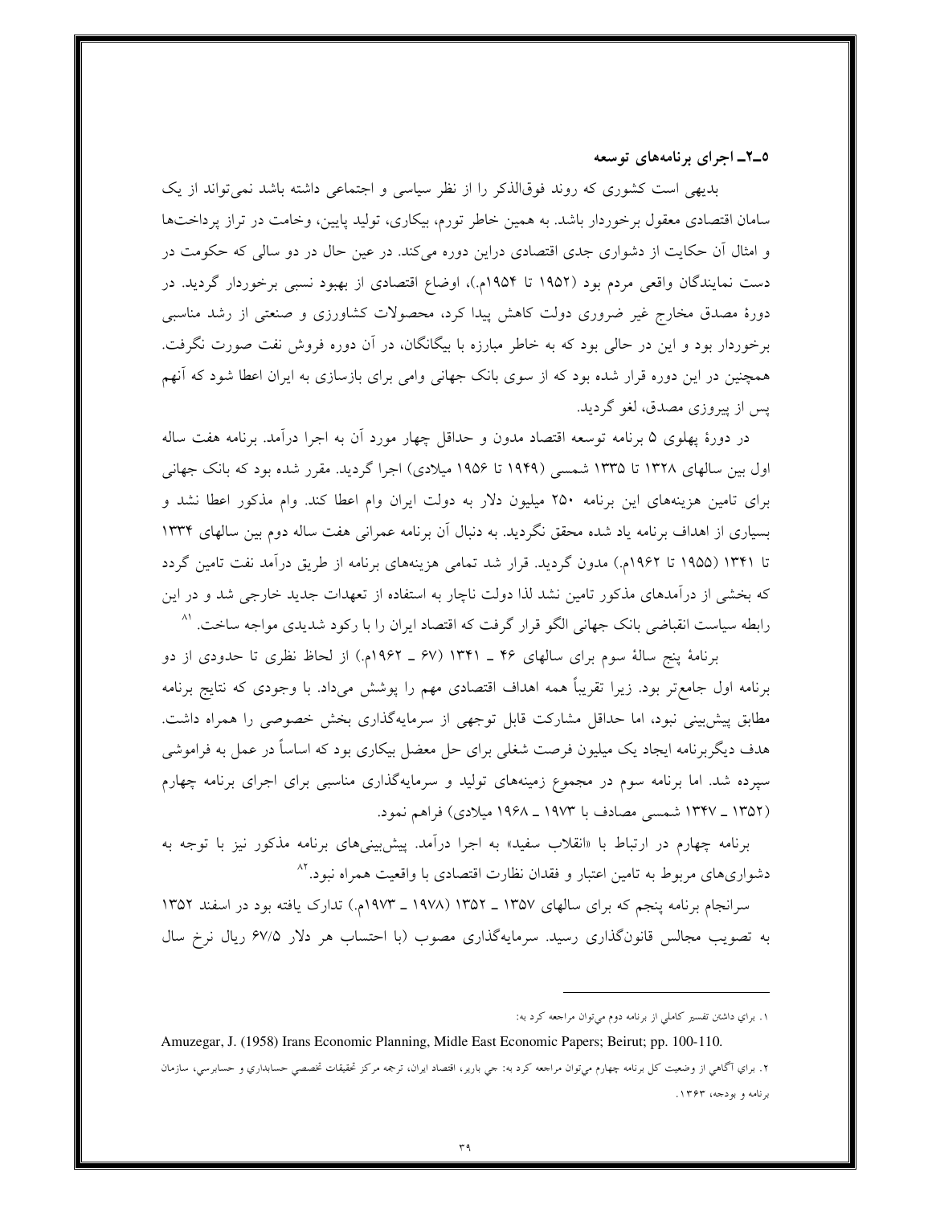### ۵ـ۲ـ اجرای برنامه‌های توسعه

بدیهی است کشوری که روند فوق‌الذکر را از نظر سیاسی و اجتماعی داشته باشد نمی‌تواند از یک سامان اقتصادی معقول برخوردار باشد. به همین خاطر تورم، بیکاری، تولید پایین، وخامت در تراز پرداخت‌ها و امثال آن حکایت از دشواری جدی اقتصادی دراین دوره می‌کند. در عین حال در دو سالی که حکومت در دست نمایندگان واقعی مردم بود (۱۹۵۲ تا ۱۹۵۴م.)، اوضاع اقتصادی از بهبود نسبی برخوردار گردید. در دورهٔ مصدق مخارج غیر ضروری دولت کاهش پیدا کرد، محصولات کشاورزی و صنعتی از رشد مناسبی برخوردار بود و این در حالی بود که به خاطر مبارزه با بیگانگان، در آن دوره فروش نفت صورت نگرفت. همچنین در این دوره قرار شده بود که از سوی بانک جهانی وامی برای بازسازی به ایران اعطا شود که آنهم پس از پیروزی مصدق، لغو گردید.

در دورهٔ پهلوی ۵ برنامه توسعه اقتصاد مدون و حداقل چهار مورد آن به اجرا درآمد. برنامه هفت ساله اول بین سالهای ۱۳۲۸ تا ۱۳۳۵ شمسی (۱۹۴۹ تا ۱۹۵۶ میلادی) اجرا گردید. مقرر شده بود که بانک جهانی برای تامین هزینه‌های این برنامه ۲۵۰ میلیون دلار به دولت ایران وام اعطا کند. وام مذکور اعطا نشد و بسیاری از اهداف برنامه یاد شده محقق نگردید. به دنبال آن برنامه عمرانی هفت ساله دوم بین سالهای ۱۳۳۴ تا ۱۳۴۱ (۱۹۵۵ تا ۱۹۶۲م.) مدون گردید. قرار شد تمامی هزینه‌های برنامه از طریق درآمد نفت تامین گردد که بخشی از درآمدهای مذکور تامین نشد لذا دولت ناچار به استفاده از تعهدات جدید خارجی شد و در این رابطه سیاست انقباضی بانک جهانی الگو قرار گرفت که اقتصاد ایران را با رکود شدیدی مواجه ساخت.[۱]

برنامهٔ پنج سالهٔ سوم برای سالهای ۴۶ ـ ۱۳۴۱ (۶۷ ـ ۱۹۶۲م.) از لحاظ نظری تا حدودی از دو برنامه اول جامع‌تر بود. زیرا تقریباً همه اهداف اقتصادی مهم را پوشش می‌داد. با وجودی که نتایج برنامه مطابق پیش‌بینی نبود، اما حداقل مشارکت قابل توجهی از سرمایه‌گذاری بخش خصوصی را همراه داشت. هدف دیگربرنامه ایجاد یک میلیون فرصت شغلی برای حل معضل بیکاری بود که اساساً در عمل به فراموشی سپرده شد. اما برنامه سوم در مجموع زمینه‌های تولید و سرمایه‌گذاری مناسبی برای اجرای برنامه چهارم (۱۳۵۲ ـ ۱۳۴۷ شمسی مصادف با ۱۹۷۳ ـ ۱۹۶۸ میلادی) فراهم نمود.

برنامه چهارم در ارتباط با «انقلاب سفید» به اجرا درآمد. پیش‌بینی‌های برنامه مذکور نیز با توجه به دشواری‌های مربوط به تامین اعتبار و فقدان نظارت اقتصادی با واقعیت همراه نبود.[۲]

سرانجام برنامه پنجم که برای سالهای ۱۳۵۷ ـ ۱۳۵۲ (۱۹۷۸ ـ ۱۹۷۳م.) تدارک یافته بود در اسفند ۱۳۵۲ به تصویب مجالس قانونگذاری رسید. سرمایه‌گذاری مصوب (با احتساب هر دلار ۶۷/۵ ریال نرخ سال

---

۱. برای داشتن تفسیر کاملی از برنامه دوم می‌توان مراجعه کرد به:

Amuzegar, J. (1958) Irans Economic Planning, Midle East Economic Papers; Beirut; pp. 100-110.

۲. برای آگاهی از وضعیت کل برنامه چهارم می‌توان مراجعه کرد به: جی باریر، اقتصاد ایران، ترجمه مرکز تحقیقات تخصصی حسابداری و حسابرسی، سازمان برنامه و بودجه، ۱۳۶۳.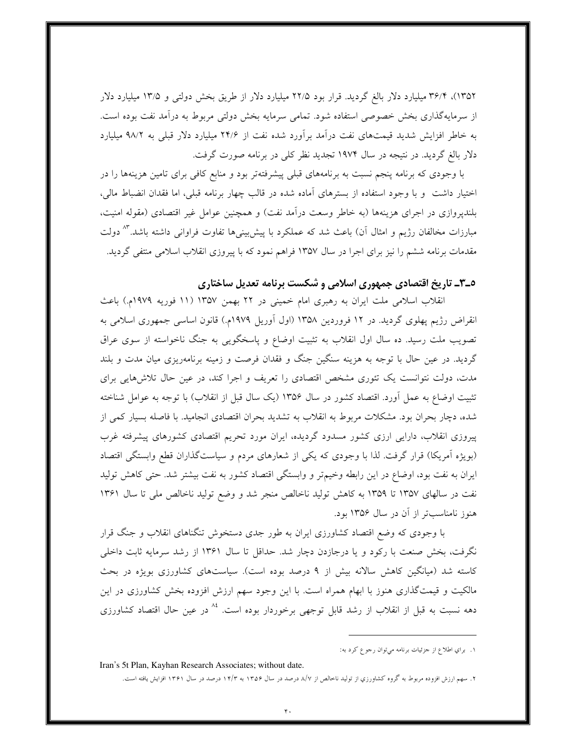۱۳۵۲)، ۳۶/۴ میلیارد دلار بالغ گردید. قرار بود ۲۲/۵ میلیارد دلار از طریق بخش دولتی و ۱۳/۵ میلیارد دلار از سرمایه‌گذاری بخش خصوصی استفاده شود. تمامی سرمایه بخش دولتی مربوط به درآمد نفت بوده است. به خاطر افزایش شدید قیمت‌های نفت درآمد برآورد شده نفت از ۲۴/۶ میلیارد دلار قبلی به ۹۸/۲ میلیارد دلار بالغ گردید. در نتیجه در سال ۱۹۷۴ تجدید نظر کلی در برنامه صورت گرفت.

با وجودی که برنامه پنجم نسبت به برنامه‌های قبلی پیشرفته‌تر بود و منابع کافی برای تامین هزینه‌ها را در اختیار داشت و با وجود استفاده از بسترهای آماده شده در قالب چهار برنامه قبلی، اما فقدان انضباط مالی، بلندپروازی در اجرای هزینه‌ها (به خاطر وسعت درآمد نفت) و همچنین عوامل غیر اقتصادی (مقوله امنیت، مبارزات مخالفان رژیم و امثال آن) باعث شد که عملکرد با پیش‌بینی‌ها تفاوت فراوانی داشته باشد.[۸۳] دولت مقدمات برنامه ششم را نیز برای اجرا در سال ۱۳۵۷ فراهم نمود که با پیروزی انقلاب اسلامی منتفی گردید.

## ۵-۳- تاریخ اقتصادی جمهوری اسلامی و شکست برنامه تعدیل ساختاری

انقلاب اسلامی ملت ایران به رهبری امام خمینی در ۲۲ بهمن ۱۳۵۷ (۱۱ فوریه ۱۹۷۹م.) باعث انقراض رژیم پهلوی گردید. در ۱۲ فروردین ۱۳۵۸ (اول آوریل ۱۹۷۹م.) قانون اساسی جمهوری اسلامی به تصویب ملت رسید. ده سال اول انقلاب به تثبیت اوضاع و پاسخگویی به جنگ ناخواسته از سوی عراق گردید. در عین حال با توجه به هزینه سنگین جنگ و فقدان فرصت و زمینه برنامه‌ریزی میان مدت و بلند مدت، دولت نتوانست یک تئوری مشخص اقتصادی را تعریف و اجرا کند، در عین حال تلاش‌هایی برای تثبیت اوضاع به عمل آورد. اقتصاد کشور در سال ۱۳۵۶ (یک سال قبل از انقلاب) با توجه به عوامل شناخته شده، دچار بحران بود. مشکلات مربوط به انقلاب به تشدید بحران اقتصادی انجامید. با فاصله بسیار کمی از پیروزی انقلاب، دارایی ارزی کشور مسدود گردیده، ایران مورد تحریم اقتصادی کشورهای پیشرفته غرب (بویژه آمریکا) قرار گرفت. لذا با وجودی که یکی از شعارهای مردم و سیاست‌گذاران قطع وابستگی اقتصاد ایران به نفت بود، اوضاع در این رابطه وخیم‌تر و وابستگی اقتصاد کشور به نفت بیشتر شد. حتی کاهش تولید نفت در سالهای ۱۳۵۷ تا ۱۳۵۹ به کاهش تولید ناخالص منجر شد و وضع تولید ناخالص ملی تا سال ۱۳۶۱ هنوز نامناسب‌تر از آن در سال ۱۳۵۶ بود.

با وجودی که وضع اقتصاد کشاورزی ایران به طور جدی دستخوش تنگناهای انقلاب و جنگ قرار نگرفت، بخش صنعت با رکود و یا درجازدن دچار شد. حداقل تا سال ۱۳۶۱ از رشد سرمایه ثابت داخلی کاسته شد (میانگین کاهش سالانه بیش از ۹ درصد بوده است). سیاست‌های کشاورزی بویژه در بحث مالکیت و قیمت‌گذاری هنوز با ابهام همراه است. با این وجود سهم ارزش افزوده بخش کشاورزی در این دهه نسبت به قبل از انقلاب از رشد قابل توجهی برخوردار بوده است.[۸۴] در عین حال اقتصاد کشاورزی

---

۱. برای اطلاع از جزئیات برنامه می‌توان رجوع کرد به:

Iran's 5t Plan, Kayhan Research Associates; without date.

۲. سهم ارزش افزوده مربوط به گروه کشاورزی از تولید ناخالص از ۸/۷ درصد در سال ۱۳۵۶ به ۱۴/۳ درصد در سال ۱۳۶۱ افزایش یافته است.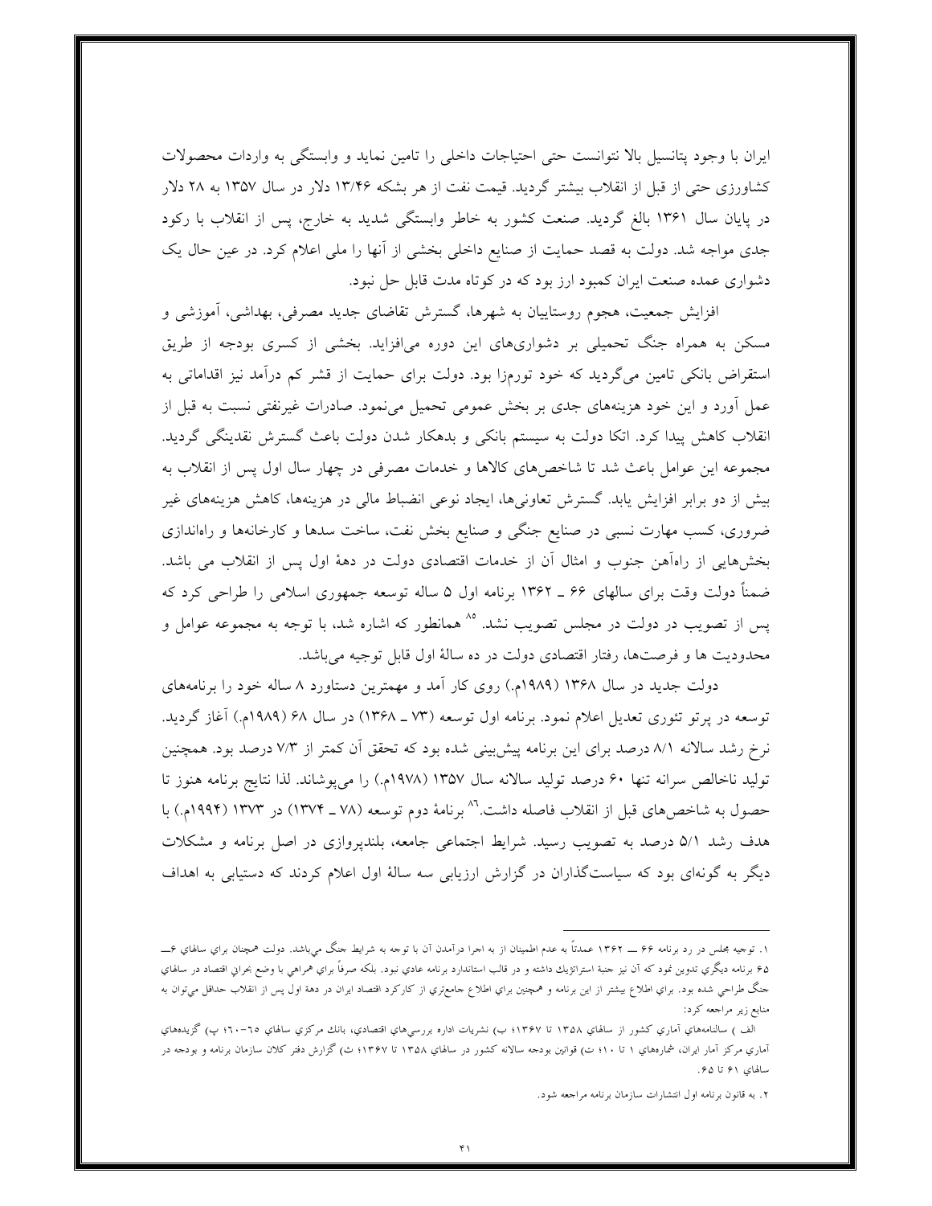ایران با وجود پتانسیل بالا نتوانست حتی احتیاجات داخلی را تامین نماید و وابستگی به واردات محصولات کشاورزی حتی از قبل از انقلاب بیشتر گردید. قیمت نفت از هر بشکه ۱۳/۴۶ دلار در سال ۱۳۵۷ به ۲۸ دلار در پایان سال ۱۳۶۱ بالغ گردید. صنعت کشور به خاطر وابستگی شدید به خارج، پس از انقلاب با رکود جدی مواجه شد. دولت به قصد حمایت از صنایع داخلی بخشی از آنها را ملی اعلام کرد. در عین حال یک دشواری عمده صنعت ایران کمبود ارز بود که در کوتاه مدت قابل حل نبود.

افزایش جمعیت، هجوم روستاییان به شهرها، گسترش تقاضای جدید مصرفی، بهداشی، آموزشی و مسکن به همراه جنگ تحمیلی بر دشواری‌های این دوره می‌افزاید. بخشی از کسری بودجه از طریق استقراض بانکی تامین می‌گردید که خود تورم‌زا بود. دولت برای حمایت از قشر کم درآمد نیز اقداماتی به عمل آورد و این خود هزینه‌های جدی بر بخش عمومی تحمیل می‌نمود. صادرات غیرنفتی نسبت به قبل از انقلاب کاهش پیدا کرد. اتکا دولت به سیستم بانکی و بدهکار شدن دولت باعث گسترش نقدینگی گردید. مجموعه این عوامل باعث شد تا شاخص‌های کالاها و خدمات مصرفی در چهار سال اول پس از انقلاب به بیش از دو برابر افزایش یابد. گسترش تعاونی‌ها، ایجاد نوعی انضباط مالی در هزینه‌ها، کاهش هزینه‌های غیر ضروری، کسب مهارت نسبی در صنایع جنگی و صنایع بخش نفت، ساخت سدها و کارخانه‌ها و راه‌اندازی بخش‌هایی از راه‌آهن جنوب و امثال آن از خدمات اقتصادی دولت در دهۀ اول پس از انقلاب می باشد. ضمناً دولت وقت برای سالهای ۶۶ ـ ۱۳۶۲ برنامه اول ۵ ساله توسعه جمهوری اسلامی را طراحی کرد که پس از تصویب در دولت در مجلس تصویب نشد.[85] همانطور که اشاره شد، با توجه به مجموعه عوامل و محدودیت ها و فرصت‌ها، رفتار اقتصادی دولت در ده سالۀ اول قابل توجیه می‌باشد.

دولت جدید در سال ۱۳۶۸ (۱۹۸۹م.) روی کار آمد و مهمترین دستاورد ۸ ساله خود را برنامه‌های توسعه در پرتو تئوری تعدیل اعلام نمود. برنامه اول توسعه (۷۳ ـ ۱۳۶۸) در سال ۶۸ (۱۹۸۹م.) آغاز گردید. نرخ رشد سالانه ۸/۱ درصد برای این برنامه پیش‌بینی شده بود که تحقق آن کمتر از ۷/۳ درصد بود. همچنین تولید ناخالص سرانه تنها ۶۰ درصد تولید سالانه سال ۱۳۵۷ (۱۹۷۸م.) را می‌پوشاند. لذا نتایج برنامه هنوز تا حصول به شاخص‌های قبل از انقلاب فاصله داشت.[86] برنامۀ دوم توسعه (۷۸ ـ ۱۳۷۴) در ۱۳۷۳ (۱۹۹۴م.) با هدف رشد ۵/۱ درصد به تصویب رسید. شرایط اجتماعی جامعه، بلندپروازی در اصل برنامه و مشکلات دیگر به گونه‌ای بود که سیاست‌گذاران در گزارش ارزیابی سه سالۀ اول اعلام کردند که دستیابی به اهداف

---

۱. توجیه مجلس در رد برنامه ۶۶ ــ ۱۳۶۲ عمدتاً به عدم اطمینان از به اجرا درآمدن آن با توجه به شرایط جنگ می‌باشد. دولت همچنان برای سالهای ۶ــ ۶۵ برنامه دیگری تدوین نمود که آن نیز جنبۀ استراتژیك داشته و در قالب استاندارد برنامه عادی نبود. بلکه صرفاً برای همراهی با وضع بحرانی اقتصاد در سالهای جنگ طراحی شده بود. برای اطلاع بیشتر از این برنامه و همچنین برای اطلاع جامع‌تری از کارکرد اقتصاد ایران در دهۀ اول پس از انقلاب حداقل می‌توان به منابع زیر مراجعه کرد:

الف ) سالنامه‌های آماری کشور از سالهای ۱۳۵۸ تا ۱۳۶۷؛ ب) نشریات اداره بررسی‌های اقتصادی، بانك مرکزی سالهای ٦٥-٦٠؛ پ) گزیده‌های آماری مرکز آمار ایران، شماره‌های ۱ تا ۱۰؛ ت) قوانین بودجه سالانه کشور در سالهای ۱۳۵۸ تا ۱۳۶۷؛ ث) گزارش دفتر کلان سازمان برنامه و بودجه در سالهای ۶۱ تا ۶۵.

۲. به قانون برنامه اول انتشارات سازمان برنامه مراجعه شود.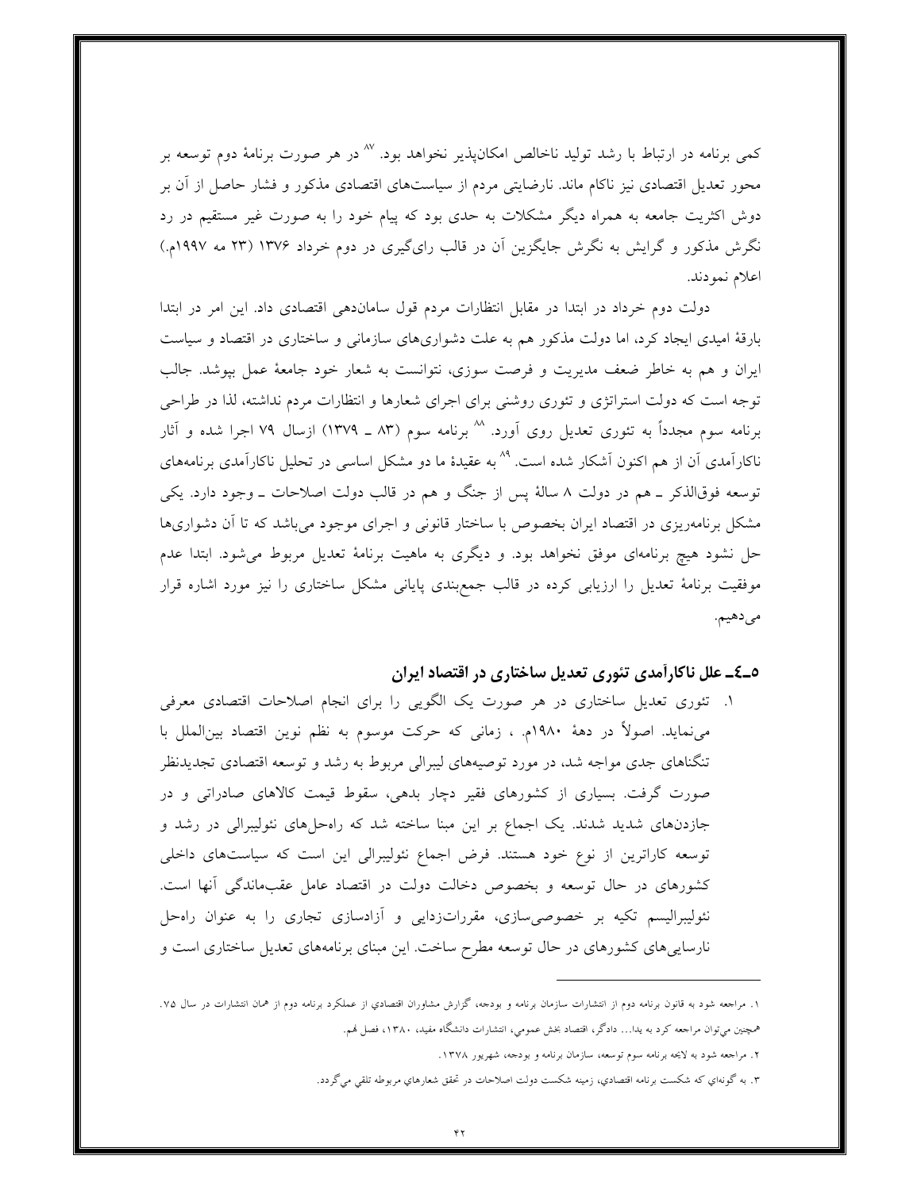کمی برنامه در ارتباط با رشد تولید ناخالص امکان‌پذیر نخواهد بود. [۸۷] در هر صورت برنامهٔ دوم توسعه بر محور تعدیل اقتصادی نیز ناکام ماند. نارضایتی مردم از سیاست‌های اقتصادی مذکور و فشار حاصل از آن بر دوش اکثریت جامعه به همراه دیگر مشکلات به حدی بود که پیام خود را به صورت غیر مستقیم در رد نگرش مذکور و گرایش به نگرش جایگزین آن در قالب رای‌گیری در دوم خرداد ۱۳۷۶ (۲۳ مه ۱۹۹۷م.) اعلام نمودند.

دولت دوم خرداد در ابتدا در مقابل انتظارات مردم قول سامان‌دهی اقتصادی داد. این امر در ابتدا بارقهٔ امیدی ایجاد کرد، اما دولت مذکور هم به علت دشواری‌های سازمانی و ساختاری در اقتصاد و سیاست ایران و هم به خاطر ضعف مدیریت و فرصت سوزی، نتوانست به شعار خود جامعهٔ عمل بپوشد. جالب توجه است که دولت استراتژی و تئوری روشنی برای اجرای شعارها و انتظارات مردم نداشته، لذا در طراحی برنامه سوم مجدداً به تئوری تعدیل روی آورد. [۸۸] برنامه سوم (۸۳ ـ ۱۳۷۹) ازسال ۷۹ اجرا شده و آثار ناکارآمدی آن از هم اکنون آشکار شده است. [۸۹] به عقیدهٔ ما دو مشکل اساسی در تحلیل ناکارآمدی برنامه‌های توسعه فوق‌الذکر ـ هم در دولت ۸ سالهٔ پس از جنگ و هم در قالب دولت اصلاحات ـ وجود دارد. یکی مشکل برنامه‌ریزی در اقتصاد ایران بخصوص با ساختار قانونی و اجرای موجود می‌باشد که تا آن دشواری‌ها حل نشود هیچ برنامه‌ای موفق نخواهد بود. و دیگری به ماهیت برنامهٔ تعدیل مربوط می‌شود. ابتدا عدم موفقیت برنامهٔ تعدیل را ارزیابی کرده در قالب جمع‌بندی پایانی مشکل ساختاری را نیز مورد اشاره قرار می‌دهیم.

## ۵ـ۴ـ علل ناکارآمدی تئوری تعدیل ساختاری در اقتصاد ایران

۱. تئوری تعدیل ساختاری در هر صورت یک الگویی را برای انجام اصلاحات اقتصادی معرفی می‌نماید. اصولاً در دههٔ ۱۹۸۰م. ، زمانی که حرکت موسوم به نظم نوین اقتصاد بین‌الملل با تنگناهای جدی مواجه شد، در مورد توصیه‌های لیبرالی مربوط به رشد و توسعه اقتصادی تجدیدنظر صورت گرفت. بسیاری از کشورهای فقیر دچار بدهی، سقوط قیمت کالاهای صادراتی و در جازدن‌های شدید شدند. یک اجماع بر این مبنا ساخته شد که راه‌حل‌های نئولیبرالی در رشد و توسعه کاراترین از نوع خود هستند. فرض اجماع نئولیبرالی این است که سیاست‌های داخلی کشورهای در حال توسعه و بخصوص دخالت دولت در اقتصاد عامل عقب‌ماندگی آنها است. نئولیبرالیسم تکیه بر خصوصی‌سازی، مقررات‌زدایی و آزادسازی تجاری را به عنوان راه‌حل نارسایی‌های کشورهای در حال توسعه مطرح ساخت. این مبنای برنامه‌های تعدیل ساختاری است و

---

۱. مراجعه شود به قانون برنامه دوم از انتشارات سازمان برنامه و بودجه، گزارش مشاوران اقتصادي از عملکرد برنامه دوم از همان انتشارات در سال ۷۵. همچنین می‌توان مراجعه کرد به یدا... دادگر، اقتصاد بخش عمومی، انتشارات دانشگاه مفید، ۱۳۸۰، فصل نهم.

۲. مراجعه شود به لایحه برنامه سوم توسعه، سازمان برنامه و بودجه، شهریور ۱۳۷۸.

۳. به گونه‌اي که شکست برنامه اقتصادي، زمینه شکست دولت اصلاحات در تحقق شعارهاي مربوطه تلقي مي‌گردد.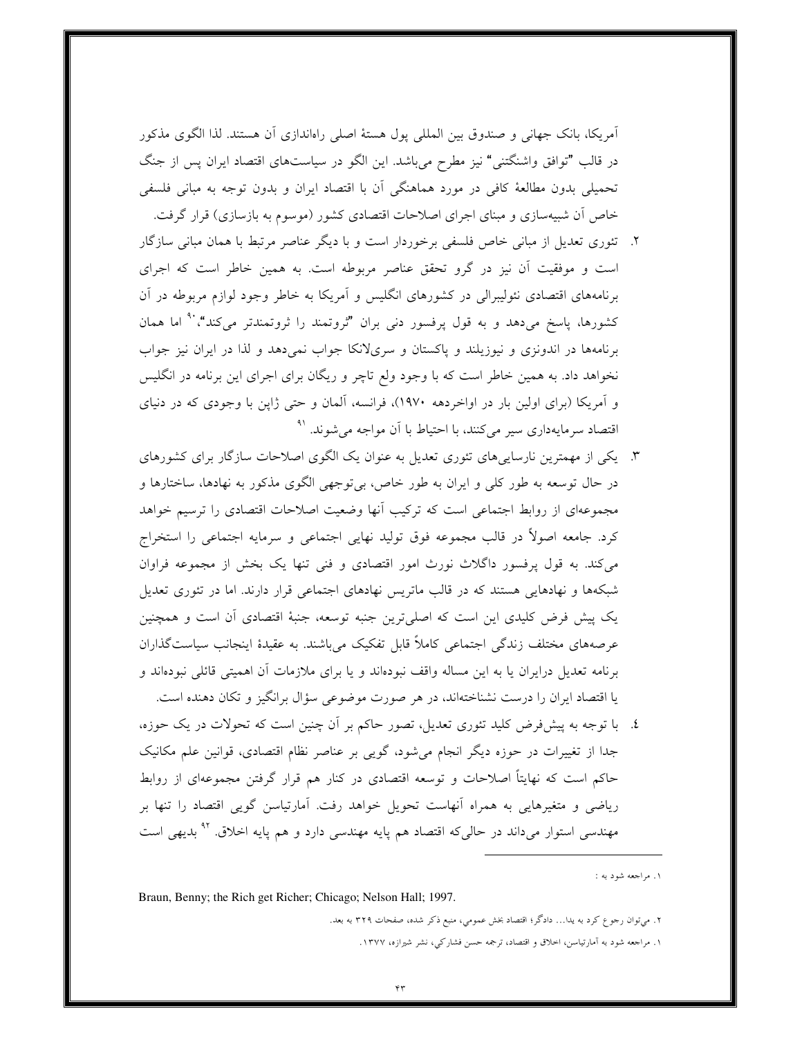آمریکا، بانک جهانی و صندوق بین المللی پول هستهٔ اصلی راه‌اندازی آن هستند. لذا الگوی مذکور در قالب "توافق واشنگتنی" نیز مطرح می‌باشد. این الگو در سیاست‌های اقتصاد ایران پس از جنگ تحمیلی بدون مطالعهٔ کافی در مورد هماهنگی آن با اقتصاد ایران و بدون توجه به مبانی فلسفی خاص آن شبیه‌سازی و مبنای اجرای اصلاحات اقتصادی کشور (موسوم به بازسازی) قرار گرفت.

۲. تئوری تعدیل از مبانی خاص فلسفی برخوردار است و با دیگر عناصر مرتبط با همان مبانی سازگار است و موفقیت آن نیز در گرو تحقق عناصر مربوطه است. به همین خاطر است که اجرای برنامه‌های اقتصادی نئولیبرالی در کشورهای انگلیس و آمریکا به خاطر وجود لوازم مربوطه در آن کشورها، پاسخ می‌دهد و به قول پرفسور دنی بران "ثروتمند را ثروتمندتر می‌کند"،[۹۰] اما همان برنامه‌ها در اندونزی و نیوزیلند و پاکستان و سری‌لانکا جواب نمی‌دهد و لذا در ایران نیز جواب نخواهد داد. به همین خاطر است که با وجود ولع تاچر و ریگان برای اجرای این برنامه در انگلیس و آمریکا (برای اولین بار در اواخردهه ۱۹۷۰)، فرانسه، آلمان و حتی ژاپن با وجودی که در دنیای اقتصاد سرمایه‌داری سیر می‌کنند، با احتیاط با آن مواجه می‌شوند.[۹۱]

۳. یکی از مهمترین نارسایی‌های تئوری تعدیل به عنوان یک الگوی اصلاحات سازگار برای کشورهای در حال توسعه به طور کلی و ایران به طور خاص، بی‌توجهی الگوی مذکور به نهادها، ساختارها و مجموعه‌ای از روابط اجتماعی است که ترکیب آنها وضعیت اصلاحات اقتصادی را ترسیم خواهد کرد. جامعه اصولاً در قالب مجموعه فوق تولید نهایی اجتماعی و سرمایه اجتماعی را استخراج می‌کند. به قول پرفسور داگلاث نورث امور اقتصادی و فنی تنها یک بخش از مجموعه فراوان شبکه‌ها و نهادهایی هستند که در قالب ماتریس نهادهای اجتماعی قرار دارند. اما در تئوری تعدیل یک پیش فرض کلیدی این است که اصلی‌ترین جنبه توسعه، جنبهٔ اقتصادی آن است و همچنین عرصه‌های مختلف زندگی اجتماعی کاملاً قابل تفکیک می‌باشند. به عقیدهٔ اینجانب سیاست‌گذاران برنامه تعدیل درایران یا به این مساله واقف نبوده‌اند و یا برای ملازمات آن اهمیتی قائلی نبوده‌اند و یا اقتصاد ایران را درست نشناخته‌اند، در هر صورت موضوعی سؤال برانگیز و تکان دهنده است.

٤. با توجه به پیش‌فرض کلید تئوری تعدیل، تصور حاکم بر آن چنین است که تحولات در یک حوزه، جدا از تغییرات در حوزه دیگر انجام می‌شود، گویی بر عناصر نظام اقتصادی، قوانین علم مکانیک حاکم است که نهایتاً اصلاحات و توسعه اقتصادی در کنار هم قرار گرفتن مجموعه‌ای از روابط ریاضی و متغیرهایی به همراه آنهاست تحویل خواهد رفت. آمارتیاسن گویی اقتصاد را تنها بر مهندسی استوار می‌داند در حالی‌که اقتصاد هم پایه مهندسی دارد و هم پایه اخلاق.[۹۲] بدیهی است

---

۱. مراجعه شود به :

Braun, Benny; the Rich get Richer; Chicago; Nelson Hall; 1997.

۲. می‌توان رجوع کرد به یدا... دادگر؛ اقتصاد بخش عمومی، منبع ذکر شده، صفحات ۳۲۹ به بعد.

۱. مراجعه شود به آمارتیاسن، اخلاق و اقتصاد، ترجمه حسن فشارکی، نشر شیرازه، ۱۳۷۷.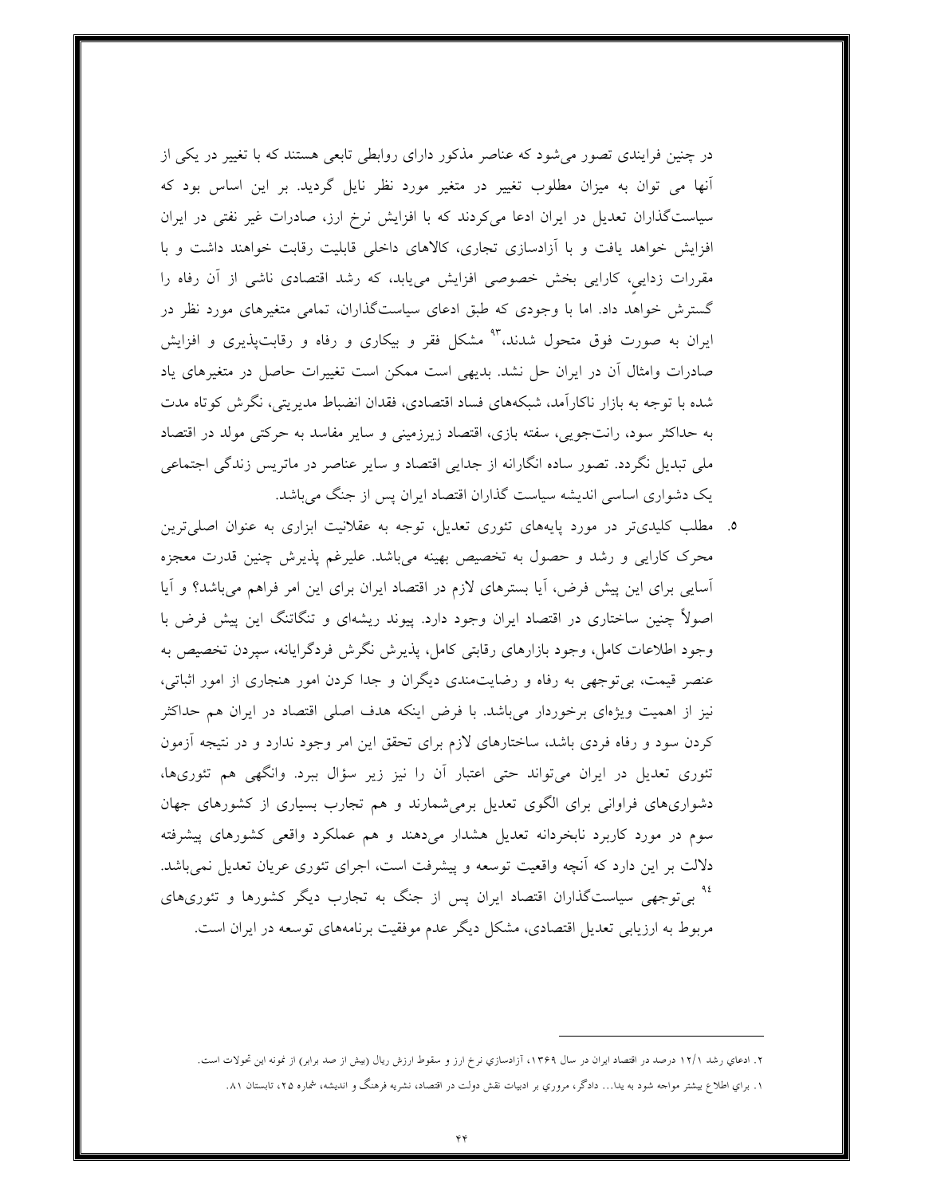در چنین فرایندی تصور می‌شود که عناصر مذکور دارای روابطی تابعی هستند که با تغییر در یکی از آنها می توان به میزان مطلوب تغییر در متغیر مورد نظر نایل گردید. بر این اساس بود که سیاست‌گذاران تعدیل در ایران ادعا می‌کردند که با افزایش نرخ ارز، صادرات غیر نفتی در ایران افزایش خواهد یافت و با آزادسازی تجاری، کالاهای داخلی قابلیت رقابت خواهند داشت و با مقررات زدایی، کارایی بخش خصوصی افزایش می‌یابد، که رشد اقتصادی ناشی از آن رفاه را گسترش خواهد داد. اما با وجودی که طبق ادعای سیاست‌گذاران، تمامی متغیرهای مورد نظر در ایران به صورت فوق متحول شدند،[۹۳] مشکل فقر و بیکاری و رفاه و رقابت‌پذیری و افزایش صادرات وامثال آن در ایران حل نشد. بدیهی است ممکن است تغییرات حاصل در متغیرهای یاد شده با توجه به بازار ناکارآمد، شبکه‌های فساد اقتصادی، فقدان انضباط مدیریتی، نگرش کوتاه مدت به حداکثر سود، رانت‌جویی، سفته بازی، اقتصاد زیرزمینی و سایر مفاسد به حرکتی مولد در اقتصاد ملی تبدیل نگردد. تصور ساده انگارانه از جدایی اقتصاد و سایر عناصر در ماتریس زندگی اجتماعی یک دشواری اساسی اندیشه سیاست گذاران اقتصاد ایران پس از جنگ می‌باشد.

۵. مطلب کلیدی‌تر در مورد پایه‌های تئوری تعدیل، توجه به عقلانیت ابزاری به عنوان اصلی‌ترین محرک کارایی و رشد و حصول به تخصیص بهینه می‌باشد. علیرغم پذیرش چنین قدرت معجزه آسایی برای این پیش فرض، آیا بسترهای لازم در اقتصاد ایران برای این امر فراهم می‌باشد؟ و آیا اصولاً چنین ساختاری در اقتصاد ایران وجود دارد. پیوند ریشه‌ای و تنگاتنگ این پیش فرض با وجود اطلاعات کامل، وجود بازارهای رقابتی کامل، پذیرش نگرش فردگرایانه، سپردن تخصیص به عنصر قیمت، بی‌توجهی به رفاه و رضایت‌مندی دیگران و جدا کردن امور هنجاری از امور اثباتی، نیز از اهمیت ویژه‌ای برخوردار می‌باشد. با فرض اینکه هدف اصلی اقتصاد در ایران هم حداکثر کردن سود و رفاه فردی باشد، ساختارهای لازم برای تحقق این امر وجود ندارد و در نتیجه آزمون تئوری تعدیل در ایران می‌تواند حتی اعتبار آن را نیز زیر سؤال ببرد. وانگهی هم تئوری‌ها، دشواری‌های فراوانی برای الگوی تعدیل برمی‌شمارند و هم تجارب بسیاری از کشورهای جهان سوم در مورد کاربرد نابخردانه تعدیل هشدار می‌دهند و هم عملکرد واقعی کشورهای پیشرفته دلالت بر این دارد که آنچه واقعیت توسعه و پیشرفت است، اجرای تئوری عریان تعدیل نمی‌باشد.[۹۴] بی‌توجهی سیاست‌گذاران اقتصاد ایران پس از جنگ به تجارب دیگر کشورها و تئوری‌های مربوط به ارزیابی تعدیل اقتصادی، مشکل دیگر عدم موفقیت برنامه‌های توسعه در ایران است.

---

۲. ادعای رشد ۱۲/۱ درصد در اقتصاد ایران در سال ۱۳۶۹، آزادسازی نرخ ارز و سقوط ارزش ریال (بیش از صد برابر) از نمونه این تحولات است.

۱. برای اطلاع بیشتر مواجه شود به یدا... دادگر، مروری بر ادبیات نقش دولت در اقتصاد، نشریه فرهنگ و اندیشه، شماره ۲۵، تابستان ۸۱.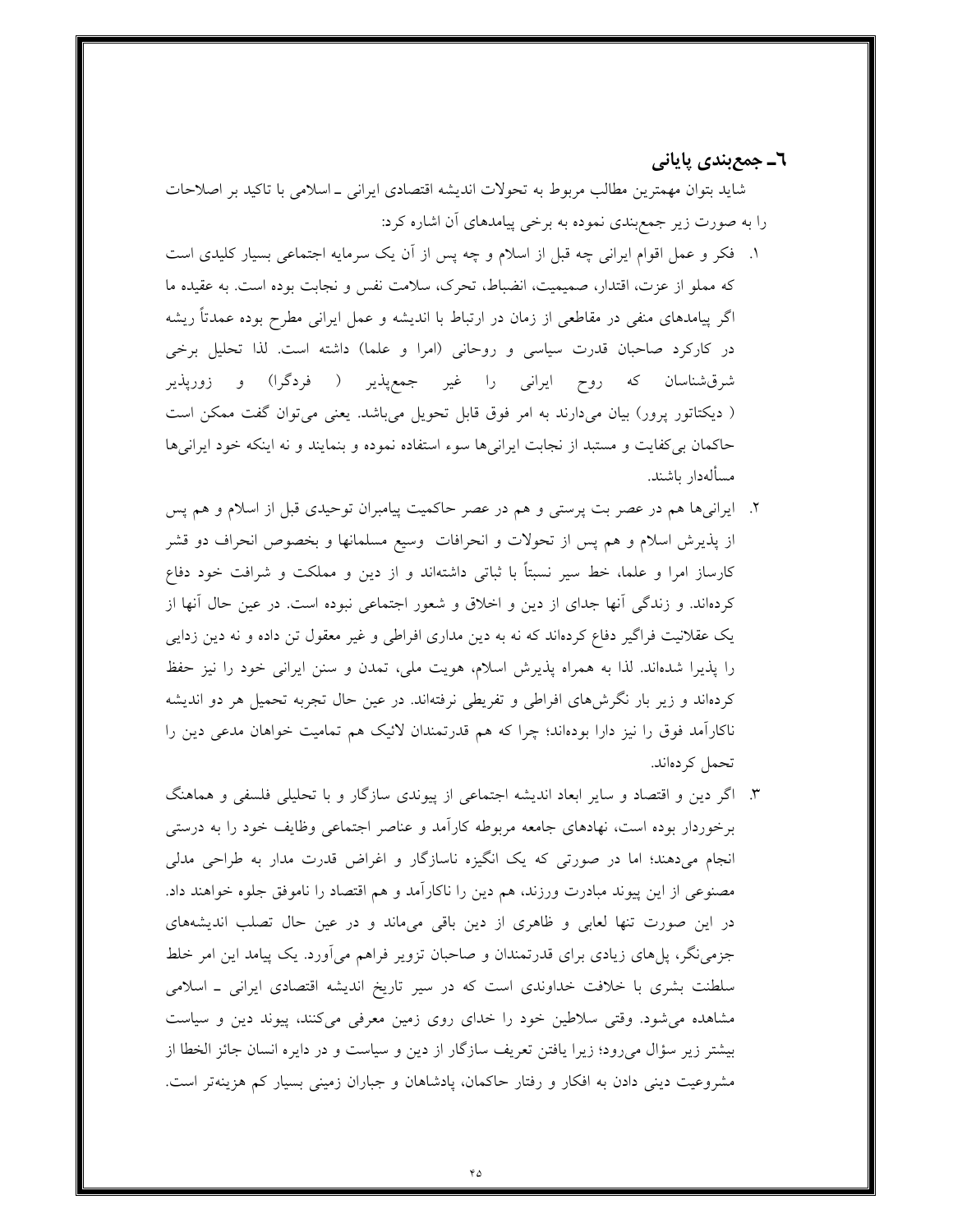## ٦ـ جمع‌بندی پایانی

شاید بتوان مهمترین مطالب مربوط به تحولات اندیشه اقتصادی ایرانی ـ اسلامی با تاکید بر اصلاحات را به صورت زیر جمع‌بندی نموده به برخی پیامدهای آن اشاره کرد:

١. فکر و عمل اقوام ایرانی چه قبل از اسلام و چه پس از آن یک سرمایه اجتماعی بسیار کلیدی است که مملو از عزت، اقتدار، صمیمیت، انضباط، تحرک، سلامت نفس و نجابت بوده است. به عقیده ما اگر پیامدهای منفی در مقاطعی از زمان در ارتباط با اندیشه و عمل ایرانی مطرح بوده عمدتاً ریشه در کارکرد صاحبان قدرت سیاسی و روحانی (امرا و علما) داشته است. لذا تحلیل برخی شرق‌شناسان که روح ایرانی را غیر جمع‌پذیر ( فردگرا) و زورپذیر ( دیکتاتور پرور) بیان می‌دارند به امر فوق قابل تحویل می‌باشد. یعنی می‌توان گفت ممکن است حاکمان بی‌کفایت و مستبد از نجابت ایرانی‌ها سوء استفاده نموده و بنمایند و نه اینکه خود ایرانی‌ها مسأله‌دار باشند.

٢. ایرانی‌ها هم در عصر بت پرستی و هم در عصر حاکمیت پیامبران توحیدی قبل از اسلام و هم پس از پذیرش اسلام و هم پس از تحولات و انحرافات وسیع مسلمانها و بخصوص انحراف دو قشر کارساز امرا و علما، خط سیر نسبتاً با ثباتی داشته‌اند و از دین و مملکت و شرافت خود دفاع کرده‌اند. و زندگی آنها جدای از دین و اخلاق و شعور اجتماعی نبوده است. در عین حال آنها از یک عقلانیت فراگیر دفاع کرده‌اند که نه به دین مداری افراطی و غیر معقول تن داده و نه دین زدایی را پذیرا شده‌اند. لذا به همراه پذیرش اسلام، هویت ملی، تمدن و سنن ایرانی خود را نیز حفظ کرده‌اند و زیر بار نگرش‌های افراطی و تفریطی نرفته‌اند. در عین حال تجربه تحمیل هر دو اندیشه ناکارآمد فوق را نیز دارا بوده‌اند؛ چرا که هم قدرتمندان لائیک هم تمامیت خواهان مدعی دین را تحمل کرده‌اند.

٣. اگر دین و اقتصاد و سایر ابعاد اندیشه اجتماعی از پیوندی سازگار و با تحلیلی فلسفی و هماهنگ برخوردار بوده است، نهادهای جامعه مربوطه کارآمد و عناصر اجتماعی وظایف خود را به درستی انجام می‌دهند؛ اما در صورتی که یک انگیزه ناسازگار و اغراض قدرت مدار به طراحی مدلی مصنوعی از این پیوند مبادرت ورزند، هم دین را ناکارآمد و هم اقتصاد را ناموفق جلوه خواهند داد. در این صورت تنها لعابی و ظاهری از دین باقی می‌ماند و در عین حال تصلب اندیشه‌های جزمی‌نگر، پل‌های زیادی برای قدرتمندان و صاحبان تزویر فراهم می‌آورد. یک پیامد این امر خلط سلطنت بشری با خلافت خداوندی است که در سیر تاریخ اندیشه اقتصادی ایرانی ـ اسلامی مشاهده می‌شود. وقتی سلاطین خود را خدای روی زمین معرفی می‌کنند، پیوند دین و سیاست بیشتر زیر سؤال می‌رود؛ زیرا یافتن تعریف سازگار از دین و سیاست و در دایره انسان جائز الخطا از مشروعیت دینی دادن به افکار و رفتار حاکمان، پادشاهان و جباران زمینی بسیار کم هزینه‌تر است.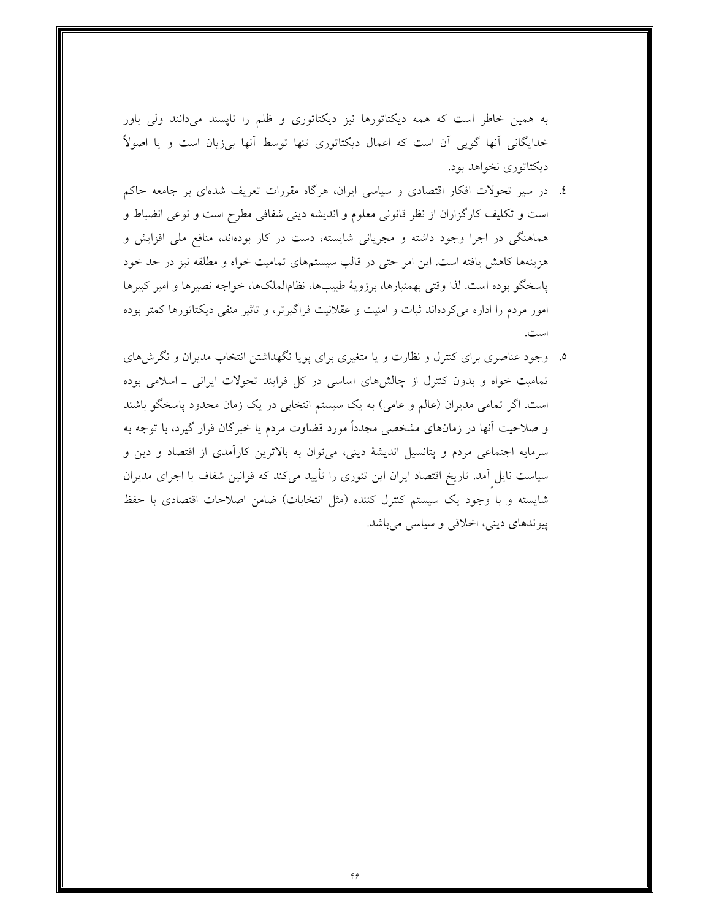به همین خاطر است که همه دیکتاتورها نیز دیکتاتوری و ظلم را ناپسند می‌دانند ولی باور خدایگانی آنها گویی آن است که اعمال دیکتاتوری تنها توسط آنها بی‌زیان است و یا اصولاً دیکتاتوری نخواهد بود.

٤. در سیر تحولات افکار اقتصادی و سیاسی ایران، هرگاه مقررات تعریف شده‌ای بر جامعه حاکم است و تکلیف کارگزاران از نظر قانونی معلوم و اندیشه دینی شفافی مطرح است و نوعی انضباط و هماهنگی در اجرا وجود داشته و مجریانی شایسته، دست در کار بوده‌اند، منافع ملی افزایش و هزینه‌ها کاهش یافته است. این امر حتی در قالب سیستم‌های تمامیت خواه و مطلقه نیز در حد خود پاسخگو بوده است. لذا وقتی بهمنیارها، برزویهٔ طبیب‌ها، نظام‌الملک‌ها، خواجه نصیرها و امیر کبیرها امور مردم را اداره می‌کرده‌اند ثبات و امنیت و عقلانیت فراگیرتر، و تاثیر منفی دیکتاتورها کمتر بوده است.

٥. وجود عناصری برای کنترل و نظارت و یا متغیری برای پویا نگهداشتن انتخاب مدیران و نگرش‌های تمامیت خواه و بدون کنترل از چالش‌های اساسی در کل فرایند تحولات ایرانی ـ اسلامی بوده است. اگر تمامی مدیران (عالم و عامی) به یک سیستم انتخابی در یک زمان محدود پاسخگو باشند و صلاحیت آنها در زمان‌های مشخصی مجدداً مورد قضاوت مردم یا خبرگان قرار گیرد، با توجه به سرمایه اجتماعی مردم و پتانسیل اندیشهٔ دینی، می‌توان به بالاترین کارآمدی از اقتصاد و دین و سیاست نایل آمد. تاریخ اقتصاد ایران این تئوری را تأیید می‌کند که قوانین شفاف با اجرای مدیران شایسته و با وجود یک سیستم کنترل کننده (مثل انتخابات) ضامن اصلاحات اقتصادی با حفظ پیوندهای دینی، اخلاقی و سیاسی می‌باشد.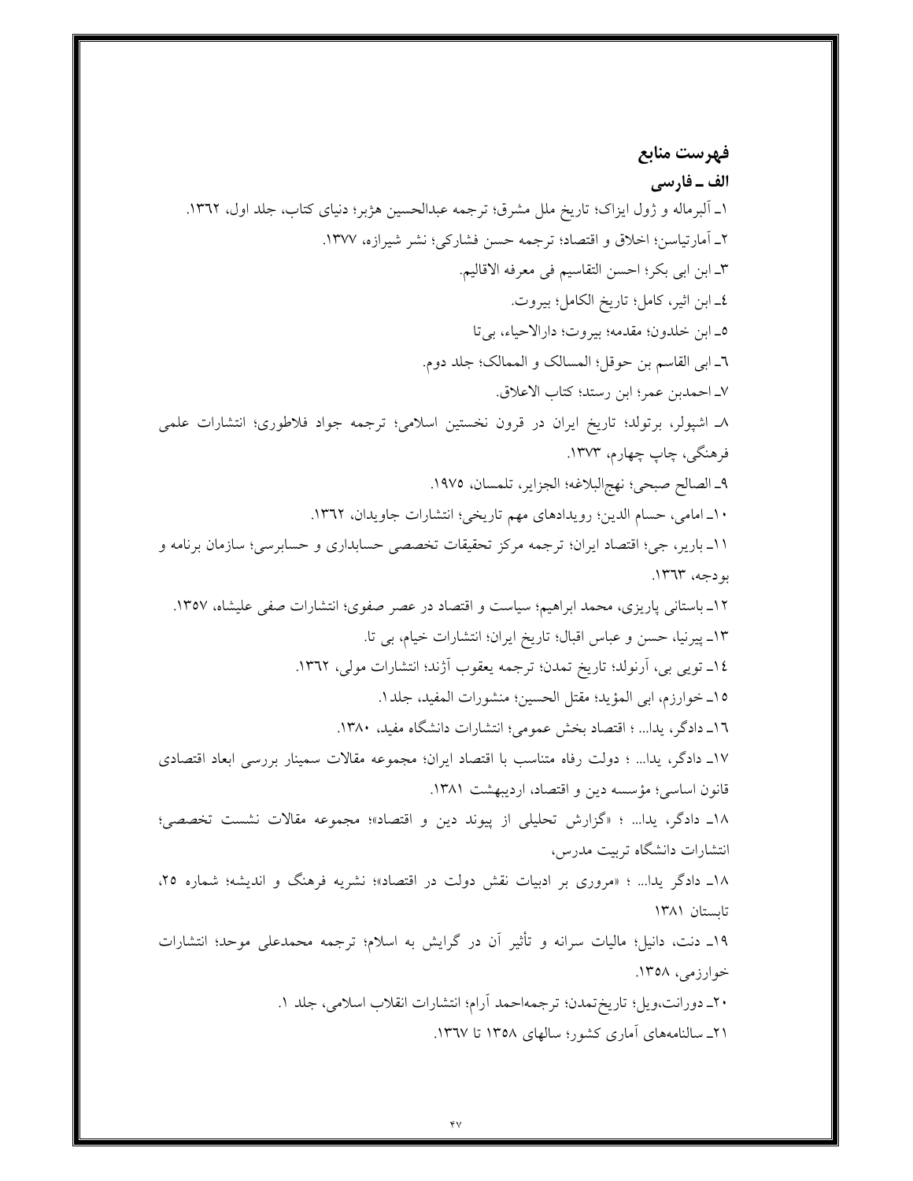# فهرست منابع

## الف ـ فارسی

۱ـ آلبرماله و ژول ایزاک؛ تاریخ ملل مشرق؛ ترجمه عبدالحسین هژبر؛ دنیای کتاب، جلد اول، ۱۳۶۲.

۲ـ آمارتیاسن؛ اخلاق و اقتصاد؛ ترجمه حسن فشارکی؛ نشر شیرازه، ۱۳۷۷.

۳ـ ابن ابی بکر؛ احسن التقاسیم فی معرفه الاقالیم.

٤ـ ابن اثیر، کامل؛ تاریخ الکامل؛ بیروت.

٥ـ ابن خلدون؛ مقدمه؛ بیروت؛ دارالاحیاء، بی‌تا

٦ـ ابی القاسم بن حوقل؛ المسالک و الممالک؛ جلد دوم.

۷ـ احمدبن عمر؛ ابن رستد؛ کتاب الاعلاق.

۸ـ اشپولر، برتولد؛ تاریخ ایران در قرون نخستین اسلامی؛ ترجمه جواد فلاطوری؛ انتشارات علمی فرهنگی، چاپ چهارم، ۱۳۷۳.

۹ـ الصالح صبحی؛ نهج‌البلاغه؛ الجزایر، تلمسان، ۱۹۷٥.

۱۰ـ امامی، حسام الدین؛ رویدادهای مهم تاریخی؛ انتشارات جاویدان، ۱۳٦۲.

۱۱ـ باریر، جی؛ اقتصاد ایران؛ ترجمه مرکز تحقیقات تخصصی حسابداری و حسابرسی؛ سازمان برنامه و بودجه، ۱۳٦۳.

۱۲ـ باستانی پاریزی، محمد ابراهیم؛ سیاست و اقتصاد در عصر صفوی؛ انتشارات صفی علیشاه، ۱۳٥۷.

۱۳ـ پیرنیا، حسن و عباس اقبال؛ تاریخ ایران؛ انتشارات خیام، بی تا.

۱٤ـ تویی بی، آرنولد؛ تاریخ تمدن؛ ترجمه یعقوب آژند؛ انتشارات مولی، ۱۳٦۲.

۱٥ـ خوارزم، ابی المؤید؛ مقتل الحسین؛ منشورات المفید، جلد۱.

۱٦ـ دادگر، یدا... ؛ اقتصاد بخش عمومی؛ انتشارات دانشگاه مفید، ۱۳۸۰.

۱۷ـ دادگر، یدا... ؛ دولت رفاه متناسب با اقتصاد ایران؛ مجموعه مقالات سمینار بررسی ابعاد اقتصادی قانون اساسی؛ مؤسسه دین و اقتصاد، اردیبهشت ۱۳۸۱.

۱۸ـ دادگر، یدا... ؛ «گزارش تحلیلی از پیوند دین و اقتصاد»؛ مجموعه مقالات نشست تخصصی؛ انتشارات دانشگاه تربیت مدرس،

۱۸ـ دادگر یدا... ؛ «مروری بر ادبیات نقش دولت در اقتصاد»؛ نشریه فرهنگ و اندیشه؛ شماره ۲٥، تابستان ۱۳۸۱

۱۹ـ دنت، دانیل؛ مالیات سرانه و تأثیر آن در گرایش به اسلام؛ ترجمه محمدعلی موحد؛ انتشارات خوارزمی، ۱۳٥۸.

۲۰ـ دورانت،ویل؛ تاریخ‌تمدن؛ ترجمه‌احمد آرام؛ انتشارات انقلاب اسلامی، جلد ۱.

۲۱ـ سالنامه‌های آماری کشور؛ سالهای ۱۳٥۸ تا ۱۳٦۷.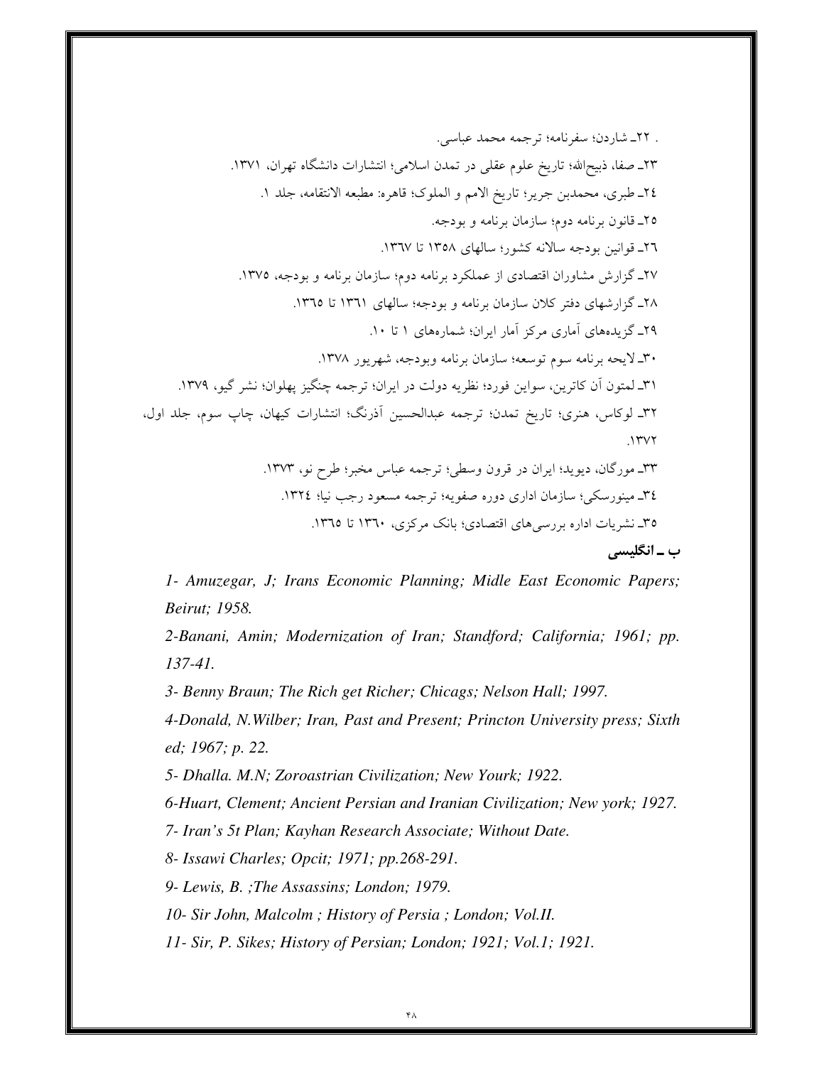. ۲۲ـ شاردن؛ سفرنامه؛ ترجمه محمد عباسی.

۲۳ـ صفا، ذبیح‌الله؛ تاریخ علوم عقلی در تمدن اسلامی؛ انتشارات دانشگاه تهران، ۱۳۷۱.

۲٤ـ طبری، محمدبن جریر؛ تاریخ الامم و الملوک؛ قاهره: مطبعه الانتقامه، جلد ۱.

۲۵ـ قانون برنامه دوم؛ سازمان برنامه و بودجه.

۲٦ـ قوانین بودجه سالانه کشور؛ سالهای ۱۳۵۸ تا ۱۳٦۷.

۲۷ـ گزارش مشاوران اقتصادی از عملکرد برنامه دوم؛ سازمان برنامه و بودجه، ۱۳۷۵.

۲۸ـ گزارشهای دفتر کلان سازمان برنامه و بودجه؛ سالهای ۱۳٦۱ تا ۱۳٦۵.

۲۹ـ گزیده‌های آماری مرکز آمار ایران؛ شماره‌های ۱ تا ۱۰.

۳۰ـ لایحه برنامه سوم توسعه؛ سازمان برنامه وبودجه، شهریور ۱۳۷۸.

۳۱ـ لمتون آن کاترین، سواین فورد؛ نظریه دولت در ایران؛ ترجمه چنگیز پهلوان؛ نشر گیو، ۱۳۷۹.

۳۲ـ لوکاس، هنری؛ تاریخ تمدن؛ ترجمه عبدالحسین آذرنگ؛ انتشارات کیهان، چاپ سوم، جلد اول، ۱۳۷۲.

۳۳ـ مورگان، دیوید؛ ایران در قرون وسطی؛ ترجمه عباس مخبر؛ طرح نو، ۱۳۷۳.

۳٤ـ مینورسکی؛ سازمان اداری دوره صفویه؛ ترجمه مسعود رجب نیا؛ ۱۳۲٤.

۳۵ـ نشریات اداره بررسی‌های اقتصادی؛ بانک مرکزی، ۱۳٦۰ تا ۱۳٦۵.

**ب ـ انگلیسی**

*1- Amuzegar, J; Irans Economic Planning; Midle East Economic Papers; Beirut; 1958.*

*2-Banani, Amin; Modernization of Iran; Standford; California; 1961; pp. 137-41.*

*3- Benny Braun; The Rich get Richer; Chicags; Nelson Hall; 1997.*

*4-Donald, N.Wilber; Iran, Past and Present; Princton University press; Sixth ed; 1967; p. 22.*

*5- Dhalla. M.N; Zoroastrian Civilization; New Yourk; 1922.*

*6-Huart, Clement; Ancient Persian and Iranian Civilization; New york; 1927.*

*7- Iran's 5t Plan; Kayhan Research Associate; Without Date.*

*8- Issawi Charles; Opcit; 1971; pp.268-291.*

*9- Lewis, B. ;The Assassins; London; 1979.*

*10- Sir John, Malcolm ; History of Persia ; London; Vol.II.*

*11- Sir, P. Sikes; History of Persian; London; 1921; Vol.1; 1921.*